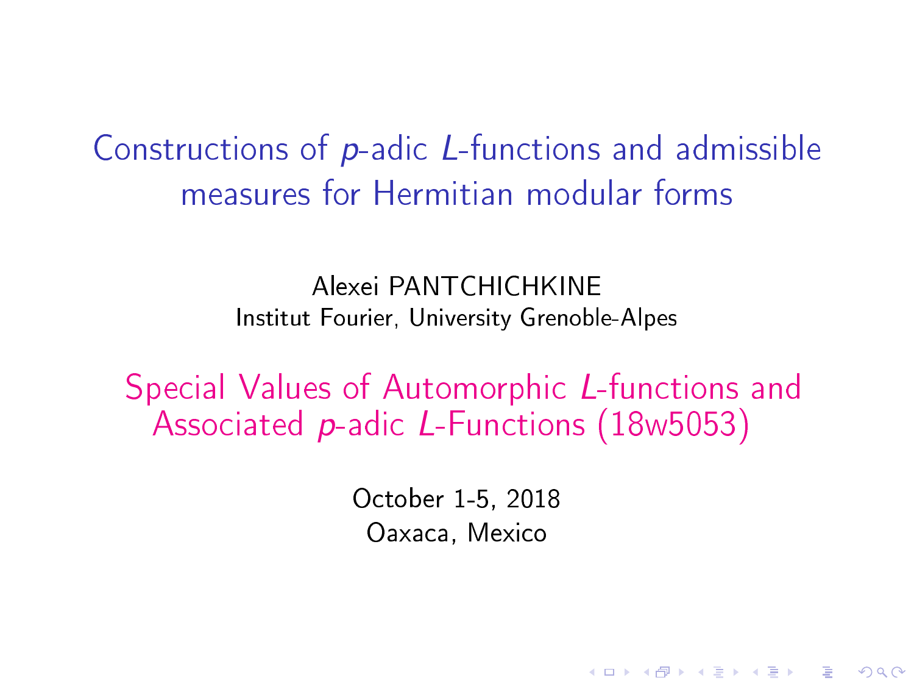# Constructions of $p$-adic $L$-functions and admissible measures for Hermitian modular forms

Alexei PANTCHICHKINE
Institut Fourier, University Grenoble-Alpes

## Special Values of Automorphic $L$-functions and Associated $p$-adic $L$-Functions (18w5053)

October 1-5, 2018
Oaxaca, Mexico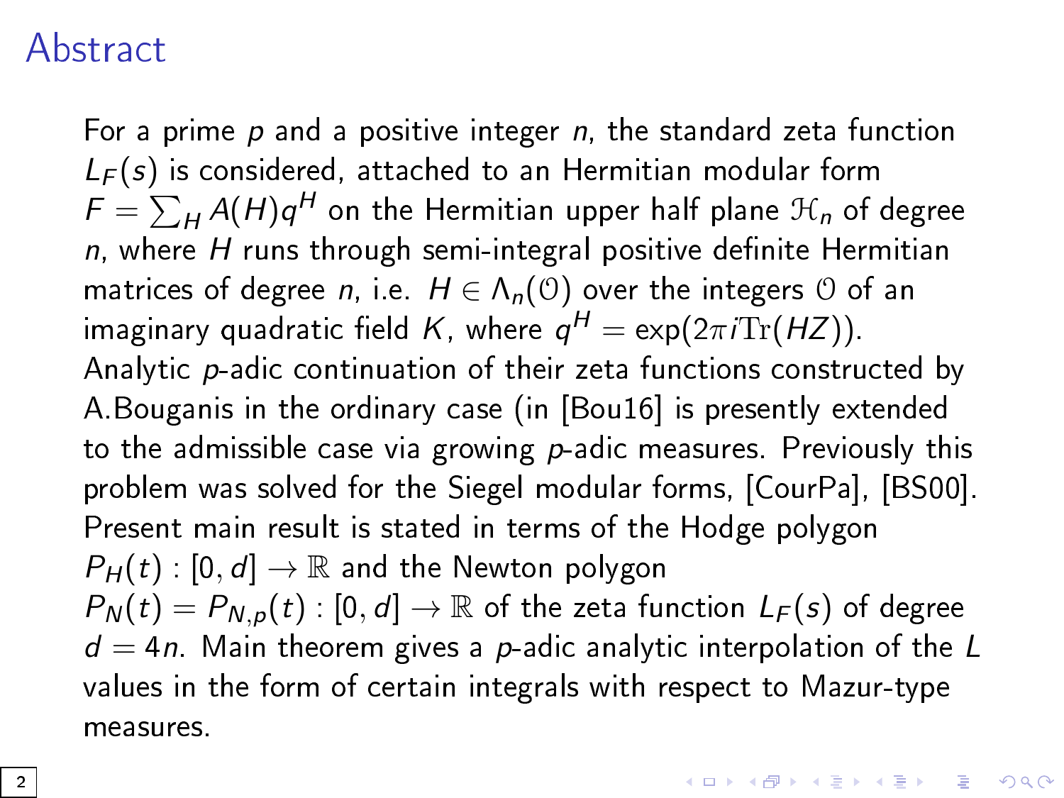# Abstract

For a prime $p$ and a positive integer $n$, the standard zeta function $L_F(s)$ is considered, attached to an Hermitian modular form $F = \sum_H A(H)q^H$ on the Hermitian upper half plane $\mathcal{H}_n$ of degree $n$, where $H$ runs through semi-integral positive definite Hermitian matrices of degree $n$, i.e. $H \in \Lambda_n(\mathcal{O})$ over the integers $\mathcal{O}$ of an imaginary quadratic field $K$, where $q^H = \exp(2\pi i \mathrm{Tr}(HZ))$. Analytic $p$-adic continuation of their zeta functions constructed by A.Bouganis in the ordinary case (in [Bou16] is presently extended to the admissible case via growing $p$-adic measures. Previously this problem was solved for the Siegel modular forms, [CourPa], [BS00]. Present main result is stated in terms of the Hodge polygon $P_H(t) : [0, d] \to \mathbb{R}$ and the Newton polygon $P_N(t) = P_{N,p}(t) : [0, d] \to \mathbb{R}$ of the zeta function $L_F(s)$ of degree $d = 4n$. Main theorem gives a $p$-adic analytic interpolation of the $L$ values in the form of certain integrals with respect to Mazur-type measures.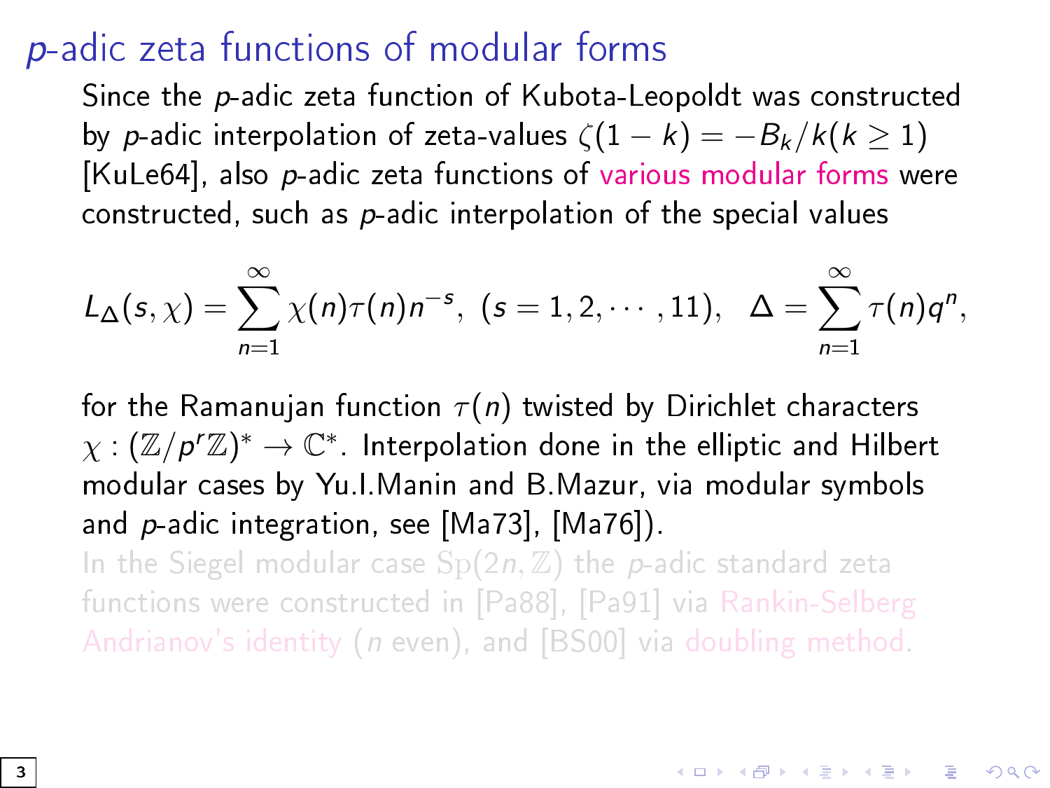# $p$-adic zeta functions of modular forms

Since the $p$-adic zeta function of Kubota-Leopoldt was constructed by $p$-adic interpolation of zeta-values $\zeta(1-k) = -B_k/k (k \geq 1)$ [KuLe64], also $p$-adic zeta functions of various modular forms were constructed, such as $p$-adic interpolation of the special values

$$L_\Delta(s,\chi) = \sum_{n=1}^{\infty} \chi(n)\tau(n)n^{-s},\ (s = 1, 2, \cdots, 11),\quad \Delta = \sum_{n=1}^{\infty} \tau(n)q^n,$$

for the Ramanujan function $\tau(n)$ twisted by Dirichlet characters $\chi : (\mathbb{Z}/p^r\mathbb{Z})^* \to \mathbb{C}^*$. Interpolation done in the elliptic and Hilbert modular cases by Yu.I.Manin and B.Mazur, via modular symbols and $p$-adic integration, see [Ma73], [Ma76]).

In the Siegel modular case $\mathrm{Sp}(2n,\mathbb{Z})$ the $p$-adic standard zeta functions were constructed in [Pa88], [Pa91] via Rankin-Selberg Andrianov's identity ($n$ even), and [BS00] via doubling method.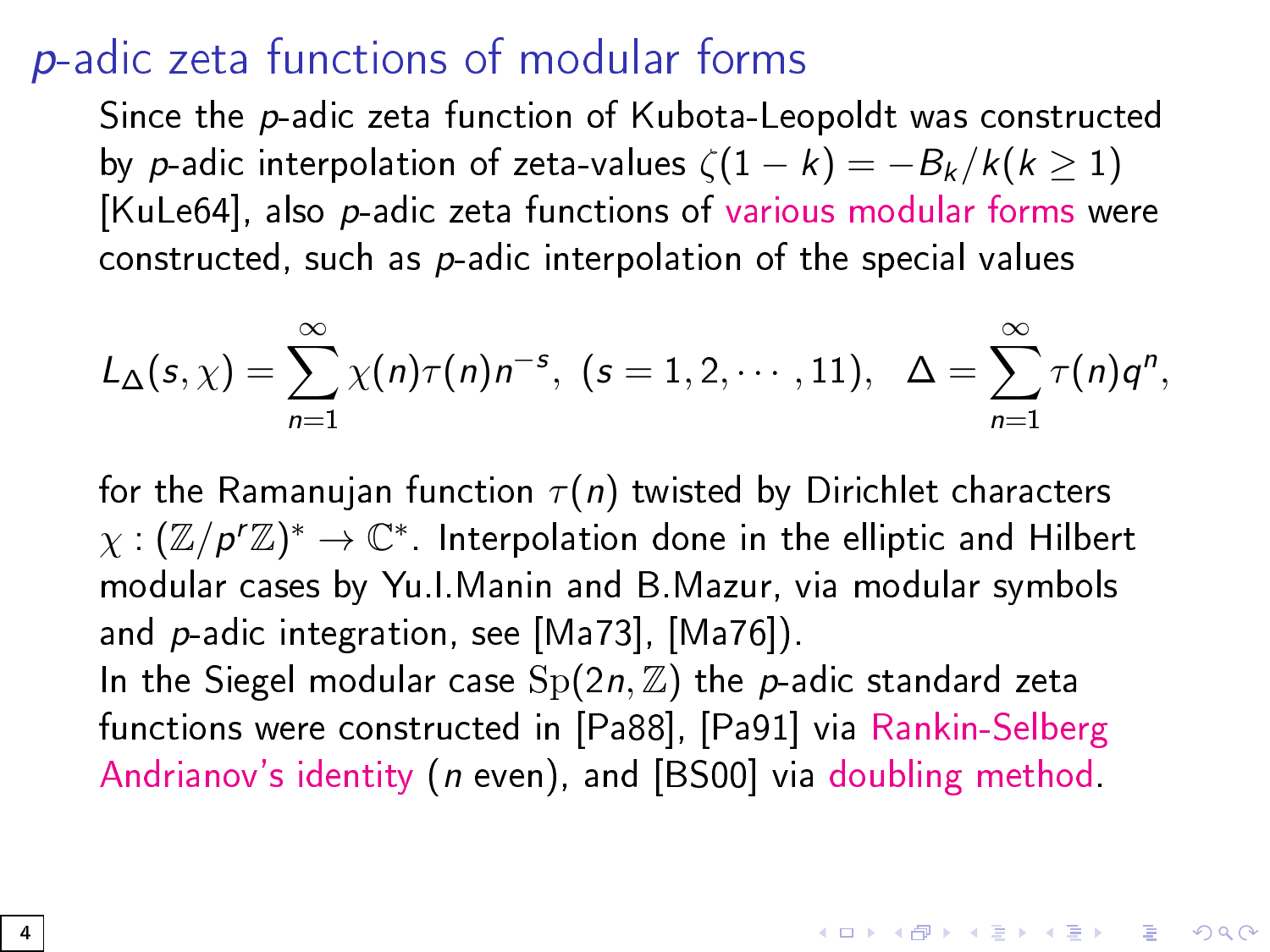# $p$-adic zeta functions of modular forms

Since the $p$-adic zeta function of Kubota-Leopoldt was constructed by $p$-adic interpolation of zeta-values $\zeta(1-k) = -B_k/k (k \geq 1)$ [KuLe64], also $p$-adic zeta functions of various modular forms were constructed, such as $p$-adic interpolation of the special values

$$L_\Delta(s,\chi) = \sum_{n=1}^{\infty} \chi(n)\tau(n)n^{-s}, \; (s = 1, 2, \cdots, 11), \;\; \Delta = \sum_{n=1}^{\infty} \tau(n)q^n,$$

for the Ramanujan function $\tau(n)$ twisted by Dirichlet characters $\chi : (\mathbb{Z}/p^r\mathbb{Z})^* \to \mathbb{C}^*$. Interpolation done in the elliptic and Hilbert modular cases by Yu.I.Manin and B.Mazur, via modular symbols and $p$-adic integration, see [Ma73], [Ma76]).

In the Siegel modular case $\mathrm{Sp}(2n,\mathbb{Z})$ the $p$-adic standard zeta functions were constructed in [Pa88], [Pa91] via Rankin-Selberg Andrianov's identity ($n$ even), and [BS00] via doubling method.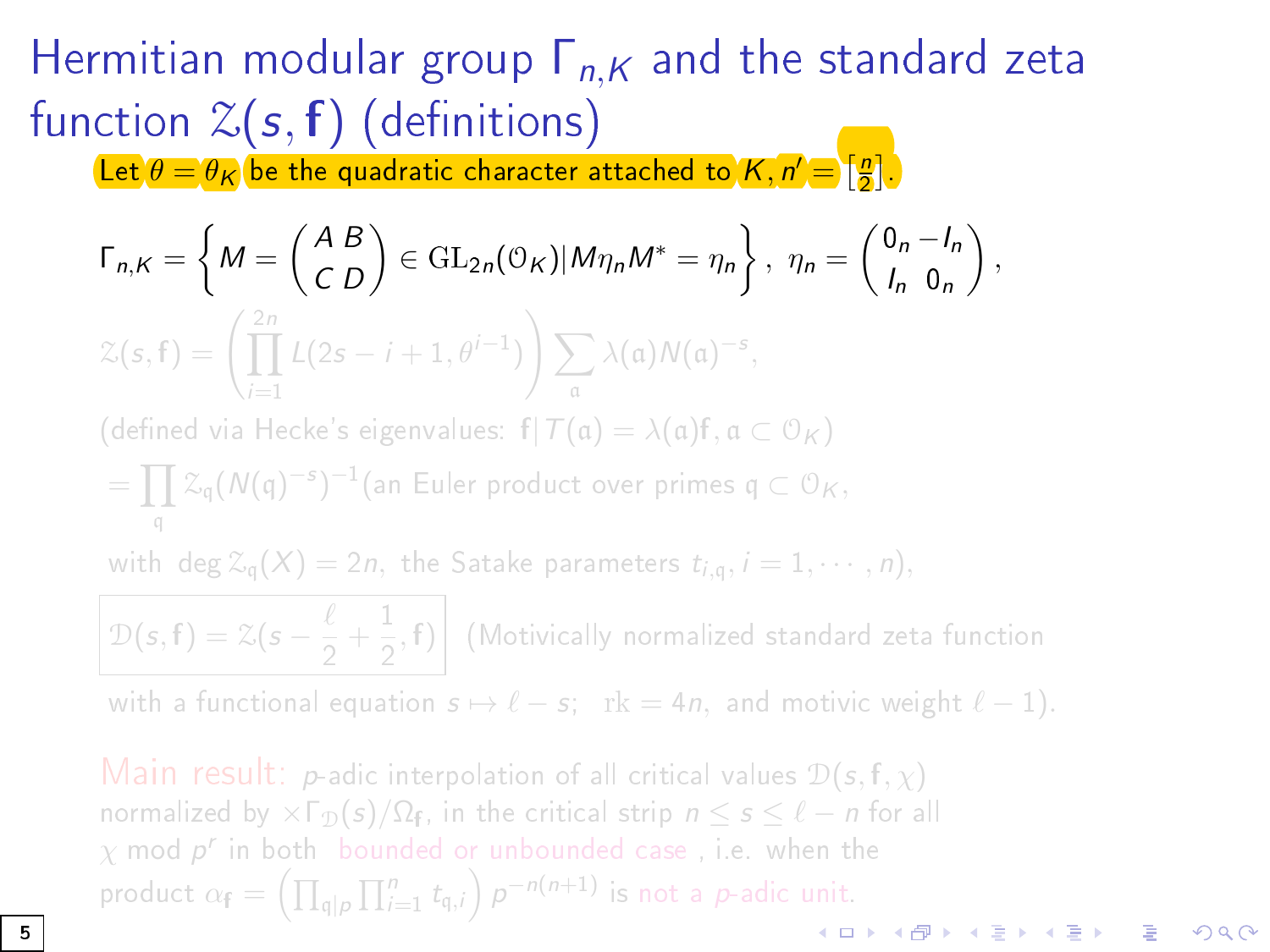# Hermitian modular group $\Gamma_{n,K}$ and the standard zeta function $\mathcal{Z}(s,\mathbf{f})$ (definitions)

Let $\theta = \theta_K$ be the quadratic character attached to $K$, $n' = [\frac{n}{2}]$.

$$\Gamma_{n,K} = \left\{ M = \begin{pmatrix} A & B \\ C & D \end{pmatrix} \in \mathrm{GL}_{2n}(\mathcal{O}_K) | M\eta_n M^* = \eta_n \right\},\ \eta_n = \begin{pmatrix} 0_n & -I_n \\ I_n & 0_n \end{pmatrix},$$

$$\mathcal{Z}(s,\mathbf{f}) = \left( \prod_{i=1}^{2n} L(2s - i + 1, \theta^{i-1}) \right) \sum_{\mathfrak{a}} \lambda(\mathfrak{a}) N(\mathfrak{a})^{-s},$$

(defined via Hecke's eigenvalues: $\mathbf{f}|T(\mathfrak{a}) = \lambda(\mathfrak{a})\mathbf{f}, \mathfrak{a} \subset \mathcal{O}_K$)

$= \prod_{\mathfrak{q}} \mathcal{Z}_{\mathfrak{q}}(N(\mathfrak{q})^{-s})^{-1}$ (an Euler product over primes $\mathfrak{q} \subset \mathcal{O}_K$,

with $\deg \mathcal{Z}_{\mathfrak{q}}(X) = 2n$, the Satake parameters $t_{i,\mathfrak{q}}, i = 1, \cdots, n$),

$$\boxed{\mathcal{D}(s,\mathbf{f}) = \mathcal{Z}(s - \frac{\ell}{2} + \frac{1}{2}, \mathbf{f})}$$ (Motivically normalized standard zeta function

with a functional equation $s \mapsto \ell - s$; $\mathrm{rk} = 4n$, and motivic weight $\ell - 1$).

Main result: $p$-adic interpolation of all critical values $\mathcal{D}(s,\mathbf{f},\chi)$ normalized by $\times\Gamma_{\mathcal{D}}(s)/\Omega_{\mathbf{f}}$, in the critical strip $n \leq s \leq \ell - n$ for all $\chi$ mod $p^r$ in both bounded or unbounded case , i.e. when the product $\alpha_{\mathbf{f}} = \left( \prod_{\mathfrak{q}|p} \prod_{i=1}^{n} t_{\mathfrak{q},i} \right) p^{-n(n+1)}$ is not a $p$-adic unit.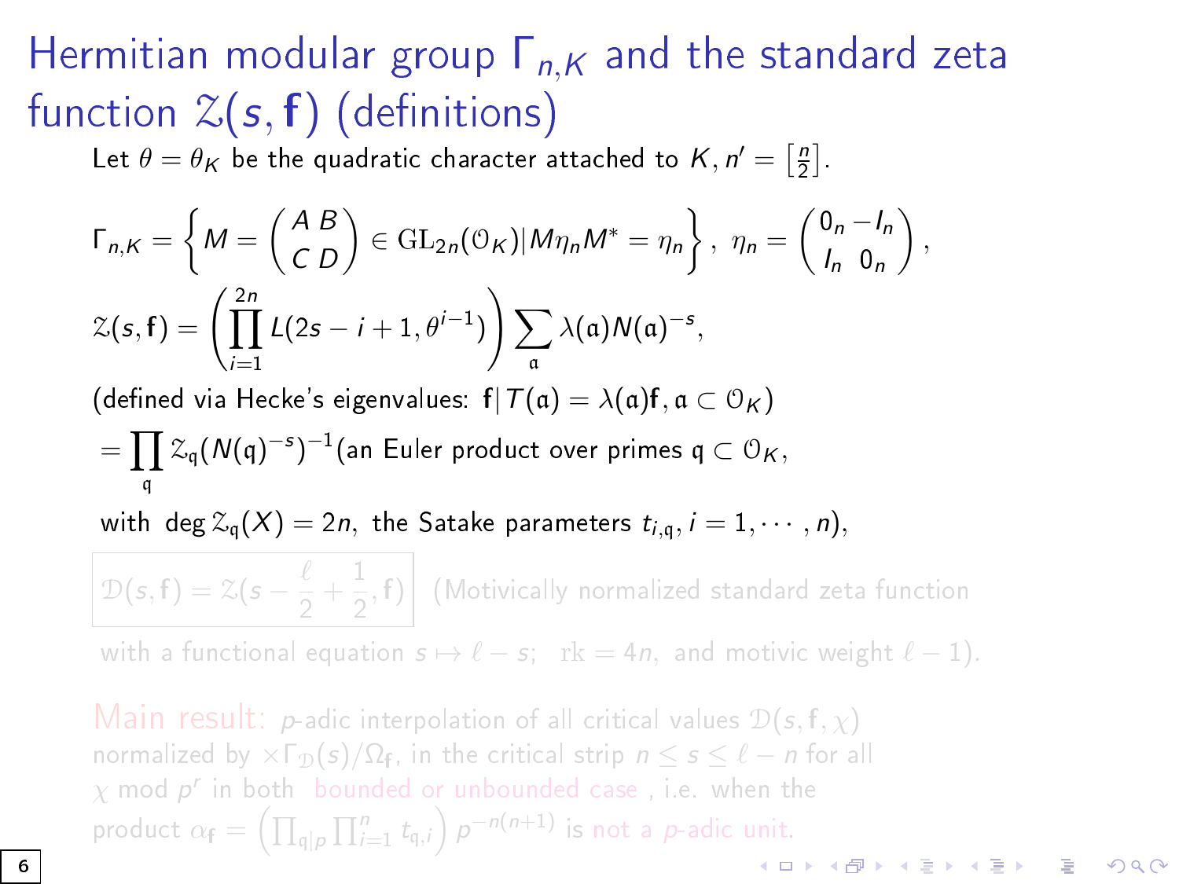# Hermitian modular group $\Gamma_{n,K}$ and the standard zeta function $\mathcal{Z}(s, \mathbf{f})$ (definitions)

Let $\theta = \theta_K$ be the quadratic character attached to $K$, $n' = \left[\frac{n}{2}\right]$.

$$\Gamma_{n,K} = \left\{ M = \begin{pmatrix} A & B \\ C & D \end{pmatrix} \in \mathrm{GL}_{2n}(\mathcal{O}_K) | M\eta_n M^* = \eta_n \right\},\ \eta_n = \begin{pmatrix} 0_n & -I_n \\ I_n & 0_n \end{pmatrix},$$

$$\mathcal{Z}(s, \mathbf{f}) = \left( \prod_{i=1}^{2n} L(2s - i + 1, \theta^{i-1}) \right) \sum_{\mathfrak{a}} \lambda(\mathfrak{a}) N(\mathfrak{a})^{-s},$$

(defined via Hecke's eigenvalues: $\mathbf{f}|T(\mathfrak{a}) = \lambda(\mathfrak{a})\mathbf{f}, \mathfrak{a} \subset \mathcal{O}_K$)

$= \prod_{\mathfrak{q}} \mathcal{Z}_{\mathfrak{q}}(N(\mathfrak{q})^{-s})^{-1}$(an Euler product over primes $\mathfrak{q} \subset \mathcal{O}_K$,

with $\deg \mathcal{Z}_{\mathfrak{q}}(X) = 2n$, the Satake parameters $t_{i,\mathfrak{q}}, i = 1, \cdots, n$),

$$\mathcal{D}(s, \mathbf{f}) = \mathcal{Z}(s - \frac{\ell}{2} + \frac{1}{2}, \mathbf{f})$$

(Motivically normalized standard zeta function with a functional equation $s \mapsto \ell - s$; $\mathrm{rk} = 4n$, and motivic weight $\ell - 1$).

Main result: $p$-adic interpolation of all critical values $\mathcal{D}(s, \mathbf{f}, \chi)$ normalized by $\times\Gamma_{\mathcal{D}}(s)/\Omega_{\mathbf{f}}$, in the critical strip $n \le s \le \ell - n$ for all $\chi$ mod $p^r$ in both bounded or unbounded case, i.e. when the product $\alpha_{\mathbf{f}} = \left(\prod_{\mathfrak{q}|p} \prod_{i=1}^{n} t_{\mathfrak{q},i}\right) p^{-n(n+1)}$ is not a $p$-adic unit.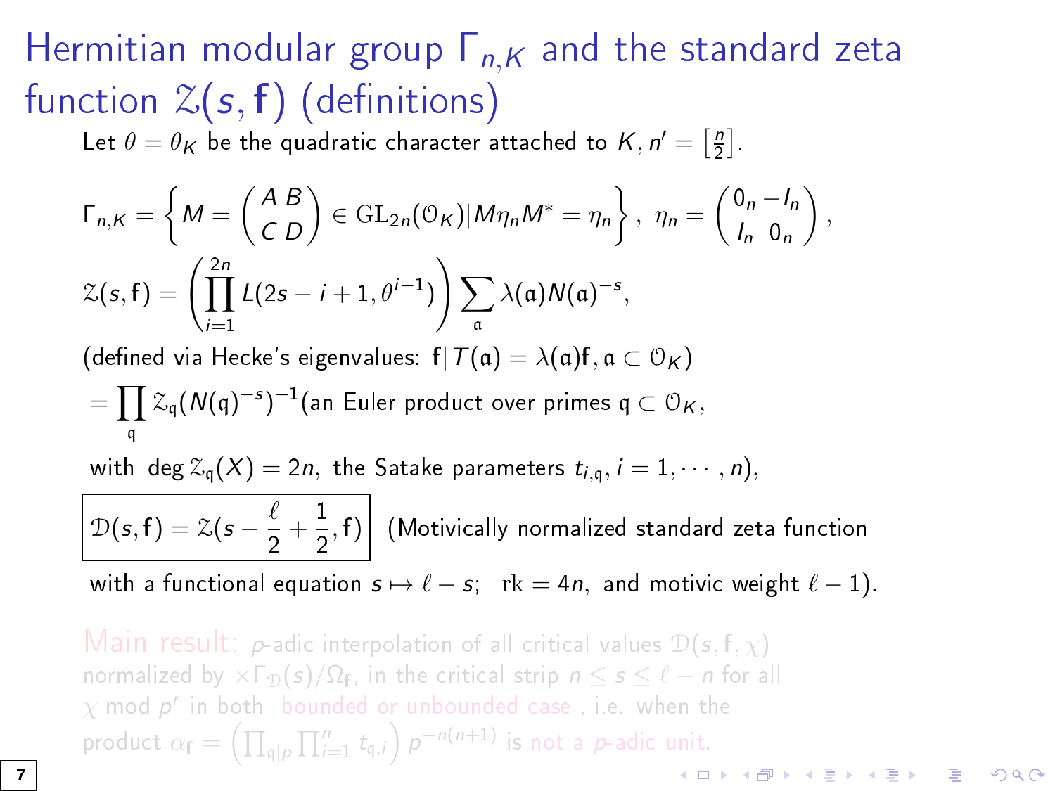# Hermitian modular group $\Gamma_{n,K}$ and the standard zeta function $\mathcal{Z}(s, \mathbf{f})$ (definitions)

Let $\theta = \theta_K$ be the quadratic character attached to $K$, $n' = \left[\frac{n}{2}\right]$.

$$\Gamma_{n,K} = \left\{ M = \begin{pmatrix} A & B \\ C & D \end{pmatrix} \in \mathrm{GL}_{2n}(\mathcal{O}_K) | M\eta_n M^* = \eta_n \right\}, \ \eta_n = \begin{pmatrix} 0_n & -I_n \\ I_n & 0_n \end{pmatrix},$$

$$\mathcal{Z}(s, \mathbf{f}) = \left( \prod_{i=1}^{2n} L(2s - i + 1, \theta^{i-1}) \right) \sum_{\mathfrak{a}} \lambda(\mathfrak{a}) N(\mathfrak{a})^{-s},$$

(defined via Hecke's eigenvalues: $\mathbf{f}| T(\mathfrak{a}) = \lambda(\mathfrak{a})\mathbf{f}, \mathfrak{a} \subset \mathcal{O}_K$)

$$= \prod_{\mathfrak{q}} \mathcal{Z}_{\mathfrak{q}}(N(\mathfrak{q})^{-s})^{-1} \text{(an Euler product over primes } \mathfrak{q} \subset \mathcal{O}_K,$$

with $\deg \mathcal{Z}_{\mathfrak{q}}(X) = 2n,$ the Satake parameters $t_{i,\mathfrak{q}}, i = 1, \cdots, n$),

$$\boxed{\mathcal{D}(s, \mathbf{f}) = \mathcal{Z}(s - \frac{\ell}{2} + \frac{1}{2}, \mathbf{f})}$$ (Motivically normalized standard zeta function

with a functional equation $s \mapsto \ell - s$; $\mathrm{rk} = 4n$, and motivic weight $\ell - 1$).

**Main result:** $p$-adic interpolation of all critical values $\mathcal{D}(s, \mathbf{f}, \chi)$ normalized by $\times\Gamma_{\mathcal{D}}(s)/\Omega_{\mathbf{f}}$, in the critical strip $n \le s \le \ell - n$ for all $\chi$ mod $p^r$ in both bounded or unbounded case, i.e. when the product $\alpha_{\mathbf{f}} = \left( \prod_{\mathfrak{q}|p} \prod_{i=1}^{n} t_{\mathfrak{q},i} \right) p^{-n(n+1)}$ is not a $p$-adic unit.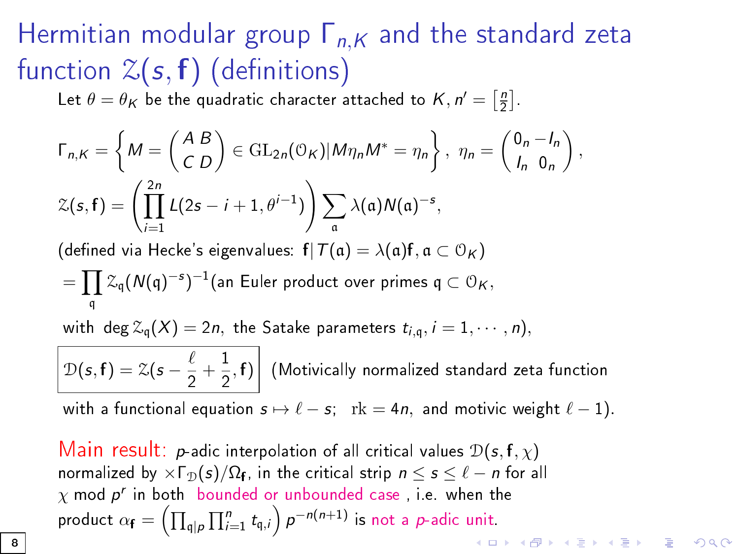# Hermitian modular group $\Gamma_{n,K}$ and the standard zeta function $\mathcal{Z}(s, \mathbf{f})$ (definitions)

Let $\theta = \theta_K$ be the quadratic character attached to $K$, $n' = \left[\frac{n}{2}\right]$.

$$\Gamma_{n,K} = \left\{ M = \begin{pmatrix} A & B \\ C & D \end{pmatrix} \in \mathrm{GL}_{2n}(\mathcal{O}_K) | M\eta_n M^* = \eta_n \right\},\ \eta_n = \begin{pmatrix} 0_n & -I_n \\ I_n & 0_n \end{pmatrix},$$

$$\mathcal{Z}(s, \mathbf{f}) = \left( \prod_{i=1}^{2n} L(2s - i + 1, \theta^{i-1}) \right) \sum_{\mathfrak{a}} \lambda(\mathfrak{a}) N(\mathfrak{a})^{-s},$$

(defined via Hecke's eigenvalues: $\mathbf{f}|T(\mathfrak{a}) = \lambda(\mathfrak{a})\mathbf{f}, \mathfrak{a} \subset \mathcal{O}_K$)

$= \prod_{\mathfrak{q}} \mathcal{Z}_{\mathfrak{q}}(N(\mathfrak{q})^{-s})^{-1}$(an Euler product over primes $\mathfrak{q} \subset \mathcal{O}_K$,

with $\deg \mathcal{Z}_{\mathfrak{q}}(X) = 2n$, the Satake parameters $t_{i,\mathfrak{q}}, i = 1, \cdots, n$),

$$\boxed{\mathcal{D}(s, \mathbf{f}) = \mathcal{Z}(s - \frac{\ell}{2} + \frac{1}{2}, \mathbf{f})}$$ (Motivically normalized standard zeta function

with a functional equation $s \mapsto \ell - s$; $\mathrm{rk} = 4n$, and motivic weight $\ell - 1$).

**Main result:** $p$-adic interpolation of all critical values $\mathcal{D}(s, \mathbf{f}, \chi)$ normalized by $\times \Gamma_{\mathcal{D}}(s)/\Omega_{\mathbf{f}}$, in the critical strip $n \le s \le \ell - n$ for all $\chi$ mod $p^r$ in both bounded or unbounded case, i.e. when the product $\alpha_{\mathbf{f}} = \left( \prod_{\mathfrak{q}|p} \prod_{i=1}^{n} t_{\mathfrak{q},i} \right) p^{-n(n+1)}$ is not a $p$-adic unit.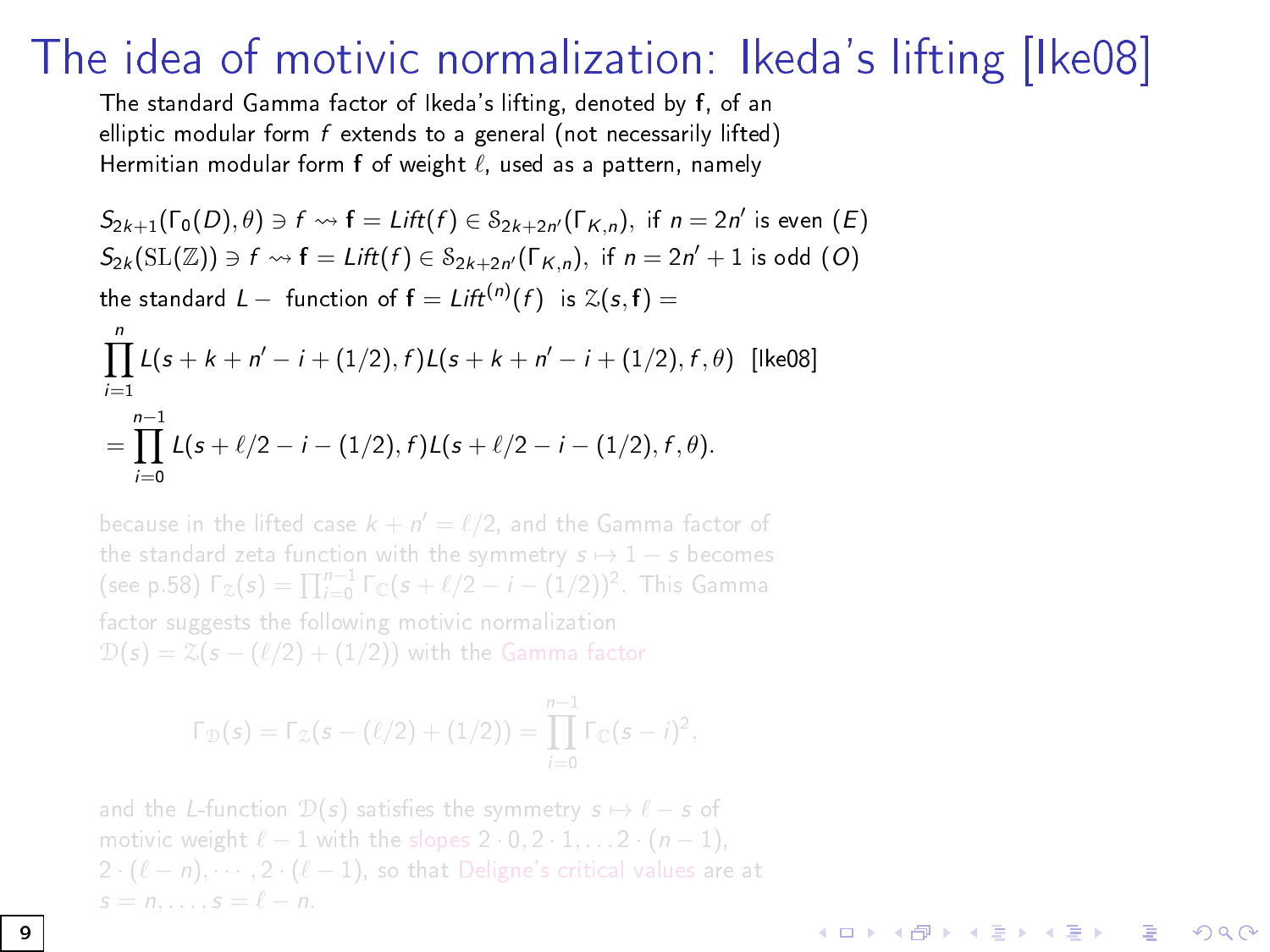# The idea of motivic normalization: Ikeda's lifting [Ike08]

The standard Gamma factor of Ikeda's lifting, denoted by $\mathbf{f}$, of an elliptic modular form $f$ extends to a general (not necessarily lifted) Hermitian modular form $\mathbf{f}$ of weight $\ell$, used as a pattern, namely

$S_{2k+1}(\Gamma_0(D), \theta) \ni f \rightsquigarrow \mathbf{f} = Lift(f) \in \mathcal{S}_{2k+2n'}(\Gamma_{K,n})$, if $n = 2n'$ is even $(E)$

$S_{2k}(\mathrm{SL}(\mathbb{Z})) \ni f \rightsquigarrow \mathbf{f} = Lift(f) \in \mathcal{S}_{2k+2n'}(\Gamma_{K,n})$, if $n = 2n' + 1$ is odd $(O)$

the standard $L-$ function of $\mathbf{f} = Lift^{(n)}(f)$ is $\mathcal{Z}(s, \mathbf{f}) =$

$$\prod_{i=1}^{n} L(s + k + n' - i + (1/2), f) L(s + k + n' - i + (1/2), f, \theta) \quad \text{[Ike08]}$$

$$= \prod_{i=0}^{n-1} L(s + \ell/2 - i - (1/2), f) L(s + \ell/2 - i - (1/2), f, \theta).$$

because in the lifted case $k + n' = \ell/2$, and the Gamma factor of the standard zeta function with the symmetry $s \mapsto 1 - s$ becomes (see p.58) $\Gamma_{\mathcal{Z}}(s) = \prod_{i=0}^{n-1} \Gamma_{\mathbb{C}}(s + \ell/2 - i - (1/2))^2$. This Gamma factor suggests the following motivic normalization $\mathcal{D}(s) = \mathcal{Z}(s - (\ell/2) + (1/2))$ with the Gamma factor

$$\Gamma_{\mathcal{D}}(s) = \Gamma_{\mathcal{Z}}(s - (\ell/2) + (1/2)) = \prod_{i=0}^{n-1} \Gamma_{\mathbb{C}}(s - i)^2,$$

and the $L$-function $\mathcal{D}(s)$ satisfies the symmetry $s \mapsto \ell - s$ of motivic weight $\ell - 1$ with the slopes $2 \cdot 0, 2 \cdot 1, \ldots 2 \cdot (n-1)$, $2 \cdot (\ell - n), \cdots, 2 \cdot (\ell - 1)$, so that Deligne's critical values are at $s = n, \ldots, s = \ell - n$.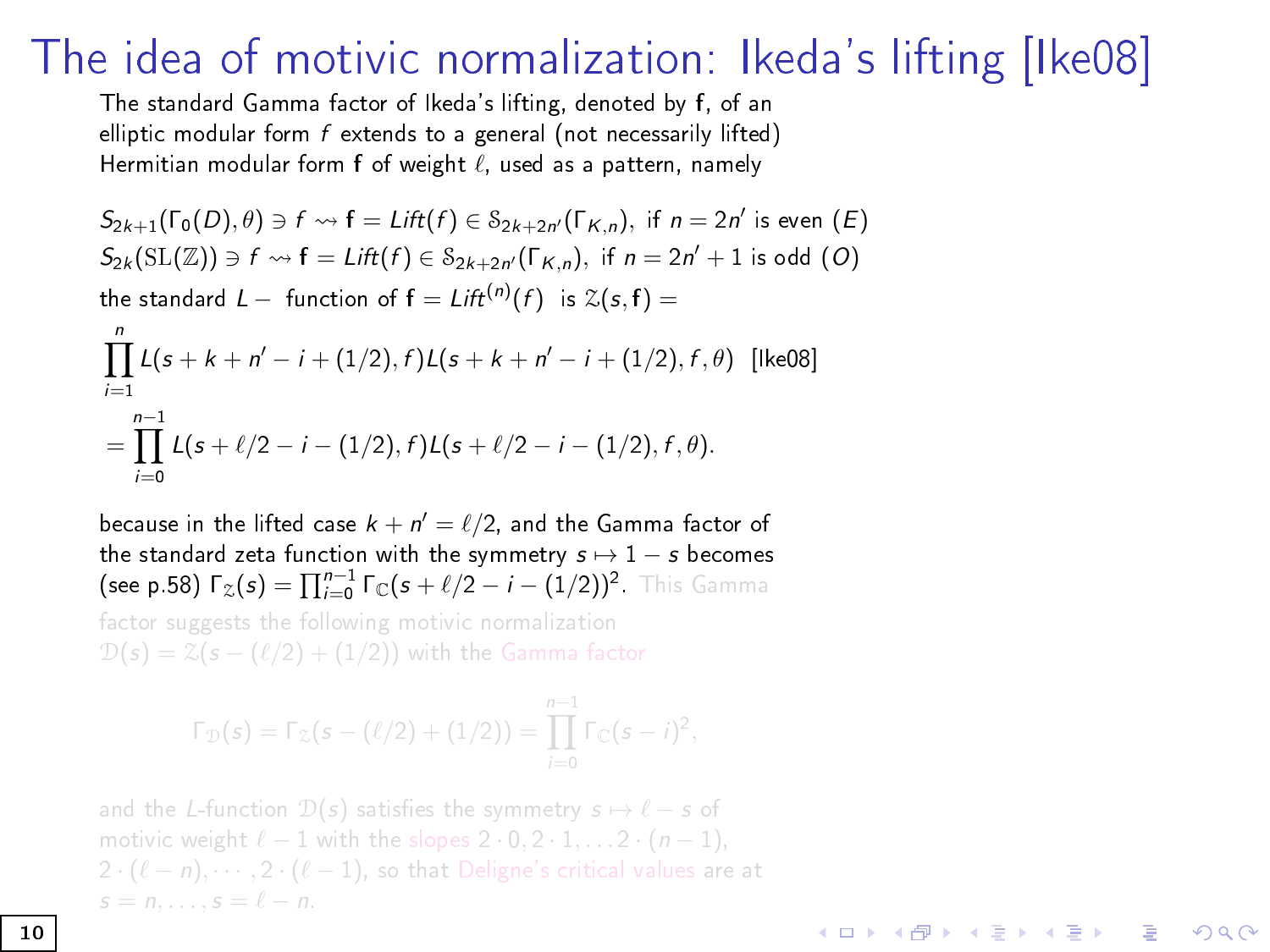# The idea of motivic normalization: Ikeda's lifting [Ike08]

The standard Gamma factor of Ikeda's lifting, denoted by $\mathbf{f}$, of an elliptic modular form $f$ extends to a general (not necessarily lifted) Hermitian modular form $\mathbf{f}$ of weight $\ell$, used as a pattern, namely

$S_{2k+1}(\Gamma_0(D), \theta) \ni f \rightsquigarrow \mathbf{f} = Lift(f) \in \mathcal{S}_{2k+2n'}(\Gamma_{K,n})$, if $n = 2n'$ is even $(E)$
$S_{2k}(\mathrm{SL}(\mathbb{Z})) \ni f \rightsquigarrow \mathbf{f} = Lift(f) \in \mathcal{S}_{2k+2n'}(\Gamma_{K,n})$, if $n = 2n'+1$ is odd $(O)$

the standard $L-$ function of $\mathbf{f} = Lift^{(n)}(f)$ is $\mathcal{Z}(s, \mathbf{f}) =$

$$\prod_{i=1}^{n} L(s+k+n'-i+(1/2), f)L(s+k+n'-i+(1/2), f, \theta) \ \text{[Ike08]}$$

$$= \prod_{i=0}^{n-1} L(s+\ell/2-i-(1/2), f)L(s+\ell/2-i-(1/2), f, \theta).$$

because in the lifted case $k + n' = \ell/2$, and the Gamma factor of the standard zeta function with the symmetry $s \mapsto 1-s$ becomes (see p.58) $\Gamma_{\mathcal{Z}}(s) = \prod_{i=0}^{n-1} \Gamma_{\mathbb{C}}(s+\ell/2-i-(1/2))^2$. This Gamma factor suggests the following motivic normalization $\mathcal{D}(s) = \mathcal{Z}(s-(\ell/2)+(1/2))$ with the Gamma factor

$$\Gamma_{\mathcal{D}}(s) = \Gamma_{\mathcal{Z}}(s-(\ell/2)+(1/2)) = \prod_{i=0}^{n-1} \Gamma_{\mathbb{C}}(s-i)^2,$$

and the $L$-function $\mathcal{D}(s)$ satisfies the symmetry $s \mapsto \ell - s$ of motivic weight $\ell - 1$ with the slopes $2\cdot 0, 2\cdot 1, \ldots 2\cdot(n-1)$, $2\cdot(\ell-n), \cdots, 2\cdot(\ell-1)$, so that Deligne's critical values are at $s = n, \ldots, s = \ell - n$.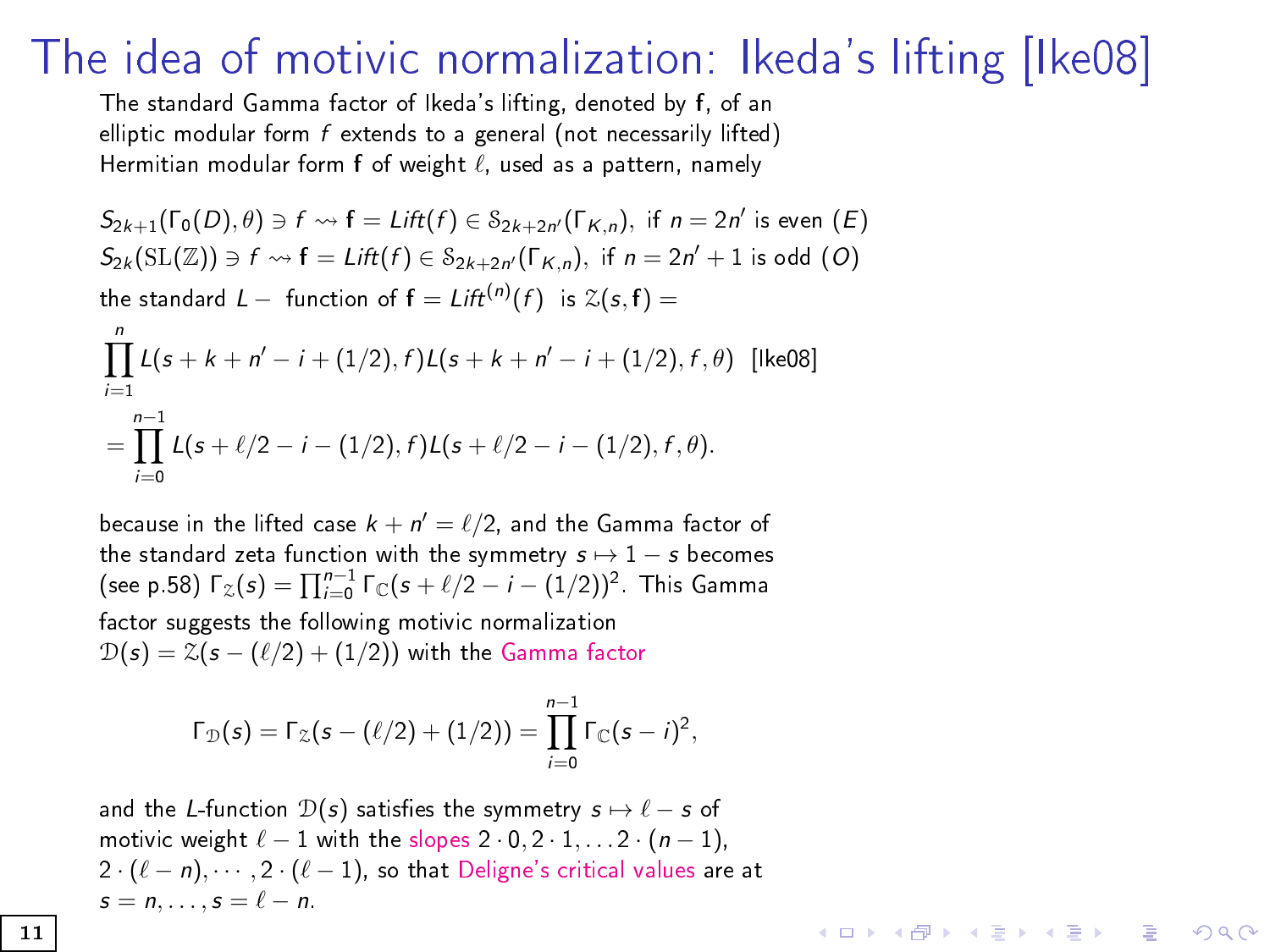# The idea of motivic normalization: Ikeda's lifting [Ike08]

The standard Gamma factor of Ikeda's lifting, denoted by $\mathbf{f}$, of an elliptic modular form $f$ extends to a general (not necessarily lifted) Hermitian modular form $\mathbf{f}$ of weight $\ell$, used as a pattern, namely

$S_{2k+1}(\Gamma_0(D), \theta) \ni f \rightsquigarrow \mathbf{f} = Lift(f) \in \mathcal{S}_{2k+2n'}(\Gamma_{K,n})$, if $n = 2n'$ is even $(E)$

$S_{2k}(\mathrm{SL}(\mathbb{Z})) \ni f \rightsquigarrow \mathbf{f} = Lift(f) \in \mathcal{S}_{2k+2n'}(\Gamma_{K,n})$, if $n = 2n' + 1$ is odd $(O)$

the standard $L-$ function of $\mathbf{f} = Lift^{(n)}(f)$ is $\mathcal{Z}(s, \mathbf{f}) =$

$$\prod_{i=1}^{n} L(s + k + n' - i + (1/2), f) L(s + k + n' - i + (1/2), f, \theta) \ \text{[Ike08]}$$

$$= \prod_{i=0}^{n-1} L(s + \ell/2 - i - (1/2), f) L(s + \ell/2 - i - (1/2), f, \theta).$$

because in the lifted case $k + n' = \ell/2$, and the Gamma factor of the standard zeta function with the symmetry $s \mapsto 1 - s$ becomes (see p.58) $\Gamma_{\mathcal{Z}}(s) = \prod_{i=0}^{n-1} \Gamma_{\mathbb{C}}(s + \ell/2 - i - (1/2))^2$. This Gamma factor suggests the following motivic normalization $\mathcal{D}(s) = \mathcal{Z}(s - (\ell/2) + (1/2))$ with the Gamma factor

$$\Gamma_{\mathcal{D}}(s) = \Gamma_{\mathcal{Z}}(s - (\ell/2) + (1/2)) = \prod_{i=0}^{n-1} \Gamma_{\mathbb{C}}(s - i)^2,$$

and the $L$-function $\mathcal{D}(s)$ satisfies the symmetry $s \mapsto \ell - s$ of motivic weight $\ell - 1$ with the slopes $2 \cdot 0, 2 \cdot 1, \ldots 2 \cdot (n-1)$, $2 \cdot (\ell - n), \cdots, 2 \cdot (\ell - 1)$, so that Deligne's critical values are at $s = n, \ldots, s = \ell - n$.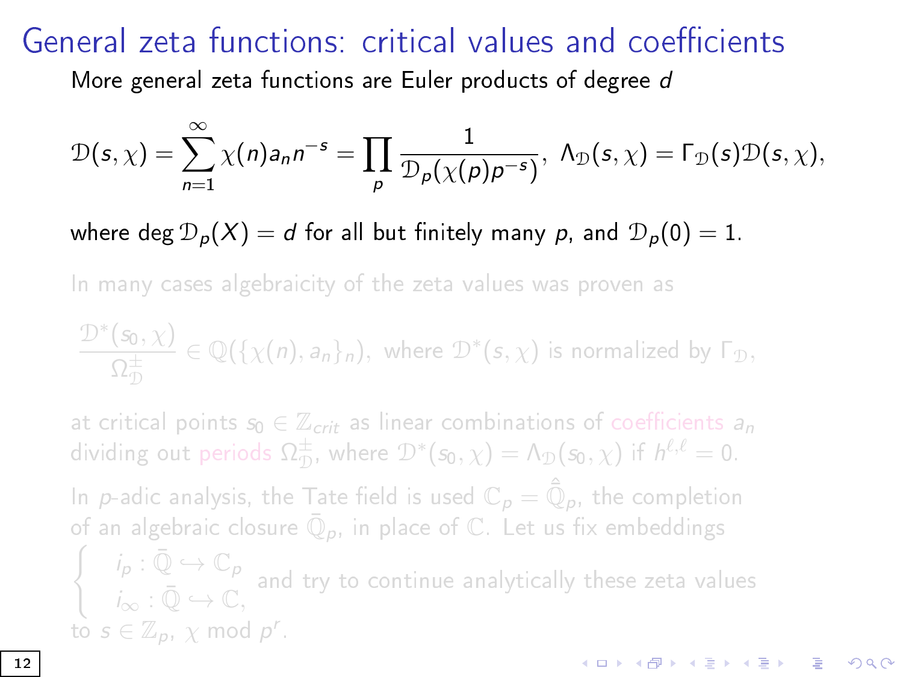# General zeta functions: critical values and coefficients

More general zeta functions are Euler products of degree $d$

$$\mathcal{D}(s,\chi) = \sum_{n=1}^{\infty} \chi(n) a_n n^{-s} = \prod_p \frac{1}{\mathcal{D}_p(\chi(p)p^{-s})}, \ \Lambda_{\mathcal{D}}(s,\chi) = \Gamma_{\mathcal{D}}(s)\mathcal{D}(s,\chi),$$

where $\deg \mathcal{D}_p(X) = d$ for all but finitely many $p$, and $\mathcal{D}_p(0) = 1$.

In many cases algebraicity of the zeta values was proven as

$$\frac{\mathcal{D}^*(s_0,\chi)}{\Omega^{\pm}_{\mathcal{D}}} \in \mathbb{Q}(\{\chi(n), a_n\}_n), \text{ where } \mathcal{D}^*(s,\chi) \text{ is normalized by } \Gamma_{\mathcal{D}},$$

at critical points $s_0 \in \mathbb{Z}_{crit}$ as linear combinations of coefficients $a_n$ dividing out periods $\Omega^{\pm}_{\mathcal{D}}$, where $\mathcal{D}^*(s_0,\chi) = \Lambda_{\mathcal{D}}(s_0,\chi)$ if $h^{\ell,\ell} = 0$.

In $p$-adic analysis, the Tate field is used $\mathbb{C}_p = \hat{\bar{\mathbb{Q}}}_p$, the completion of an algebraic closure $\bar{\mathbb{Q}}_p$, in place of $\mathbb{C}$. Let us fix embeddings

$$\begin{cases} i_p : \bar{\mathbb{Q}} \hookrightarrow \mathbb{C}_p \\ i_\infty : \bar{\mathbb{Q}} \hookrightarrow \mathbb{C}, \end{cases}$$

and try to continue analytically these zeta values to $s \in \mathbb{Z}_p$, $\chi \bmod p^r$.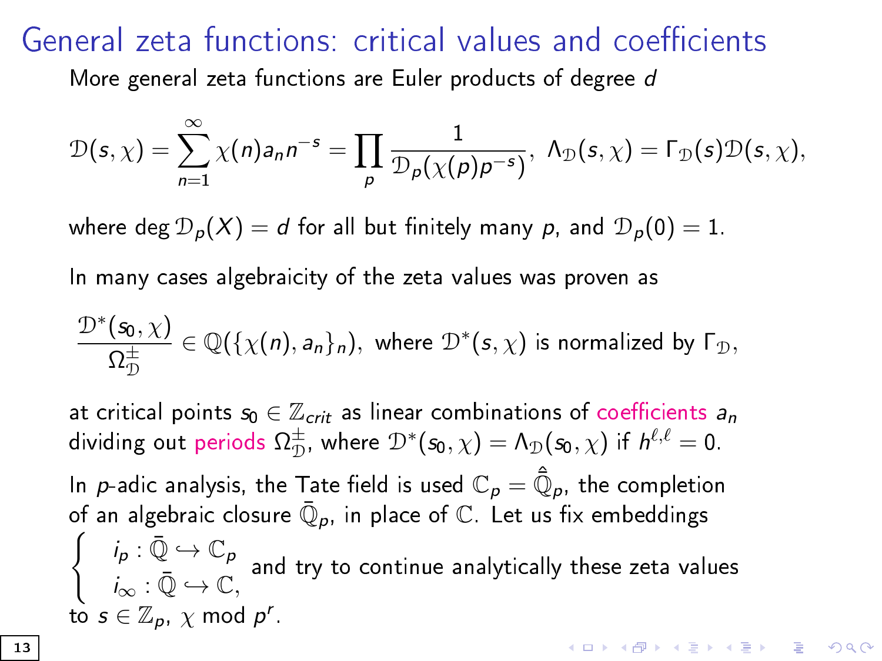# General zeta functions: critical values and coefficients

More general zeta functions are Euler products of degree $d$

$$\mathcal{D}(s,\chi) = \sum_{n=1}^{\infty} \chi(n) a_n n^{-s} = \prod_p \frac{1}{\mathcal{D}_p(\chi(p)p^{-s})}, \ \Lambda_{\mathcal{D}}(s,\chi) = \Gamma_{\mathcal{D}}(s)\mathcal{D}(s,\chi),$$

where $\deg \mathcal{D}_p(X) = d$ for all but finitely many $p$, and $\mathcal{D}_p(0) = 1$.

In many cases algebraicity of the zeta values was proven as

$$\frac{\mathcal{D}^*(s_0,\chi)}{\Omega^{\pm}_{\mathcal{D}}} \in \mathbb{Q}(\{\chi(n), a_n\}_n), \text{ where } \mathcal{D}^*(s,\chi) \text{ is normalized by } \Gamma_{\mathcal{D}},$$

at critical points $s_0 \in \mathbb{Z}_{crit}$ as linear combinations of coefficients $a_n$ dividing out periods $\Omega^{\pm}_{\mathcal{D}}$, where $\mathcal{D}^*(s_0,\chi) = \Lambda_{\mathcal{D}}(s_0,\chi)$ if $h^{\ell,\ell} = 0$.

In $p$-adic analysis, the Tate field is used $\mathbb{C}_p = \hat{\bar{\mathbb{Q}}}_p$, the completion of an algebraic closure $\bar{\mathbb{Q}}_p$, in place of $\mathbb{C}$. Let us fix embeddings

$$\begin{cases} i_p : \bar{\mathbb{Q}} \hookrightarrow \mathbb{C}_p \\ i_\infty : \bar{\mathbb{Q}} \hookrightarrow \mathbb{C}, \end{cases}$$

and try to continue analytically these zeta values to $s \in \mathbb{Z}_p$, $\chi$ mod $p^r$.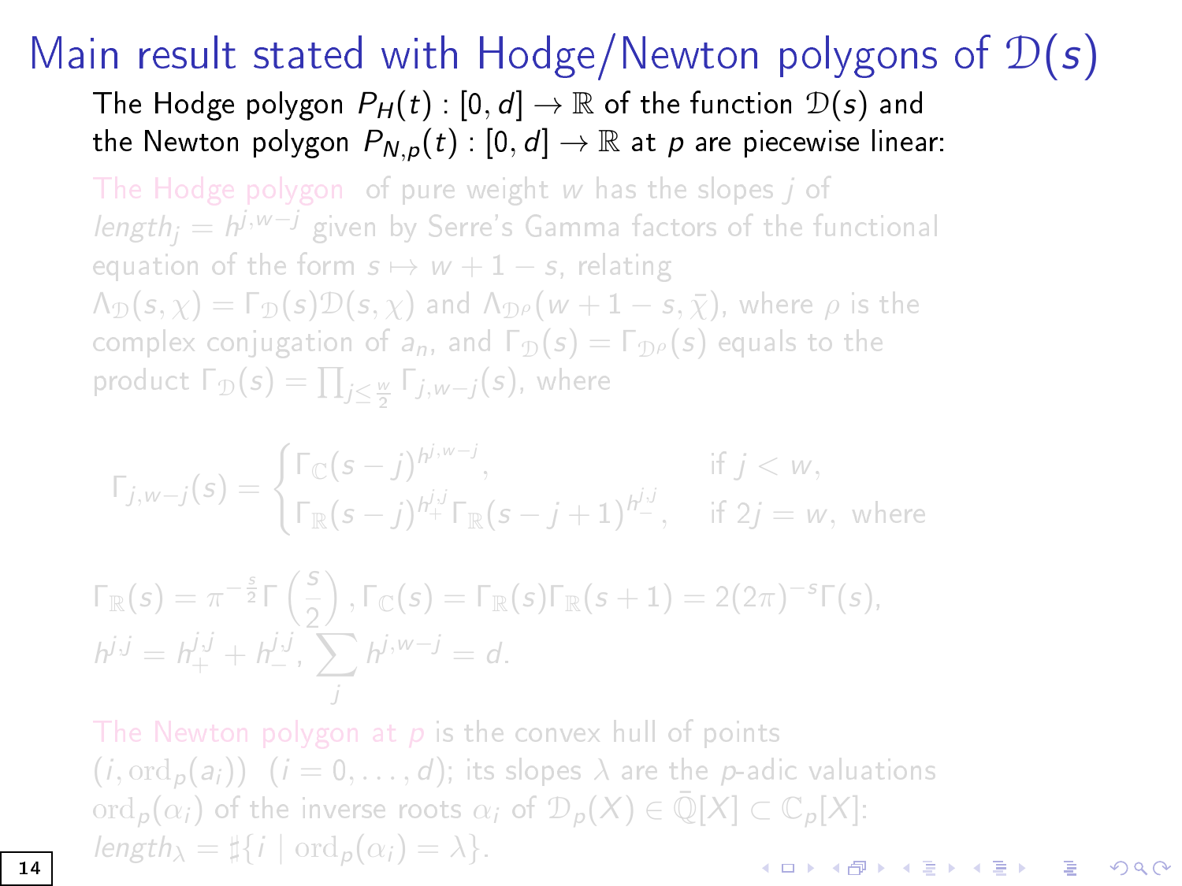# Main result stated with Hodge/Newton polygons of $\mathcal{D}(s)$

The Hodge polygon $P_H(t) : [0, d] \to \mathbb{R}$ of the function $\mathcal{D}(s)$ and the Newton polygon $P_{N,p}(t) : [0, d] \to \mathbb{R}$ at $p$ are piecewise linear:

The Hodge polygon of pure weight $w$ has the slopes $j$ of $length_j = h^{j,w-j}$ given by Serre's Gamma factors of the functional equation of the form $s \mapsto w + 1 - s$, relating $\Lambda_{\mathcal{D}}(s, \chi) = \Gamma_{\mathcal{D}}(s)\mathcal{D}(s, \chi)$ and $\Lambda_{\mathcal{D}^\rho}(w + 1 - s, \bar{\chi})$, where $\rho$ is the complex conjugation of $a_n$, and $\Gamma_{\mathcal{D}}(s) = \Gamma_{\mathcal{D}^\rho}(s)$ equals to the product $\Gamma_{\mathcal{D}}(s) = \prod_{j \le \frac{w}{2}} \Gamma_{j,w-j}(s)$, where

$$\Gamma_{j,w-j}(s) = \begin{cases} \Gamma_{\mathbb{C}}(s-j)^{h^{j,w-j}}, & \text{if } j < w, \\ \Gamma_{\mathbb{R}}(s-j)^{h_+^{j,j}} \Gamma_{\mathbb{R}}(s-j+1)^{h_-^{j,j}}, & \text{if } 2j = w, \text{ where} \end{cases}$$

$$\Gamma_{\mathbb{R}}(s) = \pi^{-\frac{s}{2}} \Gamma\left(\frac{s}{2}\right), \Gamma_{\mathbb{C}}(s) = \Gamma_{\mathbb{R}}(s)\Gamma_{\mathbb{R}}(s+1) = 2(2\pi)^{-s}\Gamma(s),$$
$$h^{j,j} = h_+^{j,j} + h_-^{j,j}, \sum_j h^{j,w-j} = d.$$

The Newton polygon at $p$ is the convex hull of points $(i, \mathrm{ord}_p(a_i))$ $(i = 0, \ldots, d)$; its slopes $\lambda$ are the $p$-adic valuations $\mathrm{ord}_p(\alpha_i)$ of the inverse roots $\alpha_i$ of $\mathcal{D}_p(X) \in \bar{\mathbb{Q}}[X] \subset \mathbb{C}_p[X]$: $length_\lambda = \sharp\{i \mid \mathrm{ord}_p(\alpha_i) = \lambda\}$.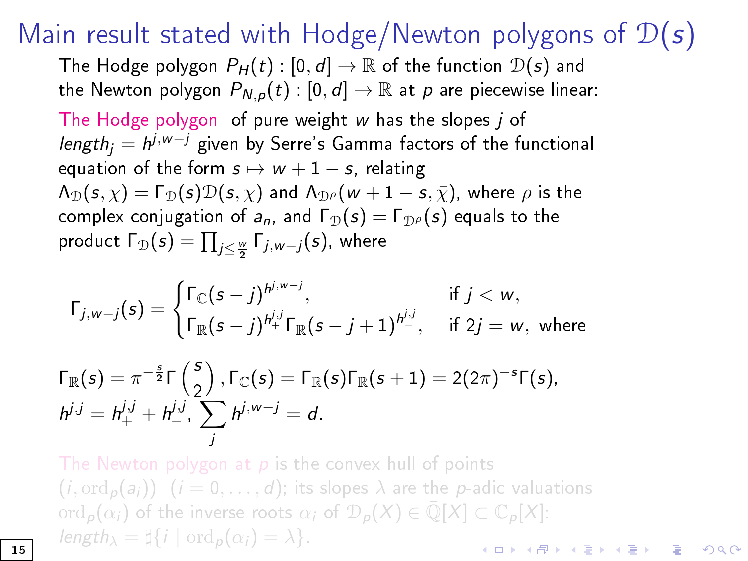# Main result stated with Hodge/Newton polygons of $\mathcal{D}(s)$

The Hodge polygon $P_H(t) : [0, d] \to \mathbb{R}$ of the function $\mathcal{D}(s)$ and the Newton polygon $P_{N,p}(t) : [0, d] \to \mathbb{R}$ at $p$ are piecewise linear:

The Hodge polygon of pure weight $w$ has the slopes $j$ of $length_j = h^{j,w-j}$ given by Serre's Gamma factors of the functional equation of the form $s \mapsto w + 1 - s$, relating $\Lambda_{\mathcal{D}}(s, \chi) = \Gamma_{\mathcal{D}}(s)\mathcal{D}(s, \chi)$ and $\Lambda_{\mathcal{D}^\rho}(w + 1 - s, \bar{\chi})$, where $\rho$ is the complex conjugation of $a_n$, and $\Gamma_{\mathcal{D}}(s) = \Gamma_{\mathcal{D}^\rho}(s)$ equals to the product $\Gamma_{\mathcal{D}}(s) = \prod_{j \le \frac{w}{2}} \Gamma_{j,w-j}(s)$, where

$$\Gamma_{j,w-j}(s) = \begin{cases} \Gamma_{\mathbb{C}}(s-j)^{h^{j,w-j}}, & \text{if } j < w, \\ \Gamma_{\mathbb{R}}(s-j)^{h_+^{j,j}} \Gamma_{\mathbb{R}}(s-j+1)^{h_-^{j,j}}, & \text{if } 2j = w, \text{ where} \end{cases}$$

$$\Gamma_{\mathbb{R}}(s) = \pi^{-\frac{s}{2}} \Gamma\left(\frac{s}{2}\right), \Gamma_{\mathbb{C}}(s) = \Gamma_{\mathbb{R}}(s)\Gamma_{\mathbb{R}}(s+1) = 2(2\pi)^{-s}\Gamma(s),$$
$$h^{j,j} = h_+^{j,j} + h_-^{j,j}, \sum_j h^{j,w-j} = d.$$

The Newton polygon at $p$ is the convex hull of points $(i, \mathrm{ord}_p(a_i))$ $(i = 0, \ldots, d)$; its slopes $\lambda$ are the $p$-adic valuations $\mathrm{ord}_p(\alpha_i)$ of the inverse roots $\alpha_i$ of $\mathcal{D}_p(X) \in \bar{\mathbb{Q}}[X] \subset \mathbb{C}_p[X]$: $length_\lambda = \sharp\{i \mid \mathrm{ord}_p(\alpha_i) = \lambda\}$.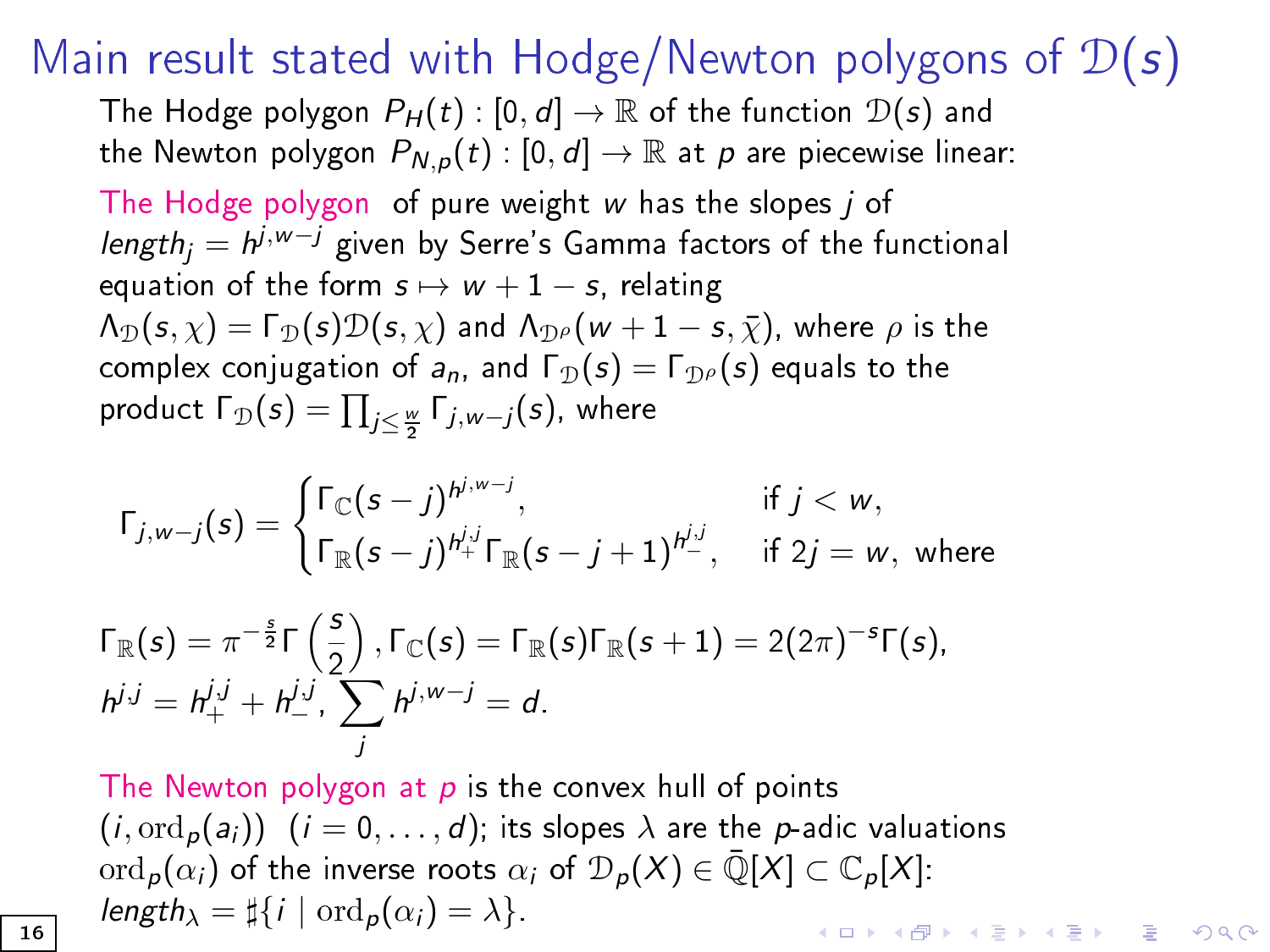# Main result stated with Hodge/Newton polygons of $\mathcal{D}(s)$

The Hodge polygon $P_H(t) : [0,d] \to \mathbb{R}$ of the function $\mathcal{D}(s)$ and the Newton polygon $P_{N,p}(t) : [0,d] \to \mathbb{R}$ at $p$ are piecewise linear:

The Hodge polygon of pure weight $w$ has the slopes $j$ of $length_j = h^{j,w-j}$ given by Serre's Gamma factors of the functional equation of the form $s \mapsto w+1-s$, relating $\Lambda_{\mathcal{D}}(s,\chi) = \Gamma_{\mathcal{D}}(s)\mathcal{D}(s,\chi)$ and $\Lambda_{\mathcal{D}^\rho}(w+1-s,\bar{\chi})$, where $\rho$ is the complex conjugation of $a_n$, and $\Gamma_{\mathcal{D}}(s) = \Gamma_{\mathcal{D}^\rho}(s)$ equals to the product $\Gamma_{\mathcal{D}}(s) = \prod_{j \le \frac{w}{2}} \Gamma_{j,w-j}(s)$, where

$$\Gamma_{j,w-j}(s) = \begin{cases} \Gamma_{\mathbb{C}}(s-j)^{h^{j,w-j}}, & \text{if } j < w, \\ \Gamma_{\mathbb{R}}(s-j)^{h_+^{j,j}} \Gamma_{\mathbb{R}}(s-j+1)^{h_-^{j,j}}, & \text{if } 2j = w, \text{ where} \end{cases}$$

$$\Gamma_{\mathbb{R}}(s) = \pi^{-\frac{s}{2}}\Gamma\left(\frac{s}{2}\right), \Gamma_{\mathbb{C}}(s) = \Gamma_{\mathbb{R}}(s)\Gamma_{\mathbb{R}}(s+1) = 2(2\pi)^{-s}\Gamma(s),$$
$$h^{j,j} = h_+^{j,j} + h_-^{j,j}, \sum_j h^{j,w-j} = d.$$

The Newton polygon at $p$ is the convex hull of points $(i, \mathrm{ord}_p(a_i))$ $(i = 0, \dots, d)$; its slopes $\lambda$ are the $p$-adic valuations $\mathrm{ord}_p(\alpha_i)$ of the inverse roots $\alpha_i$ of $\mathcal{D}_p(X) \in \bar{\mathbb{Q}}[X] \subset \mathbb{C}_p[X]$: $length_\lambda = \sharp\{i \mid \mathrm{ord}_p(\alpha_i) = \lambda\}$.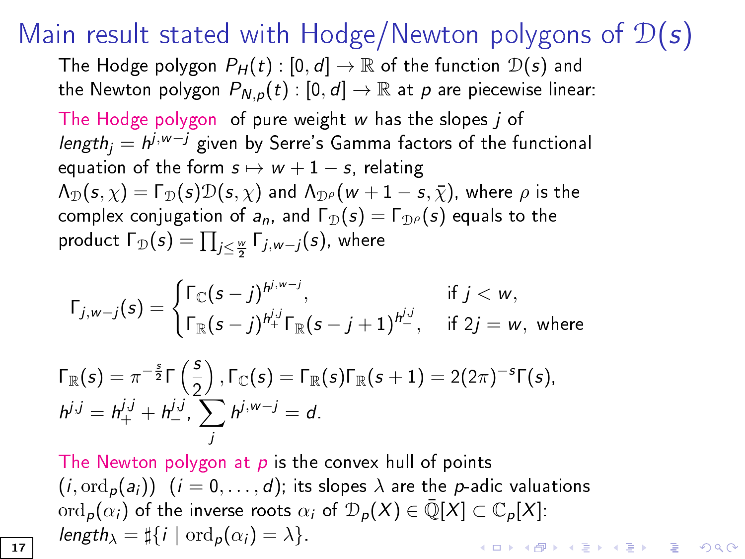# Main result stated with Hodge/Newton polygons of $\mathcal{D}(s)$

The Hodge polygon $P_H(t) : [0, d] \to \mathbb{R}$ of the function $\mathcal{D}(s)$ and the Newton polygon $P_{N,p}(t) : [0, d] \to \mathbb{R}$ at $p$ are piecewise linear:

The Hodge polygon of pure weight $w$ has the slopes $j$ of $length_j = h^{j,w-j}$ given by Serre's Gamma factors of the functional equation of the form $s \mapsto w + 1 - s$, relating $\Lambda_{\mathcal{D}}(s, \chi) = \Gamma_{\mathcal{D}}(s)\mathcal{D}(s, \chi)$ and $\Lambda_{\mathcal{D}^\rho}(w + 1 - s, \bar{\chi})$, where $\rho$ is the complex conjugation of $a_n$, and $\Gamma_{\mathcal{D}}(s) = \Gamma_{\mathcal{D}^\rho}(s)$ equals to the product $\Gamma_{\mathcal{D}}(s) = \prod_{j \le \frac{w}{2}} \Gamma_{j,w-j}(s)$, where

$$\Gamma_{j,w-j}(s) = \begin{cases} \Gamma_{\mathbb{C}}(s-j)^{h^{j,w-j}}, & \text{if } j < w, \\ \Gamma_{\mathbb{R}}(s-j)^{h^{j,j}_+}\Gamma_{\mathbb{R}}(s-j+1)^{h^{j,j}_-}, & \text{if } 2j = w, \text{ where} \end{cases}$$

$$\Gamma_{\mathbb{R}}(s) = \pi^{-\frac{s}{2}}\Gamma\left(\frac{s}{2}\right), \Gamma_{\mathbb{C}}(s) = \Gamma_{\mathbb{R}}(s)\Gamma_{\mathbb{R}}(s+1) = 2(2\pi)^{-s}\Gamma(s),$$
$$h^{j,j} = h^{j,j}_+ + h^{j,j}_-, \sum_j h^{j,w-j} = d.$$

The Newton polygon at $p$ is the convex hull of points $(i, \mathrm{ord}_p(a_i))$ $(i = 0, \ldots, d)$; its slopes $\lambda$ are the $p$-adic valuations $\mathrm{ord}_p(\alpha_i)$ of the inverse roots $\alpha_i$ of $\mathcal{D}_p(X) \in \bar{\mathbb{Q}}[X] \subset \mathbb{C}_p[X]$: $length_\lambda = \sharp\{i \mid \mathrm{ord}_p(\alpha_i) = \lambda\}$.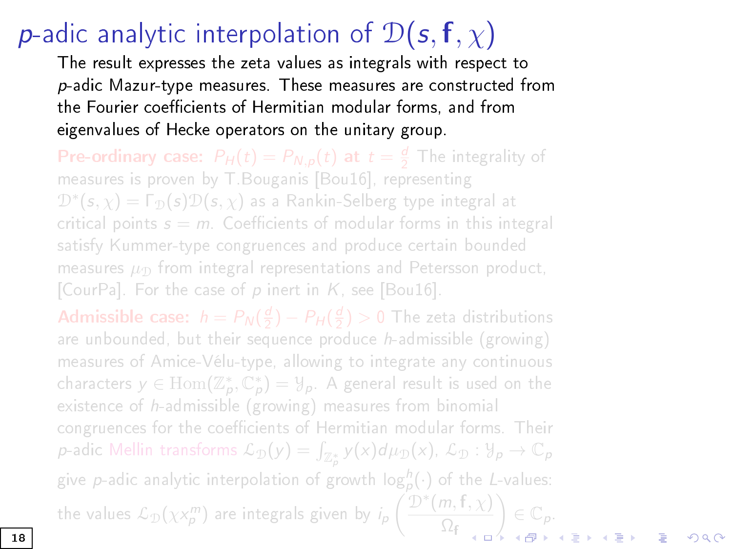# $p$-adic analytic interpolation of $\mathcal{D}(s, \mathbf{f}, \chi)$

The result expresses the zeta values as integrals with respect to $p$-adic Mazur-type measures. These measures are constructed from the Fourier coefficients of Hermitian modular forms, and from eigenvalues of Hecke operators on the unitary group.

**Pre-ordinary case:** $P_H(t) = P_{N,p}(t)$ **at** $t = \frac{d}{2}$ The integrality of measures is proven by T.Bouganis [Bou16], representing $\mathcal{D}^*(s, \chi) = \Gamma_{\mathcal{D}}(s)\mathcal{D}(s, \chi)$ as a Rankin-Selberg type integral at critical points $s = m$. Coefficients of modular forms in this integral satisfy Kummer-type congruences and produce certain bounded measures $\mu_{\mathcal{D}}$ from integral representations and Petersson product, [CourPa]. For the case of $p$ inert in $K$, see [Bou16].

**Admissible case:** $h = P_N(\frac{d}{2}) - P_H(\frac{d}{2}) > 0$ The zeta distributions are unbounded, but their sequence produce $h$-admissible (growing) measures of Amice-Vélu-type, allowing to integrate any continuous characters $y \in \mathrm{Hom}(\mathbb{Z}_p^*, \mathbb{C}_p^*) = \mathcal{Y}_p$. A general result is used on the existence of $h$-admissible (growing) measures from binomial congruences for the coefficients of Hermitian modular forms. Their $p$-adic Mellin transforms $\mathcal{L}_{\mathcal{D}}(y) = \int_{\mathbb{Z}_p^*} y(x) d\mu_{\mathcal{D}}(x)$, $\mathcal{L}_{\mathcal{D}} : \mathcal{Y}_p \to \mathbb{C}_p$ give $p$-adic analytic interpolation of growth $\log_p^h(\cdot)$ of the $L$-values: the values $\mathcal{L}_{\mathcal{D}}(\chi x_p^m)$ are integrals given by $i_p\left(\frac{\mathcal{D}^*(m, \mathbf{f}, \chi)}{\Omega_{\mathbf{f}}}\right) \in \mathbb{C}_p$.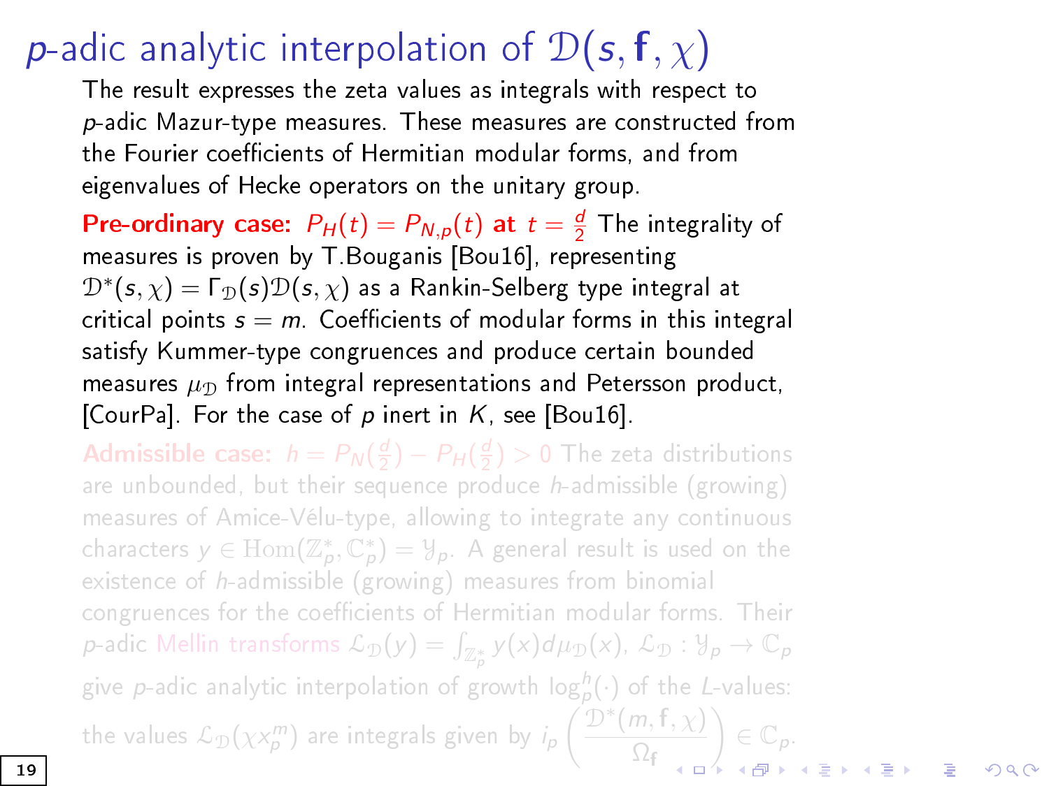# $p$-adic analytic interpolation of $\mathcal{D}(s, \mathbf{f}, \chi)$

The result expresses the zeta values as integrals with respect to $p$-adic Mazur-type measures. These measures are constructed from the Fourier coefficients of Hermitian modular forms, and from eigenvalues of Hecke operators on the unitary group.

**Pre-ordinary case: $P_H(t) = P_{N,p}(t)$ at $t = \frac{d}{2}$** The integrality of measures is proven by T.Bouganis [Bou16], representing $\mathcal{D}^*(s, \chi) = \Gamma_{\mathcal{D}}(s)\mathcal{D}(s, \chi)$ as a Rankin-Selberg type integral at critical points $s = m$. Coefficients of modular forms in this integral satisfy Kummer-type congruences and produce certain bounded measures $\mu_{\mathcal{D}}$ from integral representations and Petersson product, [CourPa]. For the case of $p$ inert in $K$, see [Bou16].

**Admissible case: $h = P_N(\frac{d}{2}) - P_H(\frac{d}{2}) > 0$** The zeta distributions are unbounded, but their sequence produce $h$-admissible (growing) measures of Amice-Vélu-type, allowing to integrate any continuous characters $y \in \mathrm{Hom}(\mathbb{Z}_p^*, \mathbb{C}_p^*) = \mathcal{Y}_p$. A general result is used on the existence of $h$-admissible (growing) measures from binomial congruences for the coefficients of Hermitian modular forms. Their $p$-adic Mellin transforms $\mathcal{L}_{\mathcal{D}}(y) = \int_{\mathbb{Z}_p^*} y(x) d\mu_{\mathcal{D}}(x)$, $\mathcal{L}_{\mathcal{D}} : \mathcal{Y}_p \to \mathbb{C}_p$ give $p$-adic analytic interpolation of growth $\log_p^h(\cdot)$ of the $L$-values: the values $\mathcal{L}_{\mathcal{D}}(\chi x_p^m)$ are integrals given by $i_p\left(\frac{\mathcal{D}^*(m, \mathbf{f}, \chi)}{\Omega_{\mathbf{f}}}\right) \in \mathbb{C}_p$.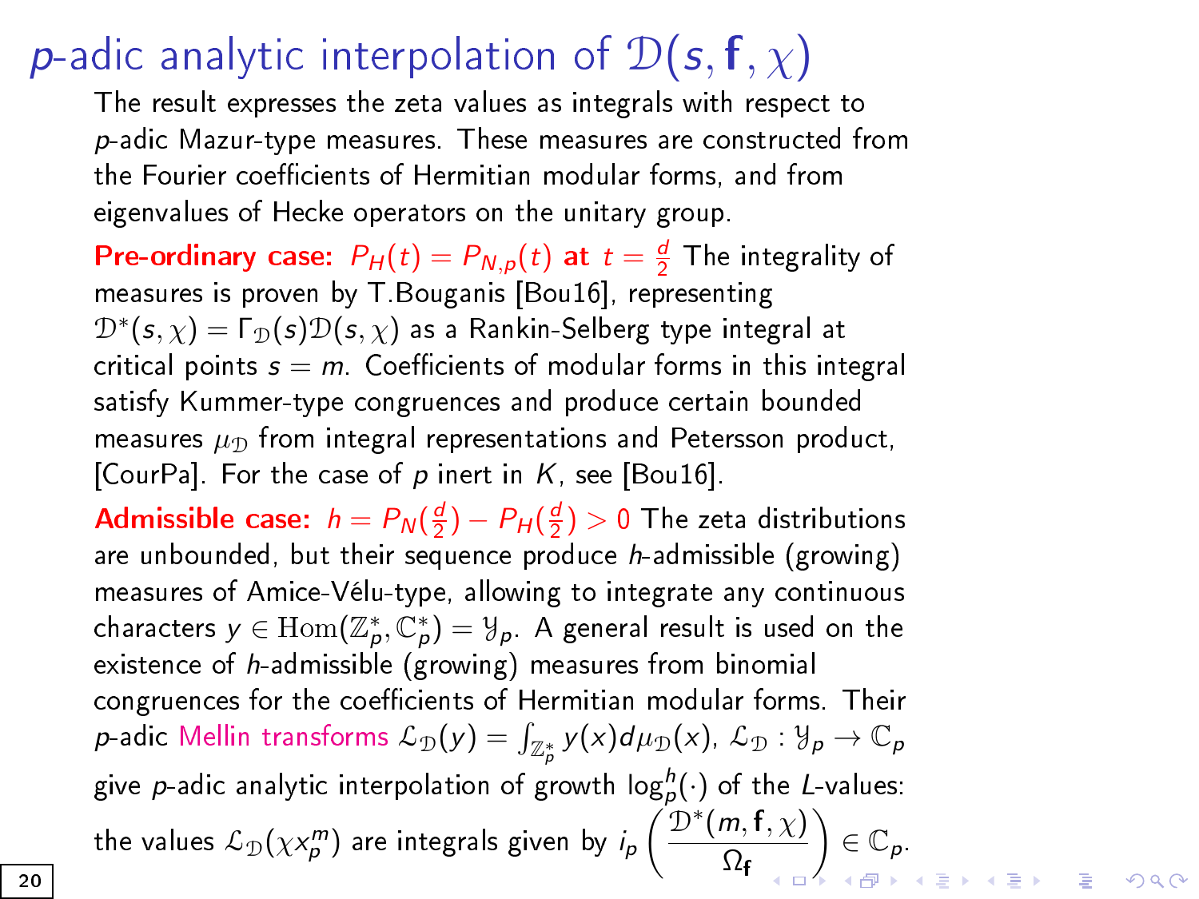# $p$-adic analytic interpolation of $\mathcal{D}(s, \mathbf{f}, \chi)$

The result expresses the zeta values as integrals with respect to $p$-adic Mazur-type measures. These measures are constructed from the Fourier coefficients of Hermitian modular forms, and from eigenvalues of Hecke operators on the unitary group.

**Pre-ordinary case:** $P_H(t) = P_{N,p}(t)$ **at** $t = \frac{d}{2}$ The integrality of measures is proven by T.Bouganis [Bou16], representing $\mathcal{D}^*(s, \chi) = \Gamma_{\mathcal{D}}(s)\mathcal{D}(s, \chi)$ as a Rankin-Selberg type integral at critical points $s = m$. Coefficients of modular forms in this integral satisfy Kummer-type congruences and produce certain bounded measures $\mu_{\mathcal{D}}$ from integral representations and Petersson product, [CourPa]. For the case of $p$ inert in $K$, see [Bou16].

**Admissible case:** $h = P_N(\frac{d}{2}) - P_H(\frac{d}{2}) > 0$ The zeta distributions are unbounded, but their sequence produce $h$-admissible (growing) measures of Amice-Vélu-type, allowing to integrate any continuous characters $y \in \mathrm{Hom}(\mathbb{Z}_p^*, \mathbb{C}_p^*) = \mathcal{Y}_p$. A general result is used on the existence of $h$-admissible (growing) measures from binomial congruences for the coefficients of Hermitian modular forms. Their $p$-adic Mellin transforms $\mathcal{L}_{\mathcal{D}}(y) = \int_{\mathbb{Z}_p^*} y(x) d\mu_{\mathcal{D}}(x)$, $\mathcal{L}_{\mathcal{D}} : \mathcal{Y}_p \to \mathbb{C}_p$ give $p$-adic analytic interpolation of growth $\log_p^h(\cdot)$ of the $L$-values: the values $\mathcal{L}_{\mathcal{D}}(\chi x_p^m)$ are integrals given by $i_p\left(\dfrac{\mathcal{D}^*(m, \mathbf{f}, \chi)}{\Omega_{\mathbf{f}}}\right) \in \mathbb{C}_p$.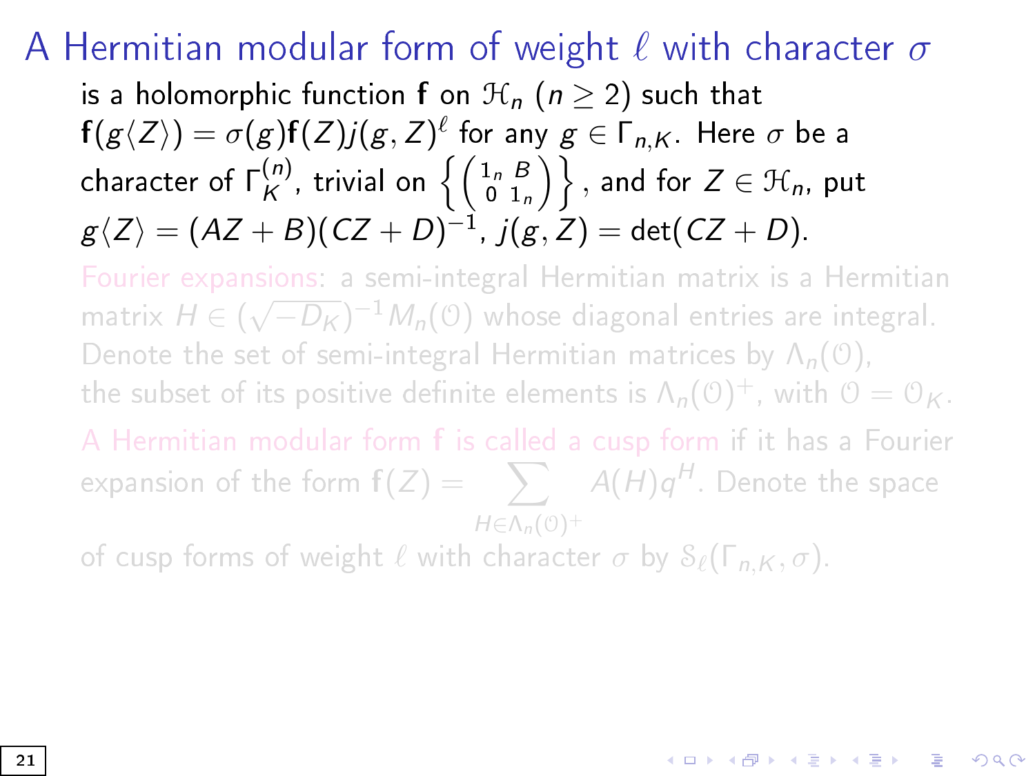# A Hermitian modular form of weight $\ell$ with character $\sigma$

is a holomorphic function $\mathbf{f}$ on $\mathcal{H}_n$ ($n \geq 2$) such that $\mathbf{f}(g\langle Z\rangle) = \sigma(g)\mathbf{f}(Z)j(g,Z)^{\ell}$ for any $g \in \Gamma_{n,K}$. Here $\sigma$ be a character of $\Gamma_K^{(n)}$, trivial on $\left\{ \begin{pmatrix} 1_n & B \\ 0 & 1_n \end{pmatrix} \right\}$, and for $Z \in \mathcal{H}_n$, put $g\langle Z\rangle = (AZ+B)(CZ+D)^{-1}$, $j(g,Z) = \det(CZ+D)$.

Fourier expansions: a semi-integral Hermitian matrix is a Hermitian matrix $H \in (\sqrt{-D_K})^{-1}M_n(\mathcal{O})$ whose diagonal entries are integral. Denote the set of semi-integral Hermitian matrices by $\Lambda_n(\mathcal{O})$, the subset of its positive definite elements is $\Lambda_n(\mathcal{O})^+$, with $\mathcal{O} = \mathcal{O}_K$.

A Hermitian modular form $\mathbf{f}$ is called a cusp form if it has a Fourier expansion of the form $\mathbf{f}(Z) = \sum_{H \in \Lambda_n(\mathcal{O})^+} A(H)q^H$. Denote the space of cusp forms of weight $\ell$ with character $\sigma$ by $\mathcal{S}_\ell(\Gamma_{n,K}, \sigma)$.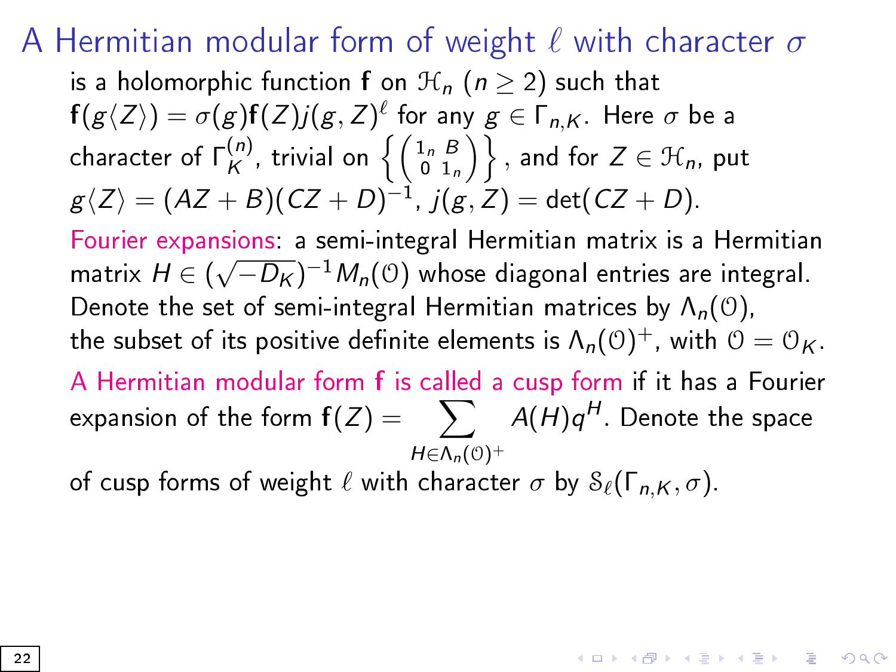## A Hermitian modular form of weight $\ell$ with character $\sigma$

is a holomorphic function $\mathbf{f}$ on $\mathcal{H}_n$ ($n \geq 2$) such that $\mathbf{f}(g\langle Z\rangle) = \sigma(g)\mathbf{f}(Z)j(g,Z)^\ell$ for any $g \in \Gamma_{n,K}$. Here $\sigma$ be a character of $\Gamma_K^{(n)}$, trivial on $\left\{\begin{pmatrix} 1_n & B \\ 0 & 1_n \end{pmatrix}\right\}$, and for $Z \in \mathcal{H}_n$, put $g\langle Z\rangle = (AZ+B)(CZ+D)^{-1}$, $j(g,Z) = \det(CZ+D)$.

Fourier expansions: a semi-integral Hermitian matrix is a Hermitian matrix $H \in (\sqrt{-D_K})^{-1}M_n(\mathcal{O})$ whose diagonal entries are integral. Denote the set of semi-integral Hermitian matrices by $\Lambda_n(\mathcal{O})$, the subset of its positive definite elements is $\Lambda_n(\mathcal{O})^+$, with $\mathcal{O} = \mathcal{O}_K$.

A Hermitian modular form $\mathbf{f}$ is called a cusp form if it has a Fourier expansion of the form $\mathbf{f}(Z) = \displaystyle\sum_{H \in \Lambda_n(\mathcal{O})^+} A(H)q^H$. Denote the space of cusp forms of weight $\ell$ with character $\sigma$ by $\mathcal{S}_\ell(\Gamma_{n,K},\sigma)$.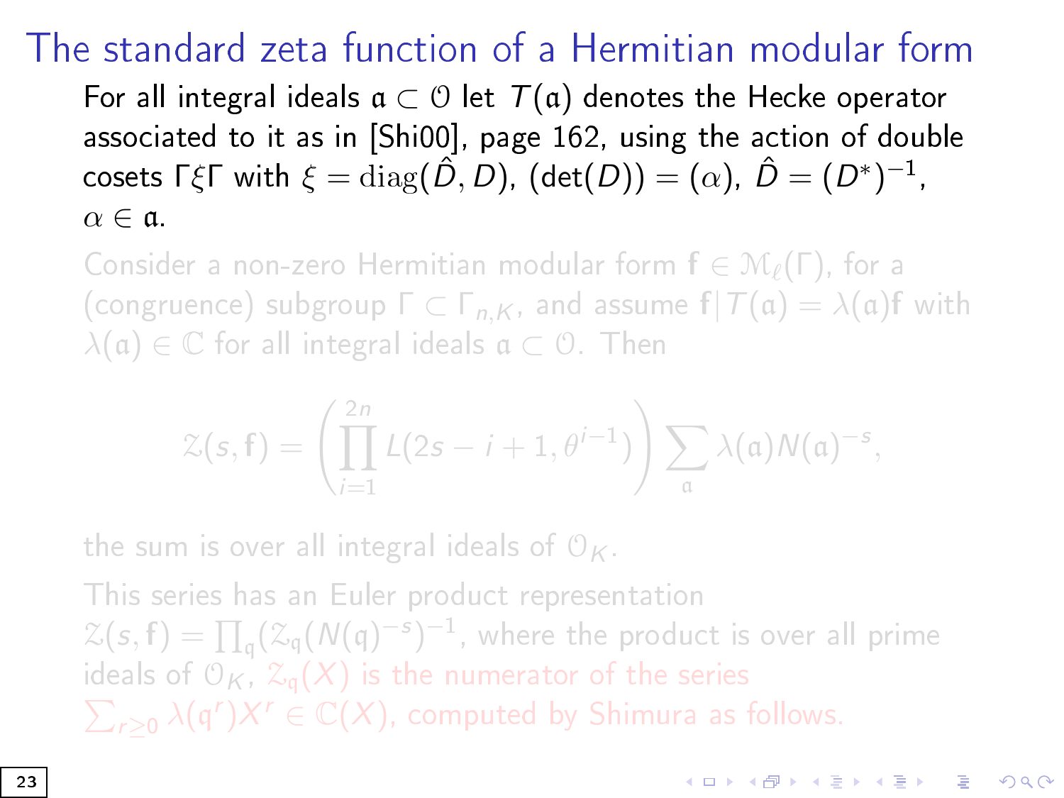# The standard zeta function of a Hermitian modular form

For all integral ideals $\mathfrak{a} \subset \mathcal{O}$ let $T(\mathfrak{a})$ denotes the Hecke operator associated to it as in [Shi00], page 162, using the action of double cosets $\Gamma\xi\Gamma$ with $\xi = \mathrm{diag}(\hat{D}, D)$, $(\det(D)) = (\alpha)$, $\hat{D} = (D^*)^{-1}$, $\alpha \in \mathfrak{a}$.

Consider a non-zero Hermitian modular form $\mathbf{f} \in \mathcal{M}_\ell(\Gamma)$, for a (congruence) subgroup $\Gamma \subset \Gamma_{n,K}$, and assume $\mathbf{f}|T(\mathfrak{a}) = \lambda(\mathfrak{a})\mathbf{f}$ with $\lambda(\mathfrak{a}) \in \mathbb{C}$ for all integral ideals $\mathfrak{a} \subset \mathcal{O}$. Then

$$\mathcal{Z}(s, \mathbf{f}) = \left( \prod_{i=1}^{2n} L(2s - i + 1, \theta^{i-1}) \right) \sum_{\mathfrak{a}} \lambda(\mathfrak{a}) N(\mathfrak{a})^{-s},$$

the sum is over all integral ideals of $\mathcal{O}_K$.

This series has an Euler product representation $\mathcal{Z}(s, \mathbf{f}) = \prod_{\mathfrak{q}} (\mathcal{Z}_{\mathfrak{q}}(N(\mathfrak{q})^{-s})^{-1}$, where the product is over all prime ideals of $\mathcal{O}_K$, $\mathcal{Z}_{\mathfrak{q}}(X)$ is the numerator of the series $\sum_{r \geq 0} \lambda(\mathfrak{q}^r) X^r \in \mathbb{C}(X)$, computed by Shimura as follows.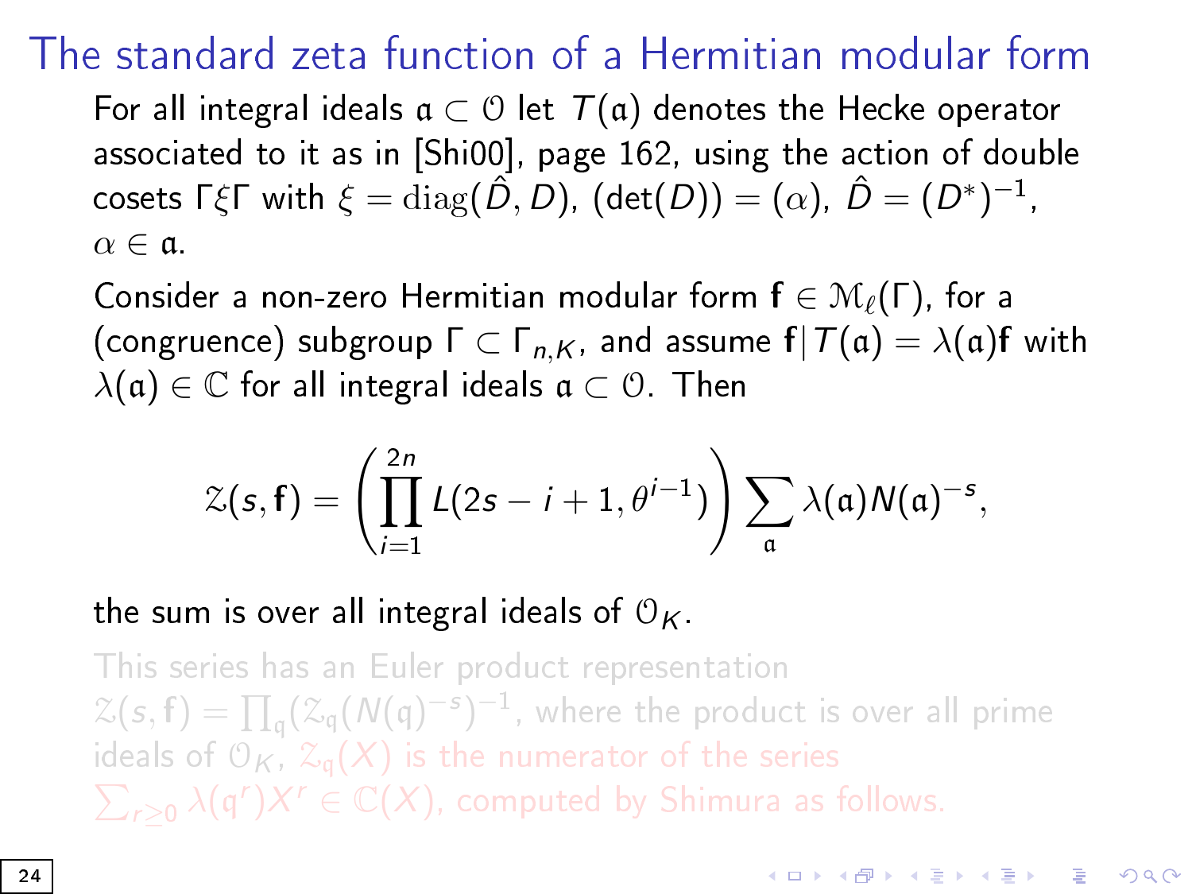# The standard zeta function of a Hermitian modular form

For all integral ideals $\mathfrak{a} \subset \mathcal{O}$ let $T(\mathfrak{a})$ denotes the Hecke operator associated to it as in [Shi00], page 162, using the action of double cosets $\Gamma\xi\Gamma$ with $\xi = \mathrm{diag}(\hat{D}, D)$, $(\det(D)) = (\alpha)$, $\hat{D} = (D^*)^{-1}$, $\alpha \in \mathfrak{a}$.

Consider a non-zero Hermitian modular form $\mathbf{f} \in \mathcal{M}_\ell(\Gamma)$, for a (congruence) subgroup $\Gamma \subset \Gamma_{n,K}$, and assume $\mathbf{f}|T(\mathfrak{a}) = \lambda(\mathfrak{a})\mathbf{f}$ with $\lambda(\mathfrak{a}) \in \mathbb{C}$ for all integral ideals $\mathfrak{a} \subset \mathcal{O}$. Then

$$\mathcal{Z}(s, \mathbf{f}) = \left(\prod_{i=1}^{2n} L(2s - i + 1, \theta^{i-1})\right) \sum_{\mathfrak{a}} \lambda(\mathfrak{a}) N(\mathfrak{a})^{-s},$$

the sum is over all integral ideals of $\mathcal{O}_K$.

This series has an Euler product representation $\mathcal{Z}(s, \mathbf{f}) = \prod_{\mathfrak{q}} (\mathcal{Z}_{\mathfrak{q}}(N(\mathfrak{q})^{-s})^{-1}$, where the product is over all prime ideals of $\mathcal{O}_K$, $\mathcal{Z}_{\mathfrak{q}}(X)$ is the numerator of the series $\sum_{r\geq 0} \lambda(\mathfrak{q}^r)X^r \in \mathbb{C}(X)$, computed by Shimura as follows.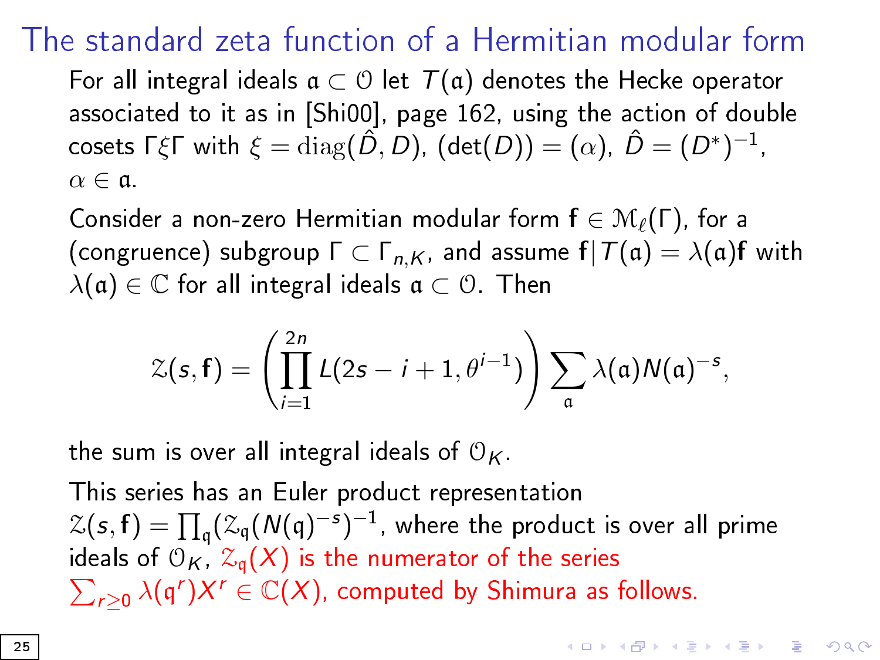# The standard zeta function of a Hermitian modular form

For all integral ideals $\mathfrak{a} \subset \mathcal{O}$ let $T(\mathfrak{a})$ denotes the Hecke operator associated to it as in [Shi00], page 162, using the action of double cosets $\Gamma\xi\Gamma$ with $\xi = \mathrm{diag}(\hat{D}, D)$, $(\det(D)) = (\alpha)$, $\hat{D} = (D^*)^{-1}$, $\alpha \in \mathfrak{a}$.

Consider a non-zero Hermitian modular form $\mathbf{f} \in \mathcal{M}_\ell(\Gamma)$, for a (congruence) subgroup $\Gamma \subset \Gamma_{n,K}$, and assume $\mathbf{f}|T(\mathfrak{a}) = \lambda(\mathfrak{a})\mathbf{f}$ with $\lambda(\mathfrak{a}) \in \mathbb{C}$ for all integral ideals $\mathfrak{a} \subset \mathcal{O}$. Then

$$\mathcal{Z}(s, \mathbf{f}) = \left(\prod_{i=1}^{2n} L(2s - i + 1, \theta^{i-1})\right) \sum_{\mathfrak{a}} \lambda(\mathfrak{a}) N(\mathfrak{a})^{-s},$$

the sum is over all integral ideals of $\mathcal{O}_K$.

This series has an Euler product representation $\mathcal{Z}(s, \mathbf{f}) = \prod_{\mathfrak{q}} (\mathcal{Z}_{\mathfrak{q}}(N(\mathfrak{q})^{-s})^{-1}$, where the product is over all prime ideals of $\mathcal{O}_K$, $\mathcal{Z}_{\mathfrak{q}}(X)$ is the numerator of the series $\sum_{r \geq 0} \lambda(\mathfrak{q}^r) X^r \in \mathbb{C}(X)$, computed by Shimura as follows.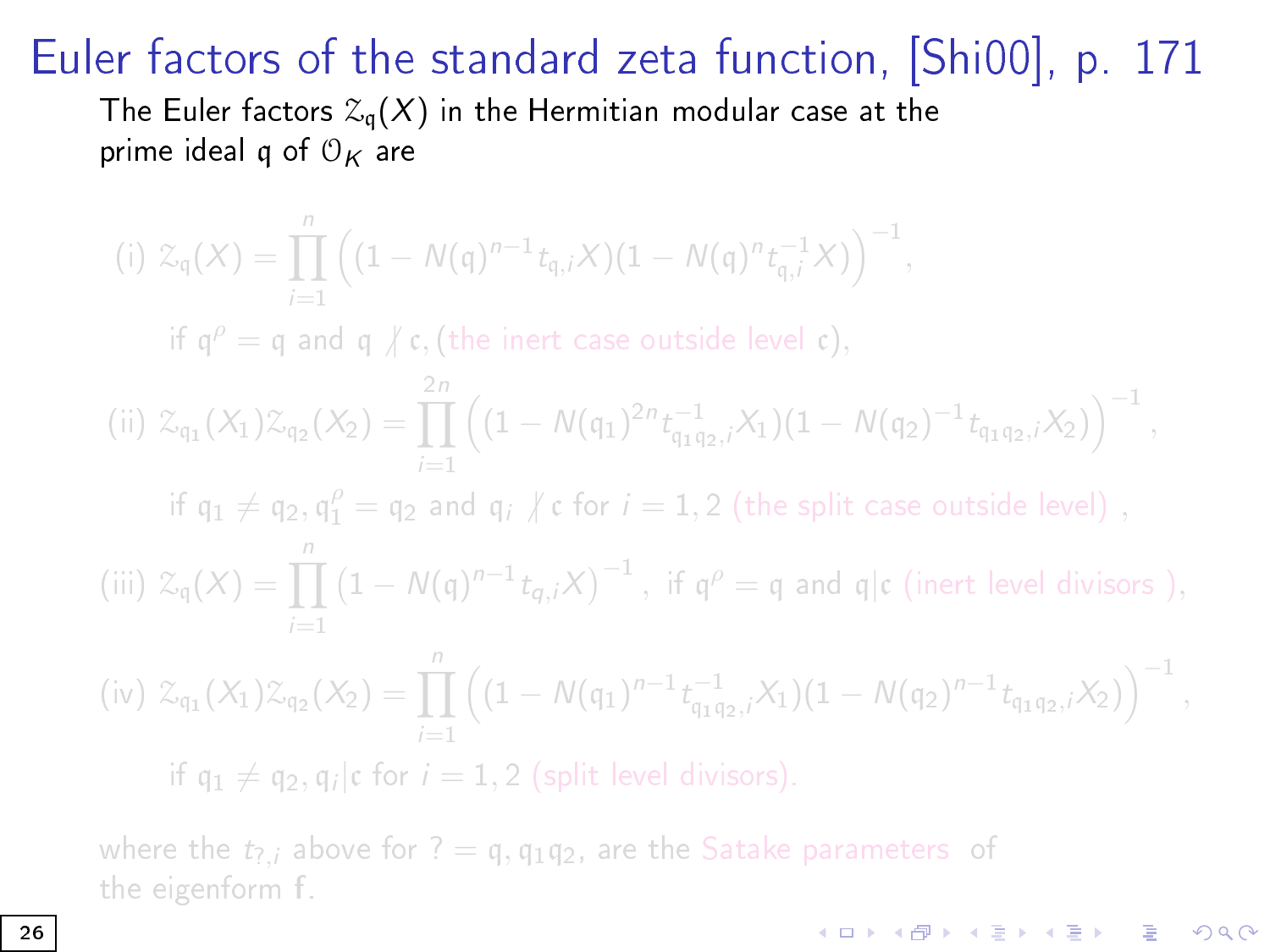# Euler factors of the standard zeta function, [Shi00], p. 171

The Euler factors $\mathcal{Z}_{\mathfrak{q}}(X)$ in the Hermitian modular case at the prime ideal $\mathfrak{q}$ of $\mathcal{O}_K$ are

(i) $$\mathcal{Z}_{\mathfrak{q}}(X) = \prod_{i=1}^{n} \Big( (1 - N(\mathfrak{q})^{n-1} t_{\mathfrak{q},i} X)(1 - N(\mathfrak{q})^{n} t_{\mathfrak{q},i}^{-1} X) \Big)^{-1},$$

if $\mathfrak{q}^{\rho} = \mathfrak{q}$ and $\mathfrak{q} \not| \mathfrak{c}$, (the inert case outside level $\mathfrak{c}$),

(ii) $$\mathcal{Z}_{\mathfrak{q}_1}(X_1)\mathcal{Z}_{\mathfrak{q}_2}(X_2) = \prod_{i=1}^{2n} \Big( (1 - N(\mathfrak{q}_1)^{2n} t_{\mathfrak{q}_1\mathfrak{q}_2,i}^{-1} X_1)(1 - N(\mathfrak{q}_2)^{-1} t_{\mathfrak{q}_1\mathfrak{q}_2,i} X_2) \Big)^{-1},$$

if $\mathfrak{q}_1 \neq \mathfrak{q}_2, \mathfrak{q}_1^{\rho} = \mathfrak{q}_2$ and $\mathfrak{q}_i \not| \mathfrak{c}$ for $i = 1, 2$ (the split case outside level) ,

(iii) $$\mathcal{Z}_{\mathfrak{q}}(X) = \prod_{i=1}^{n} \left(1 - N(\mathfrak{q})^{n-1} t_{q,i} X\right)^{-1},$$ if $\mathfrak{q}^{\rho} = \mathfrak{q}$ and $\mathfrak{q} | \mathfrak{c}$ (inert level divisors ),

(iv) $$\mathcal{Z}_{\mathfrak{q}_1}(X_1)\mathcal{Z}_{\mathfrak{q}_2}(X_2) = \prod_{i=1}^{n} \Big( (1 - N(\mathfrak{q}_1)^{n-1} t_{\mathfrak{q}_1\mathfrak{q}_2,i}^{-1} X_1)(1 - N(\mathfrak{q}_2)^{n-1} t_{\mathfrak{q}_1\mathfrak{q}_2,i} X_2) \Big)^{-1},$$

if $\mathfrak{q}_1 \neq \mathfrak{q}_2, \mathfrak{q}_i | \mathfrak{c}$ for $i = 1, 2$ (split level divisors).

where the $t_{?,i}$ above for $? = \mathfrak{q}, \mathfrak{q}_1\mathfrak{q}_2$, are the Satake parameters of the eigenform $\mathrm{f}$.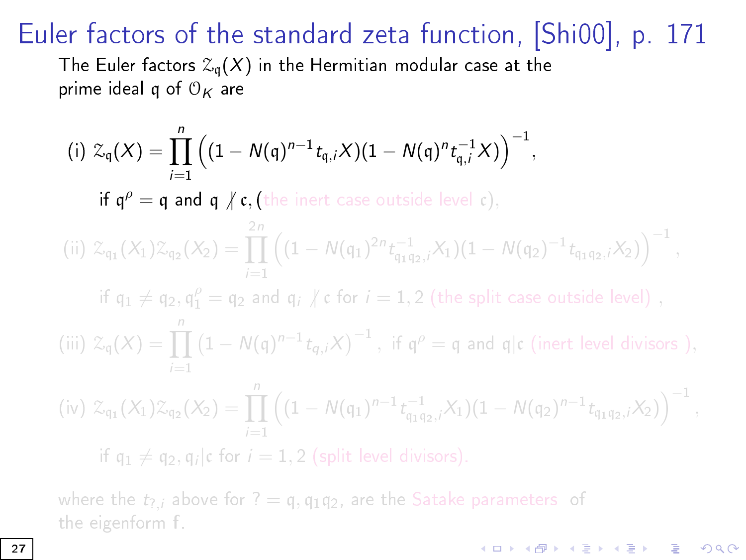# Euler factors of the standard zeta function, [Shi00], p. 171

The Euler factors $\mathcal{Z}_{\mathfrak{q}}(X)$ in the Hermitian modular case at the prime ideal $\mathfrak{q}$ of $\mathcal{O}_K$ are

(i) $$\mathcal{Z}_{\mathfrak{q}}(X) = \prod_{i=1}^{n} \Big( (1 - N(\mathfrak{q})^{n-1} t_{\mathfrak{q},i} X)(1 - N(\mathfrak{q})^{n} t_{\mathfrak{q},i}^{-1} X) \Big)^{-1},$$

if $\mathfrak{q}^\rho = \mathfrak{q}$ and $\mathfrak{q} \not| \mathfrak{c}$, (the inert case outside level $\mathfrak{c}$),

(ii) $$\mathcal{Z}_{\mathfrak{q}_1}(X_1)\mathcal{Z}_{\mathfrak{q}_2}(X_2) = \prod_{i=1}^{2n} \Big( (1 - N(\mathfrak{q}_1)^{2n} t_{\mathfrak{q}_1\mathfrak{q}_2,i}^{-1} X_1)(1 - N(\mathfrak{q}_2)^{-1} t_{\mathfrak{q}_1\mathfrak{q}_2,i} X_2) \Big)^{-1},$$

if $\mathfrak{q}_1 \neq \mathfrak{q}_2, \mathfrak{q}_1^\rho = \mathfrak{q}_2$ and $\mathfrak{q}_i \not| \mathfrak{c}$ for $i = 1, 2$ (the split case outside level) ,

(iii) $$\mathcal{Z}_{\mathfrak{q}}(X) = \prod_{i=1}^{n} \left(1 - N(\mathfrak{q})^{n-1} t_{q,i} X\right)^{-1},$$ if $\mathfrak{q}^\rho = \mathfrak{q}$ and $\mathfrak{q}|\mathfrak{c}$ (inert level divisors ),

(iv) $$\mathcal{Z}_{\mathfrak{q}_1}(X_1)\mathcal{Z}_{\mathfrak{q}_2}(X_2) = \prod_{i=1}^{n} \Big( (1 - N(\mathfrak{q}_1)^{n-1} t_{\mathfrak{q}_1\mathfrak{q}_2,i}^{-1} X_1)(1 - N(\mathfrak{q}_2)^{n-1} t_{\mathfrak{q}_1\mathfrak{q}_2,i} X_2) \Big)^{-1},$$

if $\mathfrak{q}_1 \neq \mathfrak{q}_2, \mathfrak{q}_i|\mathfrak{c}$ for $i = 1, 2$ (split level divisors).

where the $t_{?,i}$ above for $? = \mathfrak{q}, \mathfrak{q}_1\mathfrak{q}_2$, are the Satake parameters of the eigenform $\mathrm{f}$.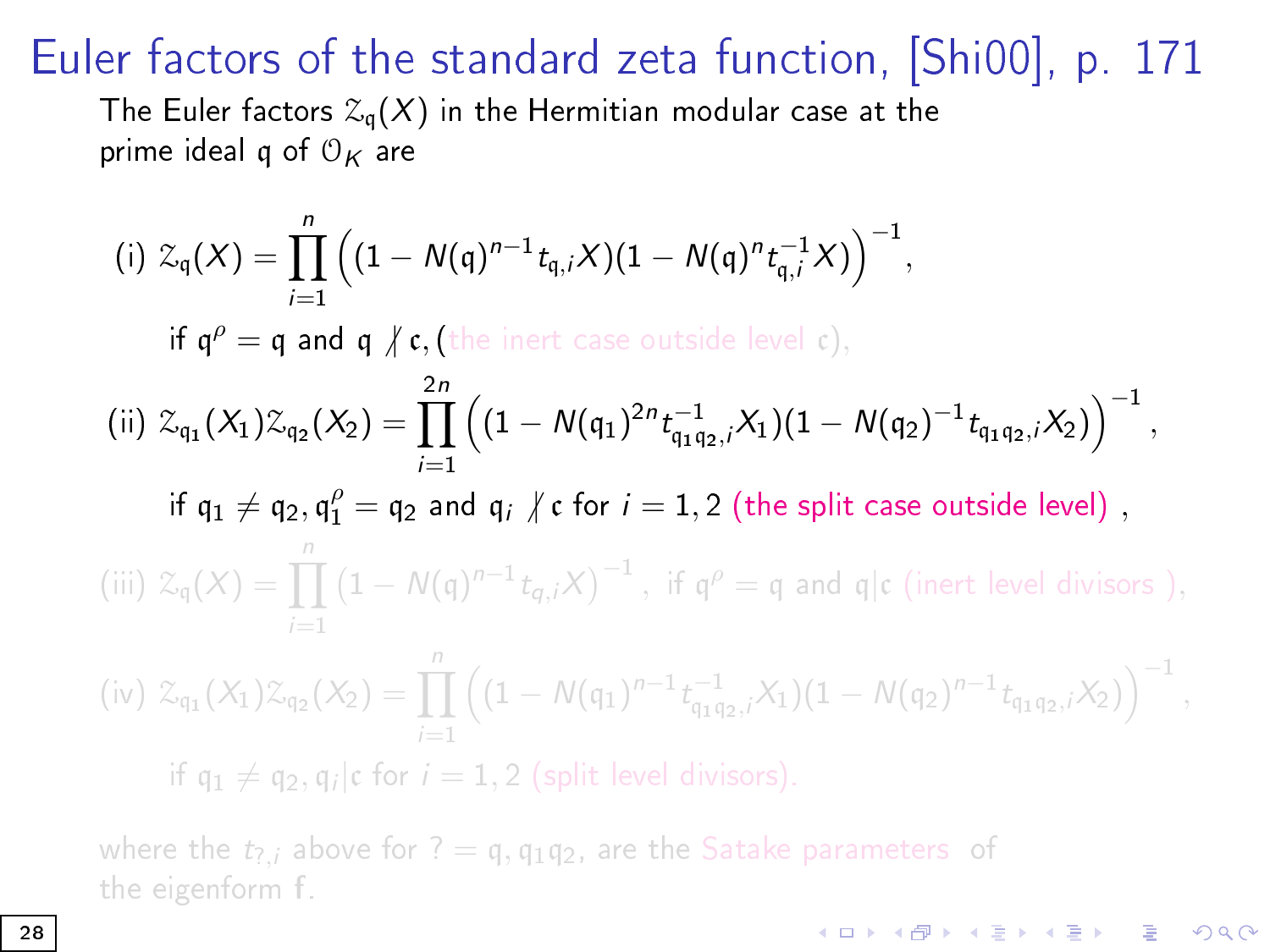# Euler factors of the standard zeta function, [Shi00], p. 171

The Euler factors $\mathcal{Z}_\mathfrak{q}(X)$ in the Hermitian modular case at the prime ideal $\mathfrak{q}$ of $\mathcal{O}_K$ are

(i) $$\mathcal{Z}_\mathfrak{q}(X) = \prod_{i=1}^{n} \Big( (1 - N(\mathfrak{q})^{n-1} t_{\mathfrak{q},i} X)(1 - N(\mathfrak{q})^{n} t_{\mathfrak{q},i}^{-1} X) \Big)^{-1},$$

if $\mathfrak{q}^\rho = \mathfrak{q}$ and $\mathfrak{q} \not| \mathfrak{c}$, (the inert case outside level $\mathfrak{c}$),

(ii) $$\mathcal{Z}_{\mathfrak{q}_1}(X_1)\mathcal{Z}_{\mathfrak{q}_2}(X_2) = \prod_{i=1}^{2n} \Big( (1 - N(\mathfrak{q}_1)^{2n} t_{\mathfrak{q}_1\mathfrak{q}_2,i}^{-1} X_1)(1 - N(\mathfrak{q}_2)^{-1} t_{\mathfrak{q}_1\mathfrak{q}_2,i} X_2) \Big)^{-1},$$

if $\mathfrak{q}_1 \neq \mathfrak{q}_2, \mathfrak{q}_1^\rho = \mathfrak{q}_2$ and $\mathfrak{q}_i \not| \mathfrak{c}$ for $i = 1, 2$ (the split case outside level),

(iii) $$\mathcal{Z}_\mathfrak{q}(X) = \prod_{i=1}^{n} \big( 1 - N(\mathfrak{q})^{n-1} t_{q,i} X \big)^{-1},$$ if $\mathfrak{q}^\rho = \mathfrak{q}$ and $\mathfrak{q}|\mathfrak{c}$ (inert level divisors ),

(iv) $$\mathcal{Z}_{\mathfrak{q}_1}(X_1)\mathcal{Z}_{\mathfrak{q}_2}(X_2) = \prod_{i=1}^{n} \Big( (1 - N(\mathfrak{q}_1)^{n-1} t_{\mathfrak{q}_1\mathfrak{q}_2,i}^{-1} X_1)(1 - N(\mathfrak{q}_2)^{n-1} t_{\mathfrak{q}_1\mathfrak{q}_2,i} X_2) \Big)^{-1},$$

if $\mathfrak{q}_1 \neq \mathfrak{q}_2, \mathfrak{q}_i|\mathfrak{c}$ for $i = 1, 2$ (split level divisors).

where the $t_{?,i}$ above for $? = \mathfrak{q}, \mathfrak{q}_1\mathfrak{q}_2$, are the Satake parameters of the eigenform $\mathrm{f}$.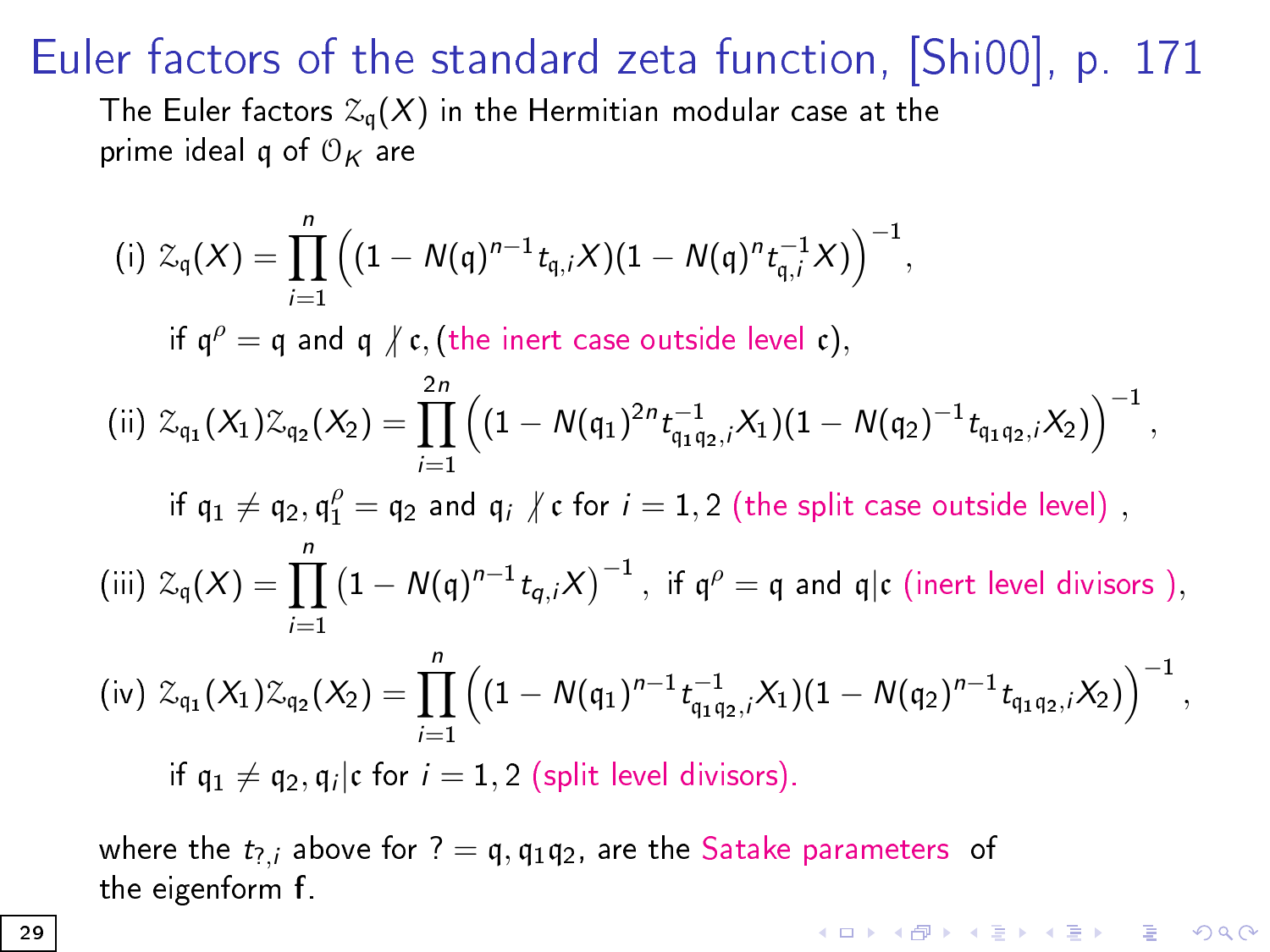# Euler factors of the standard zeta function, [Shi00], p. 171

The Euler factors $\mathcal{Z}_{\mathfrak{q}}(X)$ in the Hermitian modular case at the prime ideal $\mathfrak{q}$ of $\mathcal{O}_K$ are

$$\text{(i) } \mathcal{Z}_{\mathfrak{q}}(X) = \prod_{i=1}^{n} \Big( (1 - N(\mathfrak{q})^{n-1} t_{\mathfrak{q},i} X)(1 - N(\mathfrak{q})^{n} t_{\mathfrak{q},i}^{-1} X) \Big)^{-1},$$

if $\mathfrak{q}^\rho = \mathfrak{q}$ and $\mathfrak{q} \not| \mathfrak{c}$, (the inert case outside level $\mathfrak{c}$),

$$\text{(ii) } \mathcal{Z}_{\mathfrak{q}_1}(X_1)\mathcal{Z}_{\mathfrak{q}_2}(X_2) = \prod_{i=1}^{2n} \Big( (1 - N(\mathfrak{q}_1)^{2n} t_{\mathfrak{q}_1\mathfrak{q}_2,i}^{-1} X_1)(1 - N(\mathfrak{q}_2)^{-1} t_{\mathfrak{q}_1\mathfrak{q}_2,i} X_2) \Big)^{-1},$$

if $\mathfrak{q}_1 \neq \mathfrak{q}_2, \mathfrak{q}_1^\rho = \mathfrak{q}_2$ and $\mathfrak{q}_i \not| \mathfrak{c}$ for $i = 1, 2$ (the split case outside level),

$$\text{(iii) } \mathcal{Z}_{\mathfrak{q}}(X) = \prod_{i=1}^{n} \left(1 - N(\mathfrak{q})^{n-1} t_{q,i} X\right)^{-1}, \text{ if } \mathfrak{q}^\rho = \mathfrak{q} \text{ and } \mathfrak{q} | \mathfrak{c} \text{ (inert level divisors ),}$$

$$\text{(iv) } \mathcal{Z}_{\mathfrak{q}_1}(X_1)\mathcal{Z}_{\mathfrak{q}_2}(X_2) = \prod_{i=1}^{n} \Big( (1 - N(\mathfrak{q}_1)^{n-1} t_{\mathfrak{q}_1\mathfrak{q}_2,i}^{-1} X_1)(1 - N(\mathfrak{q}_2)^{n-1} t_{\mathfrak{q}_1\mathfrak{q}_2,i} X_2) \Big)^{-1},$$

if $\mathfrak{q}_1 \neq \mathfrak{q}_2, \mathfrak{q}_i | \mathfrak{c}$ for $i = 1, 2$ (split level divisors).

where the $t_{?,i}$ above for $? = \mathfrak{q}, \mathfrak{q}_1\mathfrak{q}_2$, are the Satake parameters of the eigenform $\mathbf{f}$.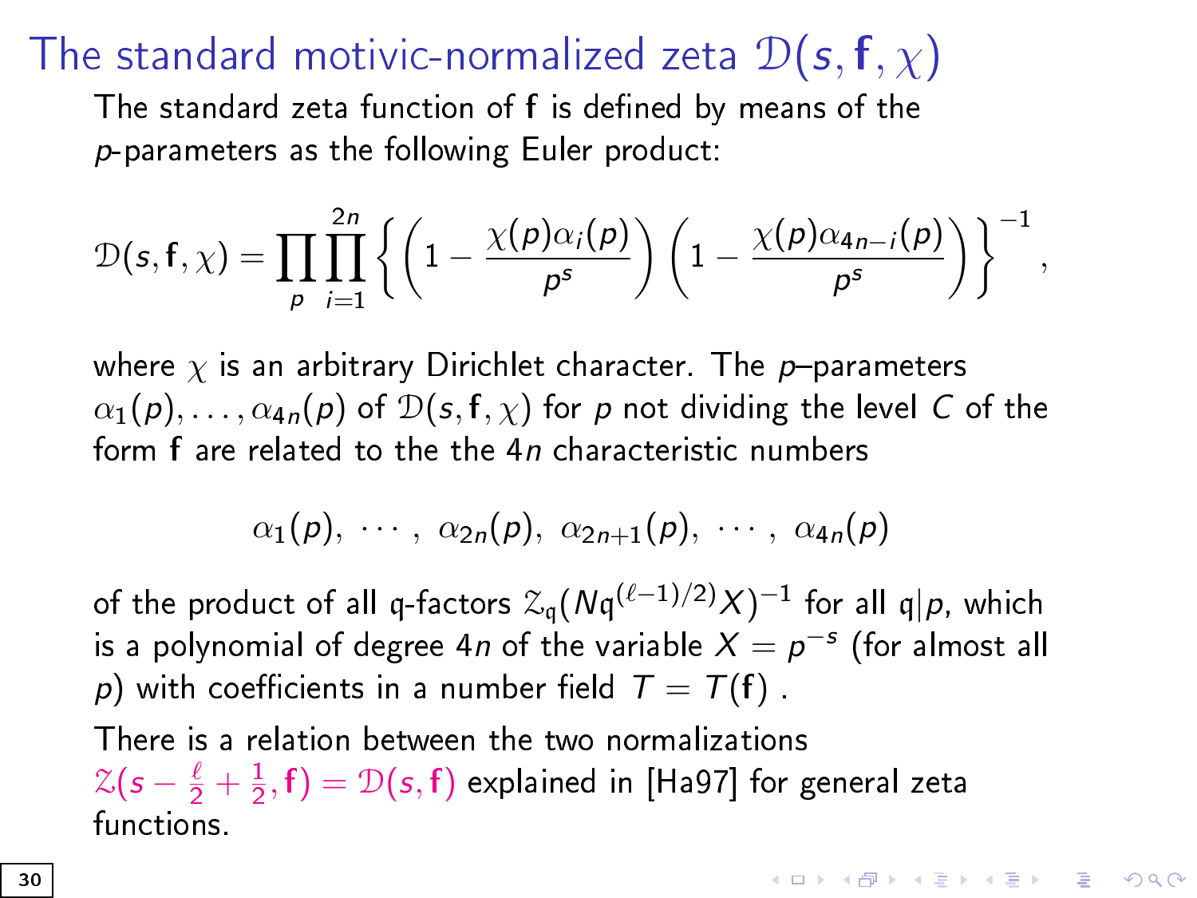# The standard motivic-normalized zeta $\mathcal{D}(s, \mathbf{f}, \chi)$

The standard zeta function of $\mathbf{f}$ is defined by means of the $p$-parameters as the following Euler product:

$$\mathcal{D}(s, \mathbf{f}, \chi) = \prod_p \prod_{i=1}^{2n} \left\{ \left(1 - \frac{\chi(p)\alpha_i(p)}{p^s}\right) \left(1 - \frac{\chi(p)\alpha_{4n-i}(p)}{p^s}\right) \right\}^{-1},$$

where $\chi$ is an arbitrary Dirichlet character. The $p$–parameters $\alpha_1(p), \ldots, \alpha_{4n}(p)$ of $\mathcal{D}(s, \mathbf{f}, \chi)$ for $p$ not dividing the level $C$ of the form $\mathbf{f}$ are related to the the $4n$ characteristic numbers

$$\alpha_1(p), \ \cdots \ , \ \alpha_{2n}(p), \ \alpha_{2n+1}(p), \ \cdots \ , \ \alpha_{4n}(p)$$

of the product of all q-factors $\mathcal{Z}_{\mathfrak{q}}(N\mathfrak{q}^{(\ell-1)/2}X)^{-1}$ for all $\mathfrak{q}|p$, which is a polynomial of degree $4n$ of the variable $X = p^{-s}$ (for almost all $p$) with coefficients in a number field $T = T(\mathbf{f})$ .

There is a relation between the two normalizations $\mathcal{Z}(s - \frac{\ell}{2} + \frac{1}{2}, \mathbf{f}) = \mathcal{D}(s, \mathbf{f})$ explained in [Ha97] for general zeta functions.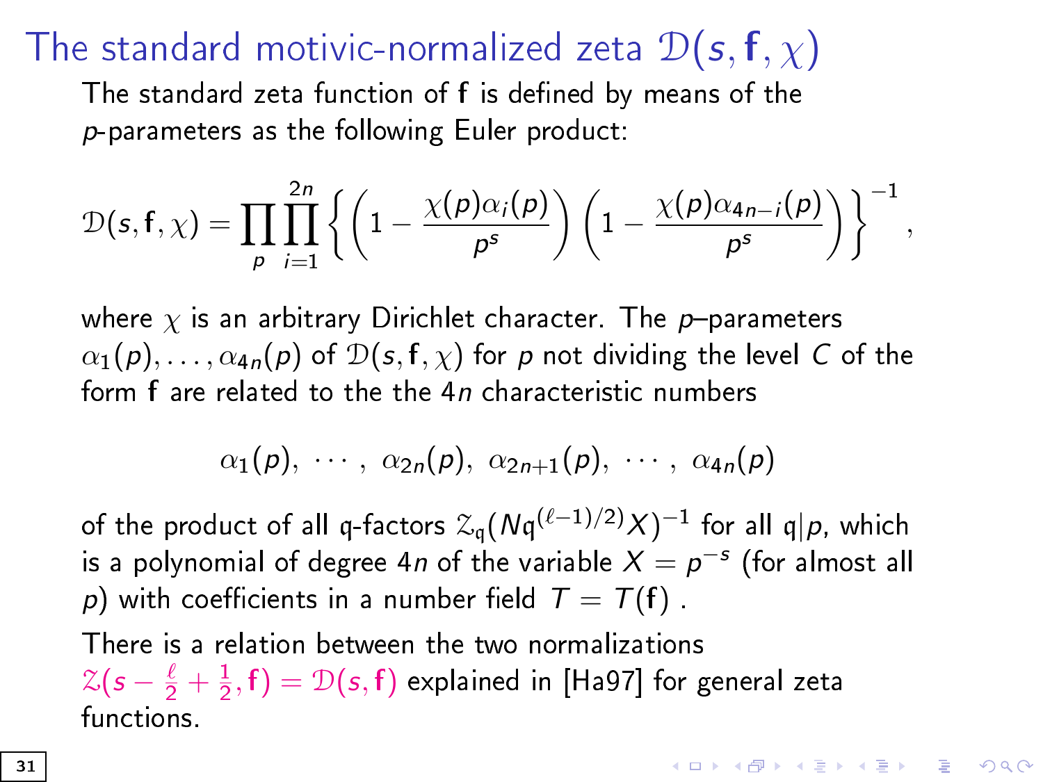## The standard motivic-normalized zeta $\mathcal{D}(s, \mathbf{f}, \chi)$

The standard zeta function of $\mathbf{f}$ is defined by means of the $p$-parameters as the following Euler product:

$$\mathcal{D}(s, \mathbf{f}, \chi) = \prod_p \prod_{i=1}^{2n} \left\{ \left(1 - \frac{\chi(p)\alpha_i(p)}{p^s}\right) \left(1 - \frac{\chi(p)\alpha_{4n-i}(p)}{p^s}\right) \right\}^{-1},$$

where $\chi$ is an arbitrary Dirichlet character. The $p$–parameters $\alpha_1(p), \ldots, \alpha_{4n}(p)$ of $\mathcal{D}(s, \mathbf{f}, \chi)$ for $p$ not dividing the level $C$ of the form $\mathbf{f}$ are related to the the $4n$ characteristic numbers

$$\alpha_1(p),\ \cdots,\ \alpha_{2n}(p),\ \alpha_{2n+1}(p),\ \cdots,\ \alpha_{4n}(p)$$

of the product of all q-factors $\mathcal{Z}_{\mathfrak{q}}(N\mathfrak{q}^{(\ell-1)/2}X)^{-1}$ for all $\mathfrak{q}|p$, which is a polynomial of degree $4n$ of the variable $X = p^{-s}$ (for almost all $p$) with coefficients in a number field $T = T(\mathbf{f})$ .

There is a relation between the two normalizations $\mathcal{Z}(s - \frac{\ell}{2} + \frac{1}{2}, \mathbf{f}) = \mathcal{D}(s, \mathbf{f})$ explained in [Ha97] for general zeta functions.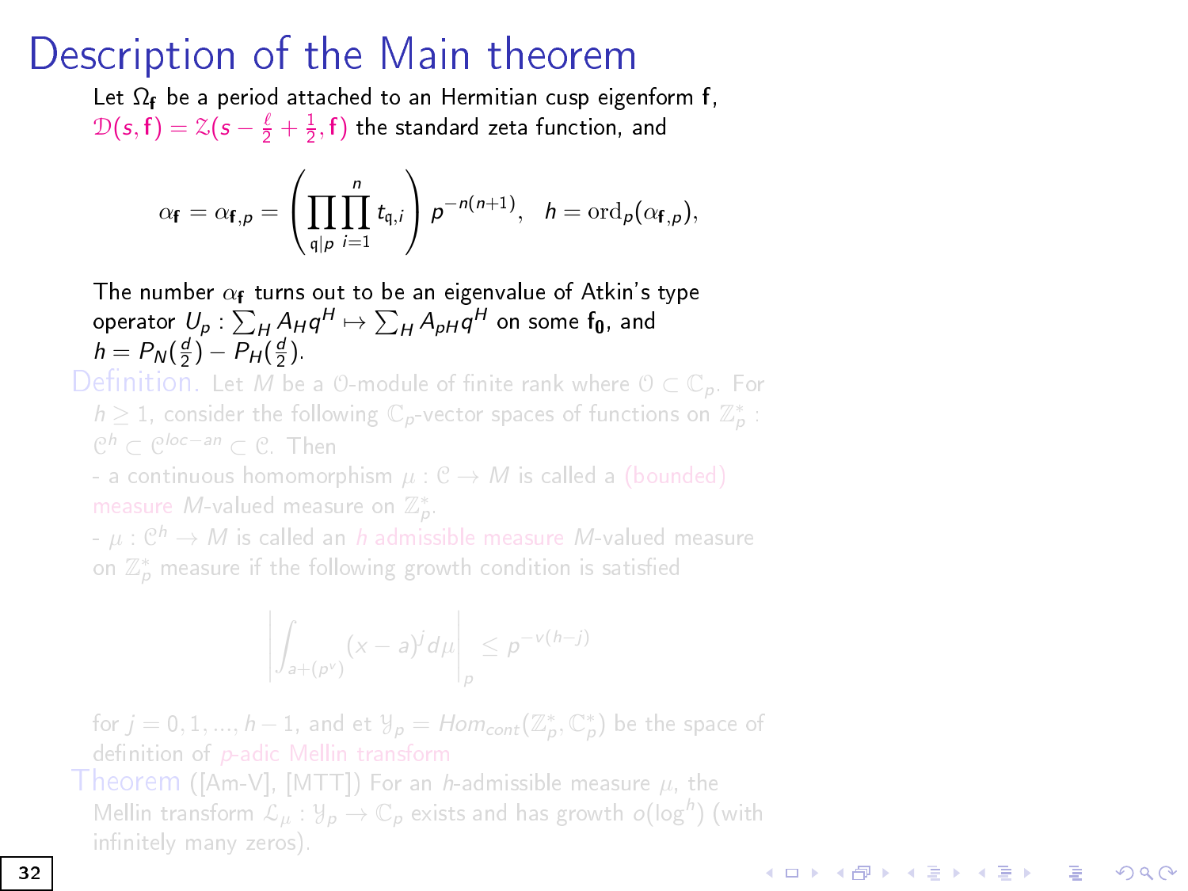# Description of the Main theorem

Let $\Omega_{\mathbf{f}}$ be a period attached to an Hermitian cusp eigenform $\mathbf{f}$, $\mathcal{D}(s,\mathbf{f}) = \mathcal{Z}(s - \frac{\ell}{2} + \frac{1}{2}, \mathbf{f})$ the standard zeta function, and

$$\alpha_{\mathbf{f}} = \alpha_{\mathbf{f},p} = \left( \prod_{\mathfrak{q}|p} \prod_{i=1}^{n} t_{\mathfrak{q},i} \right) p^{-n(n+1)}, \quad h = \mathrm{ord}_p(\alpha_{\mathbf{f},p}),$$

The number $\alpha_{\mathbf{f}}$ turns out to be an eigenvalue of Atkin's type operator $U_p : \sum_H A_H q^H \mapsto \sum_H A_{pH} q^H$ on some $\mathbf{f_0}$, and $h = P_N(\frac{d}{2}) - P_H(\frac{d}{2})$.

**Definition.** Let $M$ be a $\mathcal{O}$-module of finite rank where $\mathcal{O} \subset \mathbb{C}_p$. For $h \geq 1$, consider the following $\mathbb{C}_p$-vector spaces of functions on $\mathbb{Z}_p^*$ : $\mathcal{C}^h \subset \mathcal{C}^{loc-an} \subset \mathcal{C}$. Then

- a continuous homomorphism $\mu : \mathcal{C} \to M$ is called a (bounded) measure $M$-valued measure on $\mathbb{Z}_p^*$.
- $\mu : \mathcal{C}^h \to M$ is called an *h admissible measure* $M$-valued measure on $\mathbb{Z}_p^*$ measure if the following growth condition is satisfied

$$\left| \int_{a+(p^v)} (x-a)^j d\mu \right|_p \leq p^{-v(h-j)}$$

for $j = 0, 1, ..., h-1$, and et $\mathcal{Y}_p = Hom_{cont}(\mathbb{Z}_p^*, \mathbb{C}_p^*)$ be the space of definition of *p-adic Mellin transform*

**Theorem** ([Am-V], [MTT]) For an $h$-admissible measure $\mu$, the Mellin transform $\mathcal{L}_\mu : \mathcal{Y}_p \to \mathbb{C}_p$ exists and has growth $o(\log^h)$ (with infinitely many zeros).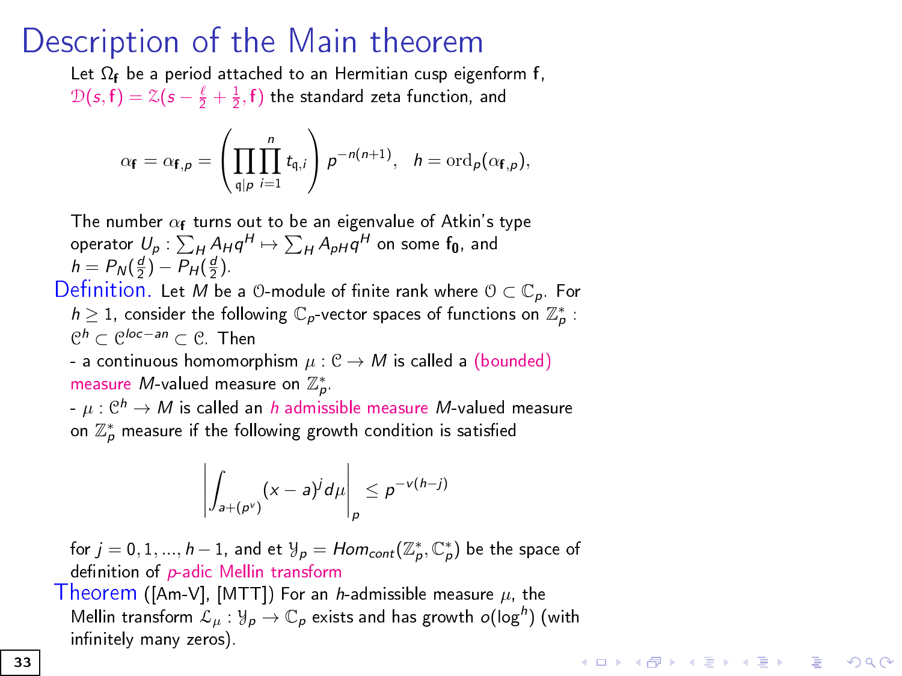# Description of the Main theorem

Let $\Omega_{\mathbf{f}}$ be a period attached to an Hermitian cusp eigenform $\mathbf{f}$, $\mathcal{D}(s, \mathbf{f}) = \mathcal{Z}(s - \frac{\ell}{2} + \frac{1}{2}, \mathbf{f})$ the standard zeta function, and

$$\alpha_{\mathbf{f}} = \alpha_{\mathbf{f},p} = \left( \prod_{\mathfrak{q}|p} \prod_{i=1}^{n} t_{\mathfrak{q},i} \right) p^{-n(n+1)}, \quad h = \mathrm{ord}_p(\alpha_{\mathbf{f},p}),$$

The number $\alpha_{\mathbf{f}}$ turns out to be an eigenvalue of Atkin's type operator $U_p : \sum_H A_H q^H \mapsto \sum_H A_{pH} q^H$ on some $\mathbf{f_0}$, and $h = P_N(\frac{d}{2}) - P_H(\frac{d}{2})$.

**Definition.** Let $M$ be a $\mathcal{O}$-module of finite rank where $\mathcal{O} \subset \mathbb{C}_p$. For $h \geq 1$, consider the following $\mathbb{C}_p$-vector spaces of functions on $\mathbb{Z}_p^*$ : $\mathcal{C}^h \subset \mathcal{C}^{loc-an} \subset \mathcal{C}$. Then

- a continuous homomorphism $\mu : \mathcal{C} \to M$ is called a (bounded) measure $M$-valued measure on $\mathbb{Z}_p^*$.
- $\mu : \mathcal{C}^h \to M$ is called an *h* admissible measure $M$-valued measure on $\mathbb{Z}_p^*$ measure if the following growth condition is satisfied

$$\left| \int_{a+(p^v)} (x-a)^j d\mu \right|_p \leq p^{-v(h-j)}$$

for $j = 0, 1, ..., h-1$, and et $\mathcal{Y}_p = Hom_{cont}(\mathbb{Z}_p^*, \mathbb{C}_p^*)$ be the space of definition of *p*-adic Mellin transform

**Theorem** ([Am-V], [MTT]) For an $h$-admissible measure $\mu$, the Mellin transform $\mathcal{L}_\mu : \mathcal{Y}_p \to \mathbb{C}_p$ exists and has growth $o(\log^h)$ (with infinitely many zeros).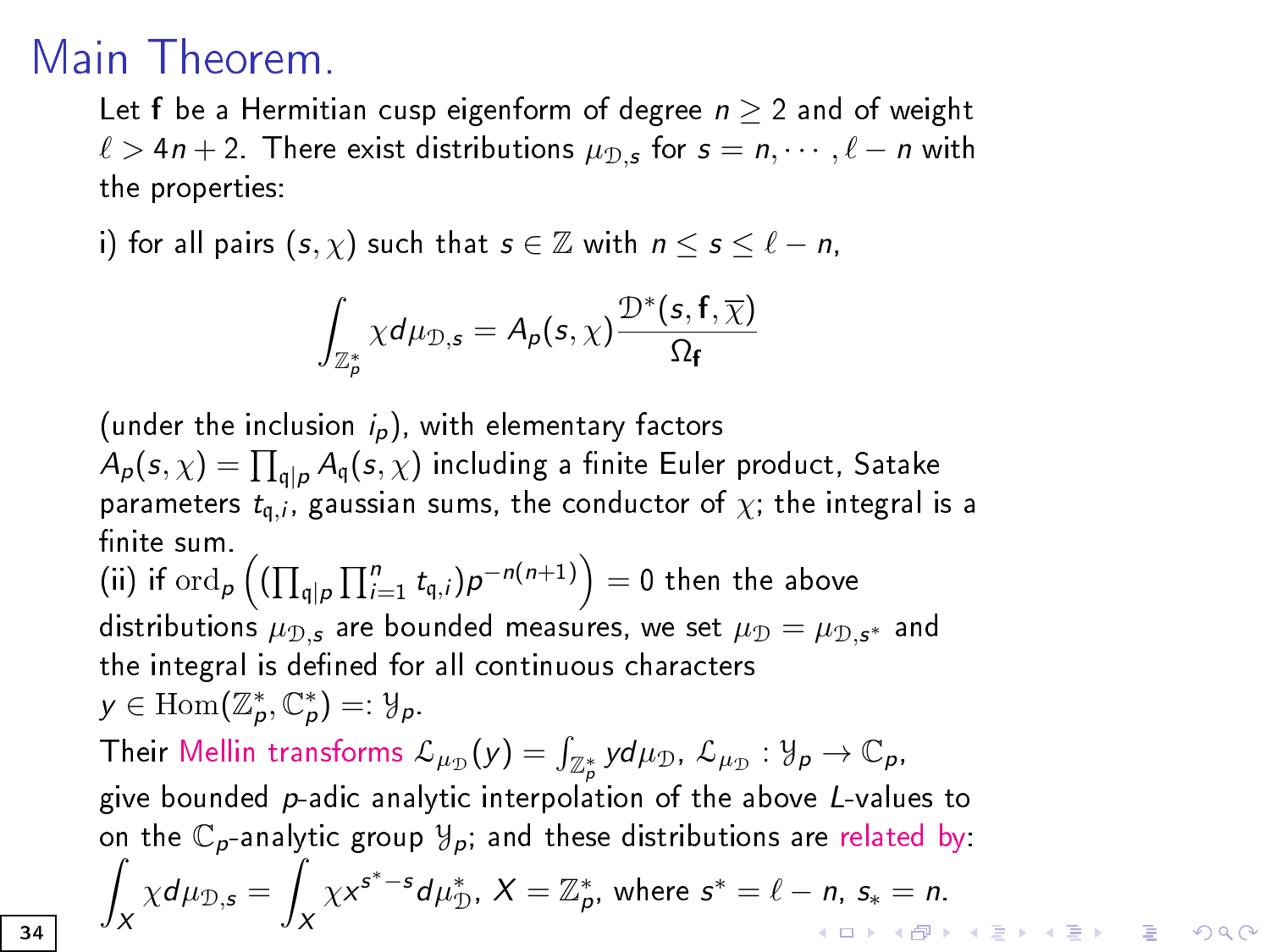# Main Theorem.

Let $\mathbf{f}$ be a Hermitian cusp eigenform of degree $n \geq 2$ and of weight $\ell > 4n+2$. There exist distributions $\mu_{\mathcal{D},s}$ for $s = n, \cdots, \ell - n$ with the properties:

i) for all pairs $(s, \chi)$ such that $s \in \mathbb{Z}$ with $n \leq s \leq \ell - n$,

$$\int_{\mathbb{Z}_p^*} \chi d\mu_{\mathcal{D},s} = A_p(s,\chi) \frac{\mathcal{D}^*(s, \mathbf{f}, \overline{\chi})}{\Omega_{\mathbf{f}}}$$

(under the inclusion $i_p$), with elementary factors $A_p(s,\chi) = \prod_{\mathfrak{q}|p} A_{\mathfrak{q}}(s,\chi)$ including a finite Euler product, Satake parameters $t_{\mathfrak{q},i}$, gaussian sums, the conductor of $\chi$; the integral is a finite sum.

(ii) if $\operatorname{ord}_p \left( (\prod_{\mathfrak{q}|p} \prod_{i=1}^{n} t_{\mathfrak{q},i}) p^{-n(n+1)} \right) = 0$ then the above distributions $\mu_{\mathcal{D},s}$ are bounded measures, we set $\mu_{\mathcal{D}} = \mu_{\mathcal{D},s^*}$ and the integral is defined for all continuous characters $y \in \operatorname{Hom}(\mathbb{Z}_p^*, \mathbb{C}_p^*) =: \mathcal{Y}_p$.

Their Mellin transforms $\mathcal{L}_{\mu_{\mathcal{D}}}(y) = \int_{\mathbb{Z}_p^*} y d\mu_{\mathcal{D}}$, $\mathcal{L}_{\mu_{\mathcal{D}}} : \mathcal{Y}_p \to \mathbb{C}_p$, give bounded $p$-adic analytic interpolation of the above $L$-values to on the $\mathbb{C}_p$-analytic group $\mathcal{Y}_p$; and these distributions are related by:

$$\int_X \chi d\mu_{\mathcal{D},s} = \int_X \chi x^{s^*-s} d\mu_{\mathcal{D}}^*, \; X = \mathbb{Z}_p^*, \text{ where } s^* = \ell - n, \; s_* = n.$$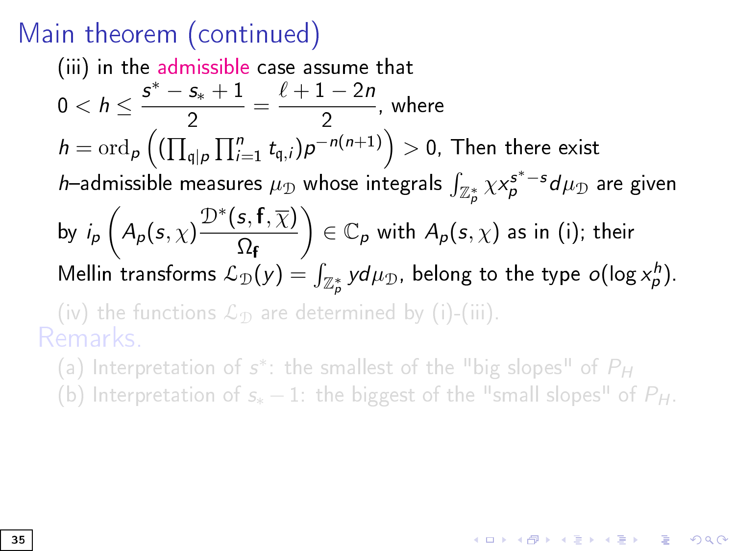# Main theorem (continued)

(iii) in the admissible case assume that $0 < h \le \dfrac{s^* - s_* + 1}{2} = \dfrac{\ell + 1 - 2n}{2}$, where $h = \mathrm{ord}_p\left((\prod_{\mathfrak{q}|p}\prod_{i=1}^{n} t_{\mathfrak{q},i})p^{-n(n+1)}\right) > 0$, Then there exist $h$–admissible measures $\mu_{\mathcal{D}}$ whose integrals $\int_{\mathbb{Z}_p^*} \chi x_p^{s^*-s} d\mu_{\mathcal{D}}$ are given by $i_p\left(A_p(s,\chi)\dfrac{\mathcal{D}^*(s,\mathbf{f},\overline{\chi})}{\Omega_{\mathbf{f}}}\right) \in \mathbb{C}_p$ with $A_p(s,\chi)$ as in (i); their Mellin transforms $\mathcal{L}_{\mathcal{D}}(y) = \int_{\mathbb{Z}_p^*} y d\mu_{\mathcal{D}}$, belong to the type $o(\log x_p^h)$.

(iv) the functions $\mathcal{L}_{\mathcal{D}}$ are determined by (i)-(iii).

## Remarks.

(a) Interpretation of $s^*$: the smallest of the "big slopes" of $P_H$

(b) Interpretation of $s_* - 1$: the biggest of the "small slopes" of $P_H$.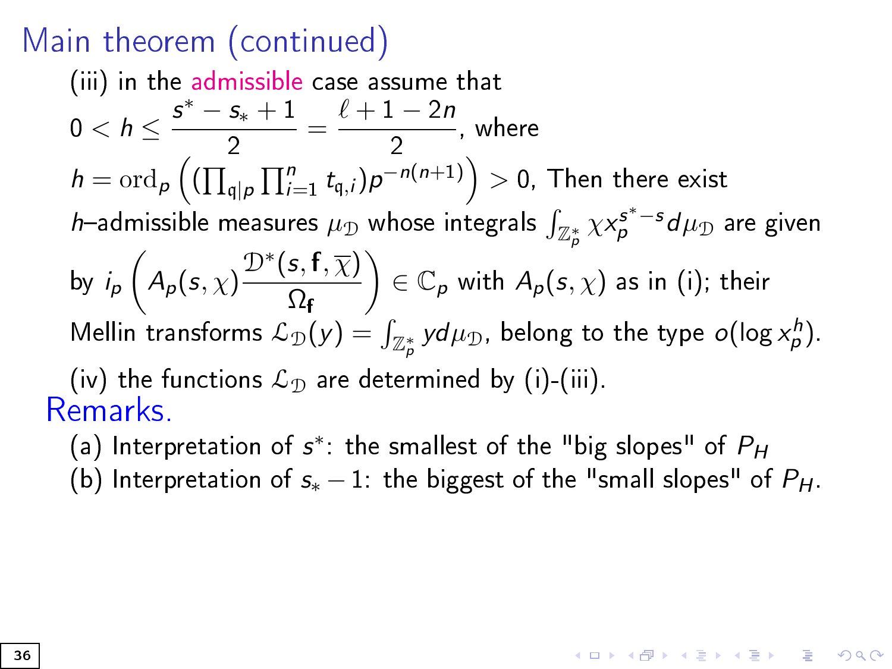## Main theorem (continued)

(iii) in the admissible case assume that
$0 < h \le \dfrac{s^* - s_* + 1}{2} = \dfrac{\ell + 1 - 2n}{2}$, where
$h = \mathrm{ord}_p \left( (\prod_{\mathfrak{q}|p} \prod_{i=1}^n t_{\mathfrak{q},i}) p^{-n(n+1)} \right) > 0$, Then there exist $h$–admissible measures $\mu_{\mathcal{D}}$ whose integrals $\int_{\mathbb{Z}_p^*} \chi x_p^{s^*-s} d\mu_{\mathcal{D}}$ are given by $i_p \left( A_p(s,\chi) \dfrac{\mathcal{D}^*(s, \mathbf{f}, \overline{\chi})}{\Omega_{\mathbf{f}}} \right) \in \mathbb{C}_p$ with $A_p(s,\chi)$ as in (i); their Mellin transforms $\mathcal{L}_{\mathcal{D}}(y) = \int_{\mathbb{Z}_p^*} y d\mu_{\mathcal{D}}$, belong to the type $o(\log x_p^h)$.

(iv) the functions $\mathcal{L}_{\mathcal{D}}$ are determined by (i)-(iii).

### Remarks.

(a) Interpretation of $s^*$: the smallest of the "big slopes" of $P_H$

(b) Interpretation of $s_* - 1$: the biggest of the "small slopes" of $P_H$.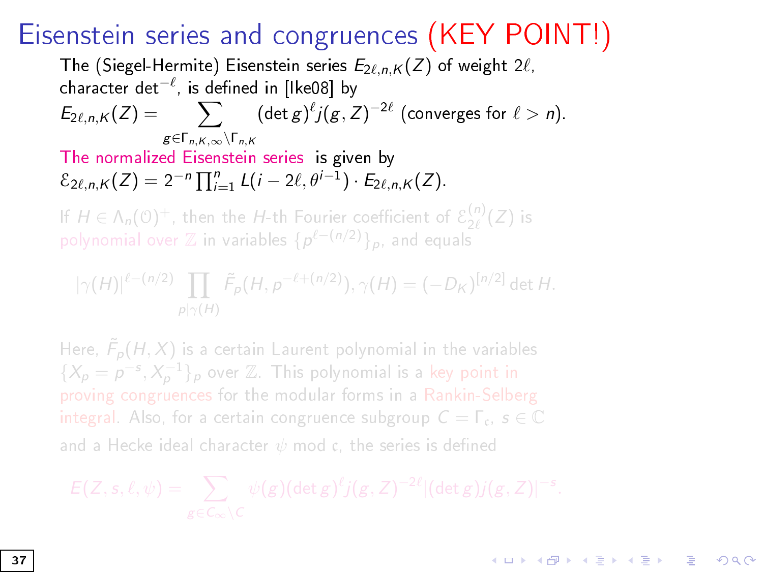# Eisenstein series and congruences (KEY POINT!)

The (Siegel-Hermite) Eisenstein series $E_{2\ell,n,K}(Z)$ of weight $2\ell$, character $\det^{-\ell}$, is defined in [Ike08] by

$$E_{2\ell,n,K}(Z) = \sum_{g \in \Gamma_{n,K,\infty} \backslash \Gamma_{n,K}} (\det g)^{\ell} j(g, Z)^{-2\ell} \text{ (converges for } \ell > n).$$

The normalized Eisenstein series is given by

$\mathcal{E}_{2\ell,n,K}(Z) = 2^{-n} \prod_{i=1}^{n} L(i - 2\ell, \theta^{i-1}) \cdot E_{2\ell,n,K}(Z).$

If $H \in \Lambda_n(\mathcal{O})^+$, then the $H$-th Fourier coefficient of $\mathcal{E}_{2\ell}^{(n)}(Z)$ is polynomial over $\mathbb{Z}$ in variables $\{p^{\ell-(n/2)}\}_p$, and equals

$$|\gamma(H)|^{\ell-(n/2)} \prod_{p|\gamma(H)} \tilde{F}_p(H, p^{-\ell+(n/2)}), \gamma(H) = (-D_K)^{[n/2]} \det H.$$

Here, $\tilde{F}_p(H, X)$ is a certain Laurent polynomial in the variables $\{X_p = p^{-s}, X_p^{-1}\}_p$ over $\mathbb{Z}$. This polynomial is a key point in proving congruences for the modular forms in a Rankin-Selberg integral. Also, for a certain congruence subgroup $C = \Gamma_{\mathfrak{c}}$, $s \in \mathbb{C}$ and a Hecke ideal character $\psi$ mod $\mathfrak{c}$, the series is defined

$$E(Z, s, \ell, \psi) = \sum_{g \in C_\infty \backslash C} \psi(g)(\det g)^{\ell} j(g, Z)^{-2\ell} |(\det g) j(g, Z)|^{-s}.$$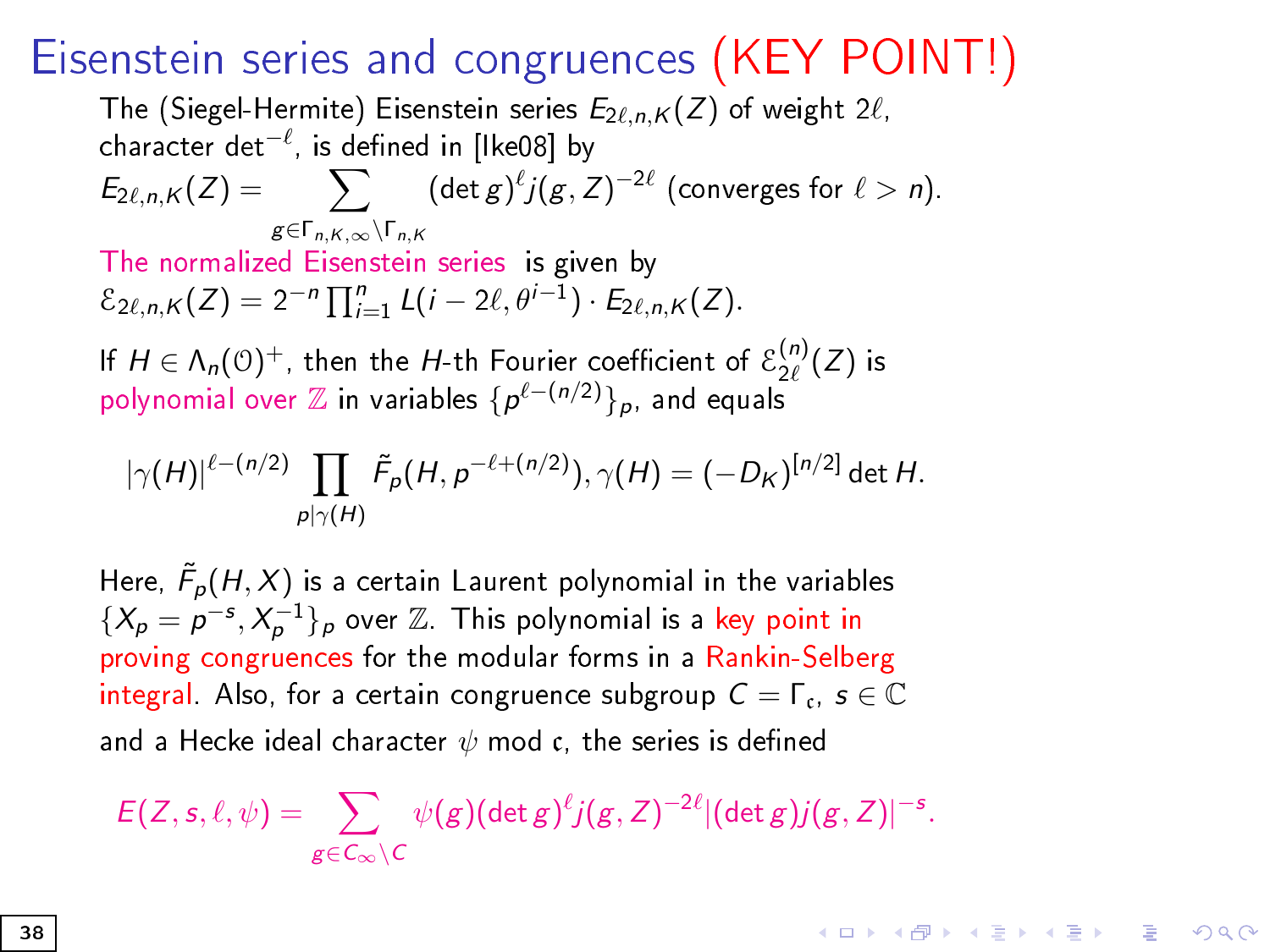# Eisenstein series and congruences (KEY POINT!)

The (Siegel-Hermite) Eisenstein series $E_{2\ell,n,K}(Z)$ of weight $2\ell$, character $\det^{-\ell}$, is defined in [Ike08] by

$$E_{2\ell,n,K}(Z) = \sum_{g \in \Gamma_{n,K,\infty} \backslash \Gamma_{n,K}} (\det g)^{\ell} j(g,Z)^{-2\ell} \text{ (converges for } \ell > n).$$

The normalized Eisenstein series is given by

$$\mathcal{E}_{2\ell,n,K}(Z) = 2^{-n} \prod_{i=1}^{n} L(i-2\ell, \theta^{i-1}) \cdot E_{2\ell,n,K}(Z).$$

If $H \in \Lambda_n(\mathcal{O})^+$, then the $H$-th Fourier coefficient of $\mathcal{E}_{2\ell}^{(n)}(Z)$ is polynomial over $\mathbb{Z}$ in variables $\{p^{\ell-(n/2)}\}_p$, and equals

$$|\gamma(H)|^{\ell-(n/2)} \prod_{p \mid \gamma(H)} \tilde{F}_p(H, p^{-\ell+(n/2)}), \gamma(H) = (-D_K)^{[n/2]} \det H.$$

Here, $\tilde{F}_p(H,X)$ is a certain Laurent polynomial in the variables $\{X_p = p^{-s}, X_p^{-1}\}_p$ over $\mathbb{Z}$. This polynomial is a key point in proving congruences for the modular forms in a Rankin-Selberg integral. Also, for a certain congruence subgroup $C = \Gamma_{\mathfrak{c}}$, $s \in \mathbb{C}$ and a Hecke ideal character $\psi$ mod $\mathfrak{c}$, the series is defined

$$E(Z,s,\ell,\psi) = \sum_{g \in C_\infty \backslash C} \psi(g)(\det g)^{\ell} j(g,Z)^{-2\ell} |(\det g) j(g,Z)|^{-s}.$$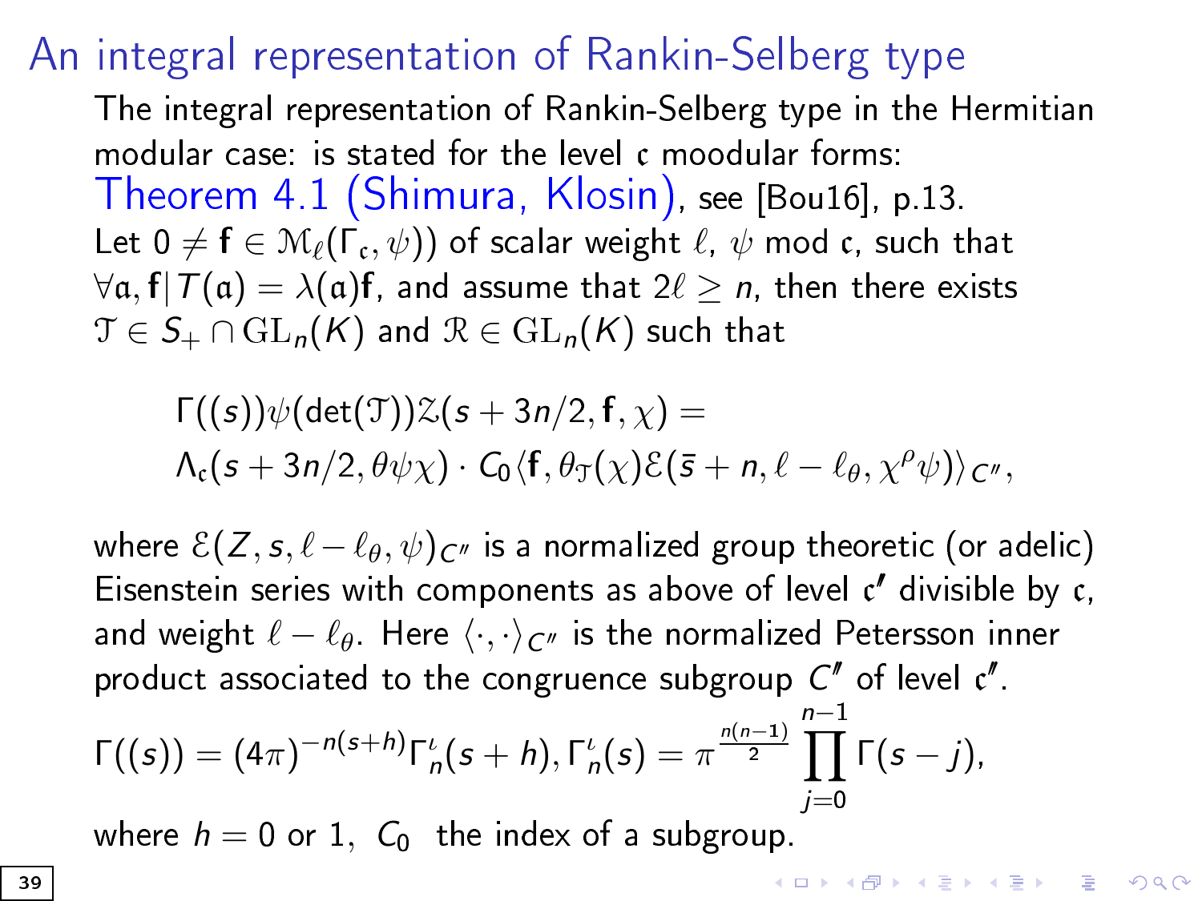# An integral representation of Rankin-Selberg type

The integral representation of Rankin-Selberg type in the Hermitian modular case: is stated for the level $\mathfrak{c}$ moodular forms:

Theorem 4.1 (Shimura, Klosin), see [Bou16], p.13.

Let $0 \neq \mathbf{f} \in \mathcal{M}_\ell(\Gamma_\mathfrak{c}, \psi))$ of scalar weight $\ell$, $\psi$ mod $\mathfrak{c}$, such that $\forall \mathfrak{a}, \mathbf{f}|T(\mathfrak{a}) = \lambda(\mathfrak{a})\mathbf{f}$, and assume that $2\ell \geq n$, then there exists $\mathcal{T} \in S_+ \cap \mathrm{GL}_n(K)$ and $\mathcal{R} \in \mathrm{GL}_n(K)$ such that

$$
\begin{aligned}
&\Gamma((s))\psi(\det(\mathcal{T}))\mathcal{Z}(s + 3n/2, \mathbf{f}, \chi) = \\
&\Lambda_\mathfrak{c}(s + 3n/2, \theta\psi\chi) \cdot C_0\langle \mathbf{f}, \theta_\mathcal{T}(\chi)\mathcal{E}(\bar{s} + n, \ell - \ell_\theta, \chi^\rho\psi)\rangle_{C''},
\end{aligned}
$$

where $\mathcal{E}(Z, s, \ell - \ell_\theta, \psi)_{C''}$ is a normalized group theoretic (or adelic) Eisenstein series with components as above of level $\mathfrak{c}'$ divisible by $\mathfrak{c}$, and weight $\ell - \ell_\theta$. Here $\langle \cdot, \cdot \rangle_{C''}$ is the normalized Petersson inner product associated to the congruence subgroup $C''$ of level $\mathfrak{c}''$.

$$
\Gamma((s)) = (4\pi)^{-n(s+h)}\Gamma_n^\iota(s + h), \Gamma_n^\iota(s) = \pi^{\frac{n(n-1)}{2}} \prod_{j=0}^{n-1} \Gamma(s - j),
$$

where $h = 0$ or $1$, $C_0$ the index of a subgroup.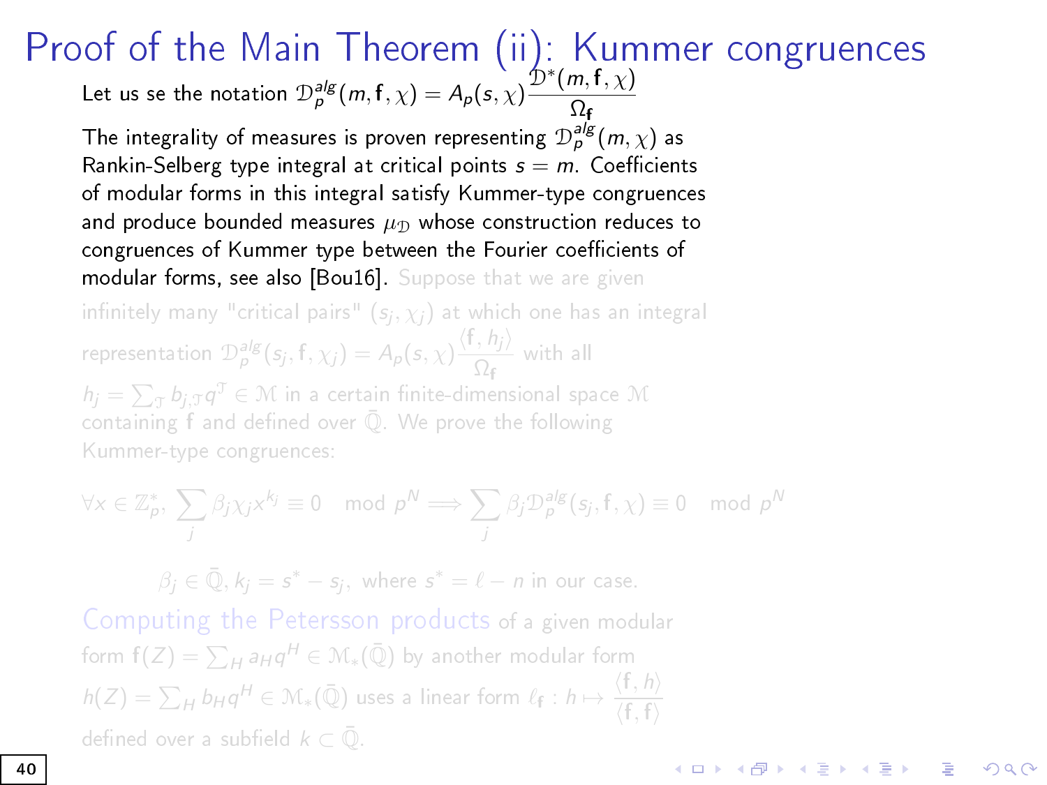# Proof of the Main Theorem (ii): Kummer congruences

Let us se the notation $\mathcal{D}_p^{alg}(m, \mathbf{f}, \chi) = A_p(s, \chi)\dfrac{\mathcal{D}^*(m, \mathbf{f}, \chi)}{\Omega_{\mathbf{f}}}$

The integrality of measures is proven representing $\mathcal{D}_p^{alg}(m, \chi)$ as Rankin-Selberg type integral at critical points $s = m$. Coefficients of modular forms in this integral satisfy Kummer-type congruences and produce bounded measures $\mu_{\mathcal{D}}$ whose construction reduces to congruences of Kummer type between the Fourier coefficients of modular forms, see also [Bou16]. Suppose that we are given infinitely many "critical pairs" $(s_j, \chi_j)$ at which one has an integral representation $\mathcal{D}_p^{alg}(s_j, \mathbf{f}, \chi_j) = A_p(s, \chi)\dfrac{\langle \mathbf{f}, h_j \rangle}{\Omega_{\mathbf{f}}}$ with all $h_j = \sum_{\mathcal{T}} b_{j,\mathcal{T}} q^{\mathcal{T}} \in \mathcal{M}$ in a certain finite-dimensional space $\mathcal{M}$ containing $\mathbf{f}$ and defined over $\bar{\mathbb{Q}}$. We prove the following Kummer-type congruences:

$$\forall x \in \mathbb{Z}_p^*, \ \sum_j \beta_j \chi_j x^{k_j} \equiv 0 \mod p^N \Longrightarrow \sum_j \beta_j \mathcal{D}_p^{alg}(s_j, \mathbf{f}, \chi) \equiv 0 \mod p^N$$

$$\beta_j \in \bar{\mathbb{Q}}, k_j = s^* - s_j, \text{ where } s^* = \ell - n \text{ in our case.}$$

Computing the Petersson products of a given modular form $\mathbf{f}(Z) = \sum_H a_H q^H \in \mathcal{M}_*(\bar{\mathbb{Q}})$ by another modular form $h(Z) = \sum_H b_H q^H \in \mathcal{M}_*(\bar{\mathbb{Q}})$ uses a linear form $\ell_{\mathbf{f}} : h \mapsto \dfrac{\langle \mathbf{f}, h \rangle}{\langle \mathbf{f}, \mathbf{f} \rangle}$ defined over a subfield $k \subset \bar{\mathbb{Q}}$.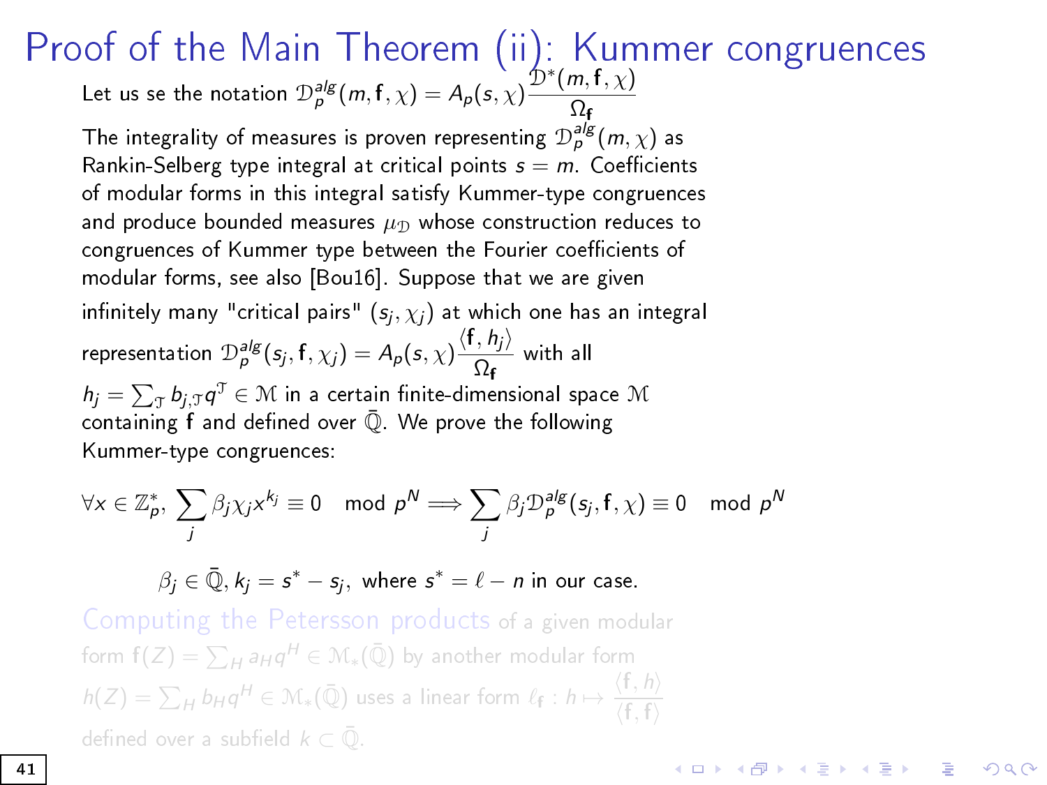# Proof of the Main Theorem (ii): Kummer congruences

Let us se the notation $\mathcal{D}_p^{alg}(m, \mathbf{f}, \chi) = A_p(s, \chi)\dfrac{\mathcal{D}^*(m, \mathbf{f}, \chi)}{\Omega_\mathbf{f}}$

The integrality of measures is proven representing $\mathcal{D}_p^{alg}(m, \chi)$ as Rankin-Selberg type integral at critical points $s = m$. Coefficients of modular forms in this integral satisfy Kummer-type congruences and produce bounded measures $\mu_\mathcal{D}$ whose construction reduces to congruences of Kummer type between the Fourier coefficients of modular forms, see also [Bou16]. Suppose that we are given infinitely many "critical pairs" $(s_j, \chi_j)$ at which one has an integral representation $\mathcal{D}_p^{alg}(s_j, \mathbf{f}, \chi_j) = A_p(s, \chi)\dfrac{\langle \mathbf{f}, h_j \rangle}{\Omega_\mathbf{f}}$ with all $h_j = \sum_\mathcal{T} b_{j,\mathcal{T}} q^\mathcal{T} \in \mathcal{M}$ in a certain finite-dimensional space $\mathcal{M}$ containing $\mathbf{f}$ and defined over $\bar{\mathbb{Q}}$. We prove the following Kummer-type congruences:

$$\forall x \in \mathbb{Z}_p^*,\ \sum_j \beta_j \chi_j x^{k_j} \equiv 0 \mod p^N \Longrightarrow \sum_j \beta_j \mathcal{D}_p^{alg}(s_j, \mathbf{f}, \chi) \equiv 0 \mod p^N$$

$$\beta_j \in \bar{\mathbb{Q}},\ k_j = s^* - s_j,\ \text{where } s^* = \ell - n \text{ in our case.}$$

Computing the Petersson products of a given modular form $\mathbf{f}(Z) = \sum_H a_H q^H \in \mathcal{M}_*(\bar{\mathbb{Q}})$ by another modular form $h(Z) = \sum_H b_H q^H \in \mathcal{M}_*(\bar{\mathbb{Q}})$ uses a linear form $\ell_\mathbf{f} : h \mapsto \dfrac{\langle \mathbf{f}, h \rangle}{\langle \mathbf{f}, \mathbf{f} \rangle}$ defined over a subfield $k \subset \bar{\mathbb{Q}}$.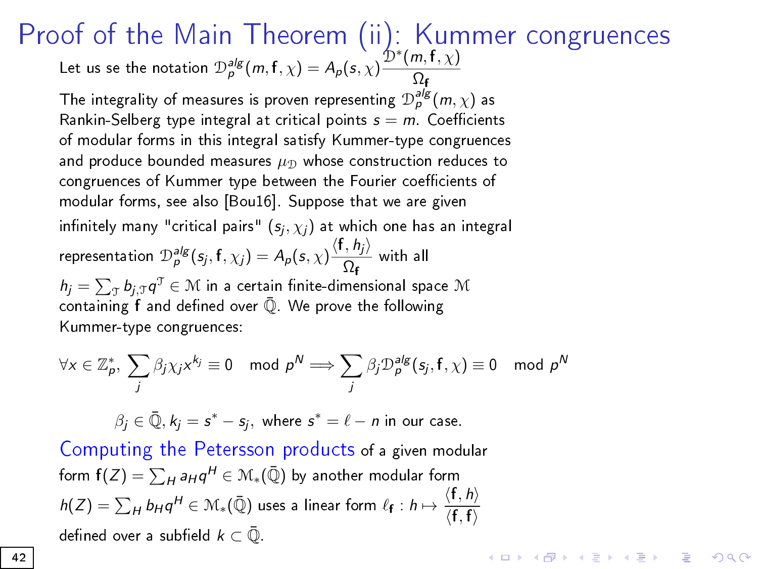# Proof of the Main Theorem (ii): Kummer congruences

Let us se the notation $\mathcal{D}_p^{alg}(m, \mathbf{f}, \chi) = A_p(s, \chi)\dfrac{\mathcal{D}^*(m, \mathbf{f}, \chi)}{\Omega_{\mathbf{f}}}$

The integrality of measures is proven representing $\mathcal{D}_p^{alg}(m, \chi)$ as Rankin-Selberg type integral at critical points $s = m$. Coefficients of modular forms in this integral satisfy Kummer-type congruences and produce bounded measures $\mu_{\mathcal{D}}$ whose construction reduces to congruences of Kummer type between the Fourier coefficients of modular forms, see also [Bou16]. Suppose that we are given infinitely many "critical pairs" $(s_j, \chi_j)$ at which one has an integral representation $\mathcal{D}_p^{alg}(s_j, \mathbf{f}, \chi_j) = A_p(s, \chi)\dfrac{\langle \mathbf{f}, h_j\rangle}{\Omega_{\mathbf{f}}}$ with all $h_j = \sum_{\mathcal{T}} b_{j,\mathcal{T}} q^{\mathcal{T}} \in \mathcal{M}$ in a certain finite-dimensional space $\mathcal{M}$ containing $\mathbf{f}$ and defined over $\bar{\mathbb{Q}}$. We prove the following Kummer-type congruences:

$$\forall x \in \mathbb{Z}_p^*, \ \sum_j \beta_j \chi_j x^{k_j} \equiv 0 \mod p^N \Longrightarrow \sum_j \beta_j \mathcal{D}_p^{alg}(s_j, \mathbf{f}, \chi) \equiv 0 \mod p^N$$

$$\beta_j \in \bar{\mathbb{Q}}, k_j = s^* - s_j, \text{ where } s^* = \ell - n \text{ in our case.}$$

Computing the Petersson products of a given modular form $\mathbf{f}(Z) = \sum_H a_H q^H \in \mathcal{M}_*(\bar{\mathbb{Q}})$ by another modular form $h(Z) = \sum_H b_H q^H \in \mathcal{M}_*(\bar{\mathbb{Q}})$ uses a linear form $\ell_{\mathbf{f}} : h \mapsto \dfrac{\langle \mathbf{f}, h\rangle}{\langle \mathbf{f}, \mathbf{f}\rangle}$ defined over a subfield $k \subset \bar{\mathbb{Q}}$.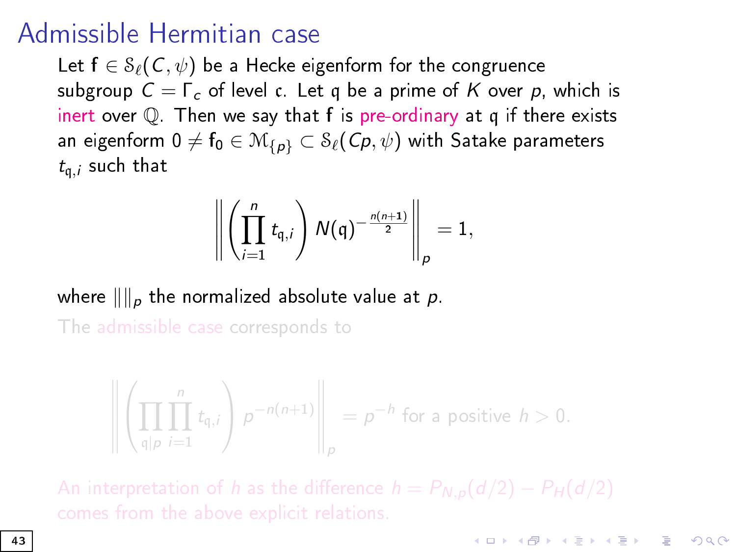# Admissible Hermitian case

Let $\mathrm{f} \in \mathcal{S}_\ell(C, \psi)$ be a Hecke eigenform for the congruence subgroup $C = \Gamma_c$ of level $\mathfrak{c}$. Let $\mathfrak{q}$ be a prime of $K$ over $p$, which is inert over $\mathbb{Q}$. Then we say that f is pre-ordinary at $\mathfrak{q}$ if there exists an eigenform $0 \neq \mathrm{f}_0 \in \mathcal{M}_{\{p\}} \subset \mathcal{S}_\ell(Cp, \psi)$ with Satake parameters $t_{\mathfrak{q},i}$ such that

$$\left\| \left( \prod_{i=1}^{n} t_{\mathfrak{q},i} \right) N(\mathfrak{q})^{-\frac{n(n+1)}{2}} \right\|_p = 1,$$

where $\| \|_p$ the normalized absolute value at $p$.

The admissible case corresponds to

$$\left\| \left( \prod_{\mathfrak{q}|p} \prod_{i=1}^{n} t_{\mathfrak{q},i} \right) p^{-n(n+1)} \right\|_p = p^{-h} \text{ for a positive } h > 0.$$

An interpretation of $h$ as the difference $h = P_{N,p}(d/2) - P_H(d/2)$ comes from the above explicit relations.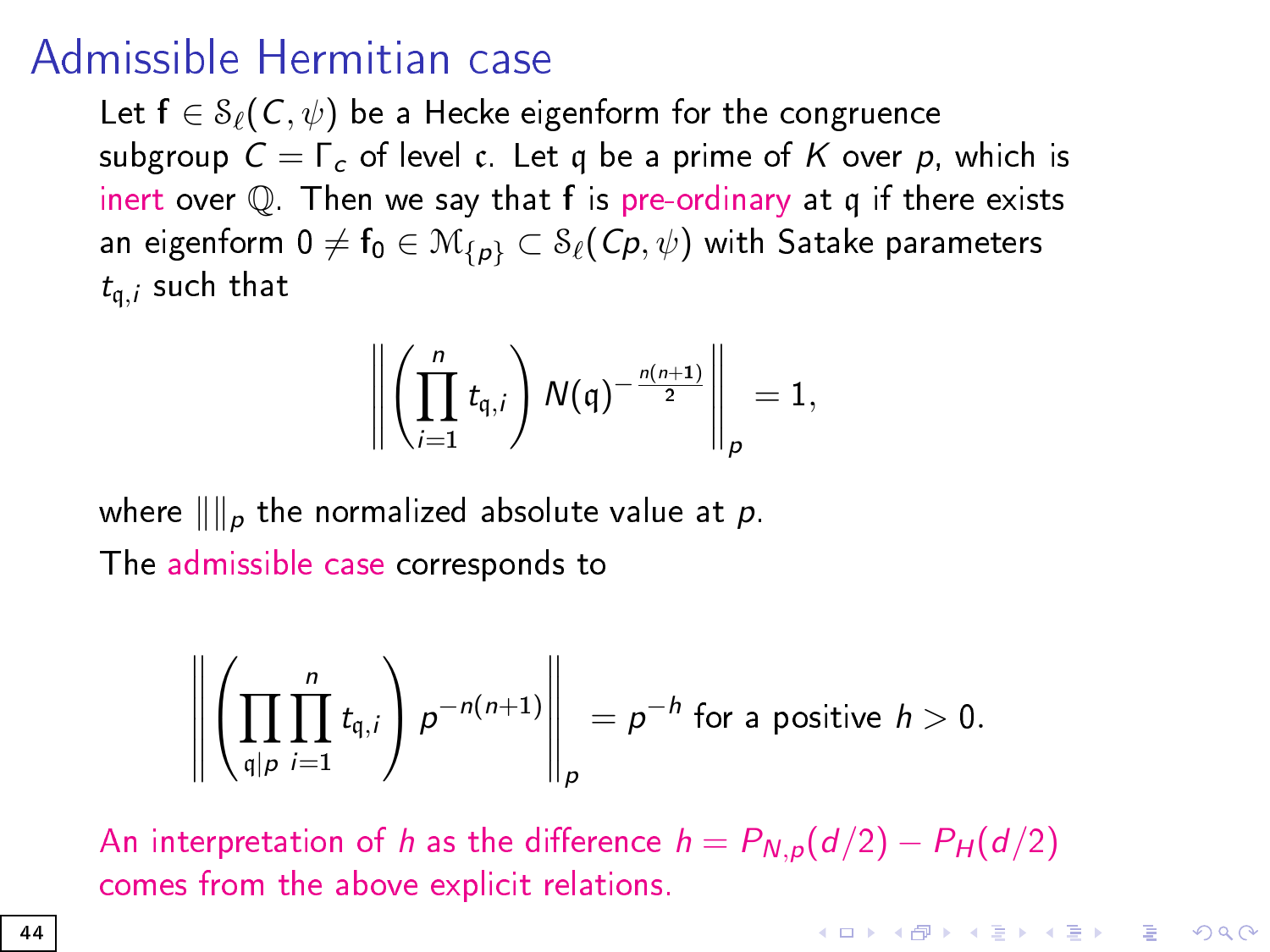# Admissible Hermitian case

Let $\mathsf{f} \in \mathcal{S}_\ell(C, \psi)$ be a Hecke eigenform for the congruence subgroup $C = \Gamma_{\mathfrak{c}}$ of level $\mathfrak{c}$. Let $\mathfrak{q}$ be a prime of $K$ over $p$, which is inert over $\mathbb{Q}$. Then we say that $\mathsf{f}$ is pre-ordinary at $\mathfrak{q}$ if there exists an eigenform $0 \neq \mathsf{f}_0 \in \mathcal{M}_{\{p\}} \subset \mathcal{S}_\ell(Cp, \psi)$ with Satake parameters $t_{\mathfrak{q},i}$ such that

$$\left\| \left( \prod_{i=1}^{n} t_{\mathfrak{q},i} \right) N(\mathfrak{q})^{-\frac{n(n+1)}{2}} \right\|_p = 1,$$

where $\|\|_p$ the normalized absolute value at $p$.

The admissible case corresponds to

$$\left\| \left( \prod_{\mathfrak{q}|p} \prod_{i=1}^{n} t_{\mathfrak{q},i} \right) p^{-n(n+1)} \right\|_p = p^{-h} \text{ for a positive } h > 0.$$

An interpretation of $h$ as the difference $h = P_{N,p}(d/2) - P_H(d/2)$ comes from the above explicit relations.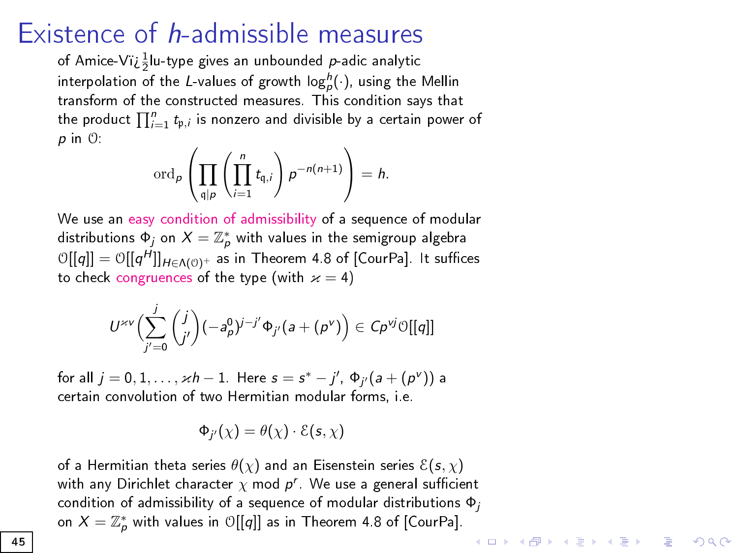# Existence of $h$-admissible measures

of Amice-Vï¿½lu-type gives an unbounded $p$-adic analytic interpolation of the $L$-values of growth $\log_p^h(\cdot)$, using the Mellin transform of the constructed measures. This condition says that the product $\prod_{i=1}^n t_{\mathfrak{p},i}$ is nonzero and divisible by a certain power of $p$ in $\mathcal{O}$:

$$\mathrm{ord}_p\left(\prod_{\mathfrak{q}|p}\left(\prod_{i=1}^n t_{\mathfrak{q},i}\right)p^{-n(n+1)}\right) = h.$$

We use an easy condition of admissibility of a sequence of modular distributions $\Phi_j$ on $X = \mathbb{Z}_p^*$ with values in the semigroup algebra $\mathcal{O}[[q]] = \mathcal{O}[[q^H]]_{H\in\Lambda(\mathcal{O})^+}$ as in Theorem 4.8 of [CourPa]. It suffices to check congruences of the type (with $\varkappa = 4$)

$$U^{\varkappa v}\Big(\sum_{j'=0}^{j}\binom{j}{j'}(-a_p^0)^{j-j'}\Phi_{j'}(a+(p^v))\Big) \in Cp^{vj}\mathcal{O}[[q]]$$

for all $j = 0, 1, \ldots, \varkappa h - 1$. Here $s = s^* - j'$, $\Phi_{j'}(a+(p^v))$ a certain convolution of two Hermitian modular forms, i.e.

$$\Phi_{j'}(\chi) = \theta(\chi)\cdot\mathcal{E}(s,\chi)$$

of a Hermitian theta series $\theta(\chi)$ and an Eisenstein series $\mathcal{E}(s,\chi)$ with any Dirichlet character $\chi$ mod $p^r$. We use a general sufficient condition of admissibility of a sequence of modular distributions $\Phi_j$ on $X = \mathbb{Z}_p^*$ with values in $\mathcal{O}[[q]]$ as in Theorem 4.8 of [CourPa].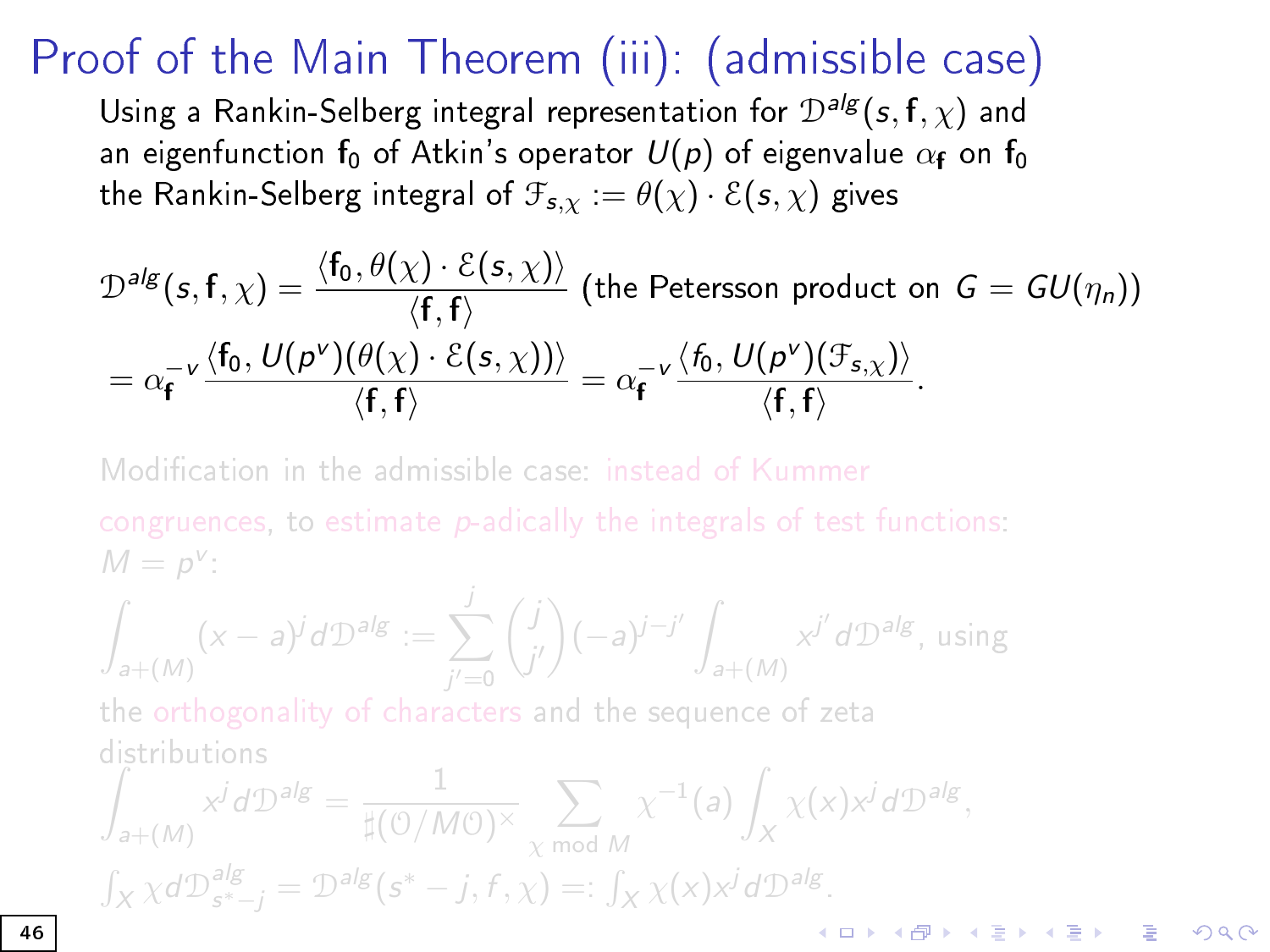# Proof of the Main Theorem (iii): (admissible case)

Using a Rankin-Selberg integral representation for $\mathcal{D}^{alg}(s, \mathbf{f}, \chi)$ and an eigenfunction $\mathbf{f}_0$ of Atkin's operator $U(p)$ of eigenvalue $\alpha_{\mathbf{f}}$ on $\mathbf{f}_0$ the Rankin-Selberg integral of $\mathcal{F}_{s,\chi} := \theta(\chi) \cdot \mathcal{E}(s, \chi)$ gives

$$\mathcal{D}^{alg}(s, \mathbf{f}, \chi) = \frac{\langle \mathbf{f}_0, \theta(\chi) \cdot \mathcal{E}(s, \chi) \rangle}{\langle \mathbf{f}, \mathbf{f} \rangle} \text{ (the Petersson product on } G = GU(\eta_n))$$

$$= \alpha_{\mathbf{f}}^{-v} \frac{\langle \mathbf{f}_0, U(p^v)(\theta(\chi) \cdot \mathcal{E}(s, \chi)) \rangle}{\langle \mathbf{f}, \mathbf{f} \rangle} = \alpha_{\mathbf{f}}^{-v} \frac{\langle f_0, U(p^v)(\mathcal{F}_{s,\chi}) \rangle}{\langle \mathbf{f}, \mathbf{f} \rangle}.$$

Modification in the admissible case: instead of Kummer congruences, to estimate $p$-adically the integrals of test functions: $M = p^v$:

$$\int_{a+(M)} (x-a)^j d\mathcal{D}^{alg} := \sum_{j'=0}^{j} \binom{j}{j'} (-a)^{j-j'} \int_{a+(M)} x^{j'} d\mathcal{D}^{alg}, \text{ using}$$

the orthogonality of characters and the sequence of zeta distributions

$$\int_{a+(M)} x^j d\mathcal{D}^{alg} = \frac{1}{\sharp(\mathcal{O}/M\mathcal{O})^\times} \sum_{\chi \bmod M} \chi^{-1}(a) \int_X \chi(x) x^j d\mathcal{D}^{alg},$$

$\int_X \chi d\mathcal{D}^{alg}_{s^*-j} = \mathcal{D}^{alg}(s^* - j, f, \chi) =: \int_X \chi(x) x^j d\mathcal{D}^{alg}.$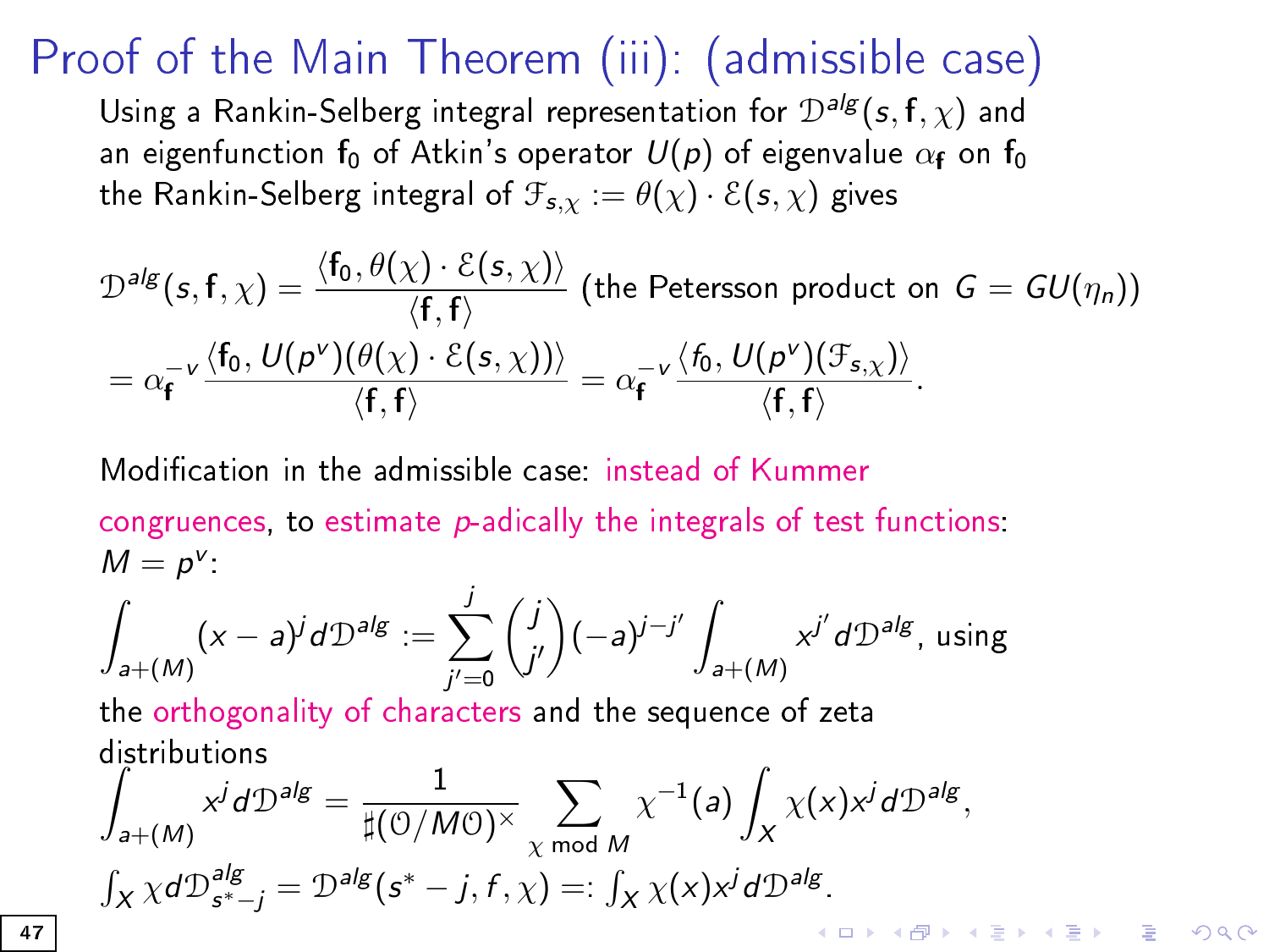# Proof of the Main Theorem (iii): (admissible case)

Using a Rankin-Selberg integral representation for $\mathcal{D}^{alg}(s, \mathbf{f}, \chi)$ and an eigenfunction $\mathbf{f}_0$ of Atkin's operator $U(p)$ of eigenvalue $\alpha_{\mathbf{f}}$ on $\mathbf{f}_0$ the Rankin-Selberg integral of $\mathcal{F}_{s,\chi} := \theta(\chi) \cdot \mathcal{E}(s, \chi)$ gives

$$\mathcal{D}^{alg}(s, \mathbf{f}, \chi) = \frac{\langle \mathbf{f}_0, \theta(\chi) \cdot \mathcal{E}(s, \chi) \rangle}{\langle \mathbf{f}, \mathbf{f} \rangle} \text{ (the Petersson product on } G = GU(\eta_n))$$

$$= \alpha_{\mathbf{f}}^{-v} \frac{\langle \mathbf{f}_0, U(p^v)(\theta(\chi) \cdot \mathcal{E}(s, \chi)) \rangle}{\langle \mathbf{f}, \mathbf{f} \rangle} = \alpha_{\mathbf{f}}^{-v} \frac{\langle f_0, U(p^v)(\mathcal{F}_{s,\chi}) \rangle}{\langle \mathbf{f}, \mathbf{f} \rangle}.$$

Modification in the admissible case: instead of Kummer congruences, to estimate $p$-adically the integrals of test functions: $M = p^v$:

$$\int_{a+(M)} (x-a)^j \, d\mathcal{D}^{alg} := \sum_{j'=0}^{j} \binom{j}{j'} (-a)^{j-j'} \int_{a+(M)} x^{j'} \, d\mathcal{D}^{alg}, \text{ using}$$

the orthogonality of characters and the sequence of zeta distributions

$$\int_{a+(M)} x^j \, d\mathcal{D}^{alg} = \frac{1}{\sharp(\mathcal{O}/M\mathcal{O})^\times} \sum_{\chi \bmod M} \chi^{-1}(a) \int_X \chi(x) x^j \, d\mathcal{D}^{alg},$$

$\int_X \chi \, d\mathcal{D}^{alg}_{s^*-j} = \mathcal{D}^{alg}(s^* - j, f, \chi) =: \int_X \chi(x) x^j \, d\mathcal{D}^{alg}$.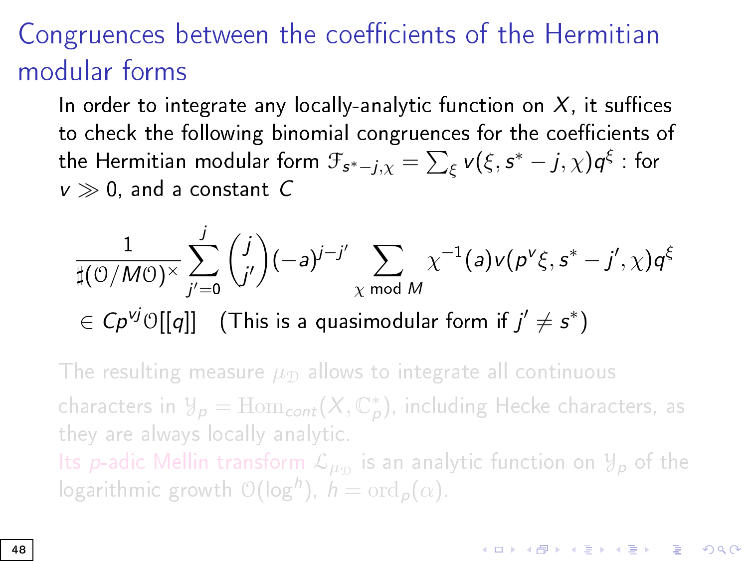# Congruences between the coefficients of the Hermitian modular forms

In order to integrate any locally-analytic function on $X$, it suffices to check the following binomial congruences for the coefficients of the Hermitian modular form $\mathcal{F}_{s^*-j,\chi} = \sum_\xi v(\xi, s^* - j, \chi) q^\xi$ : for $v \gg 0$, and a constant $C$

$$\frac{1}{\sharp(\mathcal{O}/M\mathcal{O})^\times} \sum_{j'=0}^{j} \binom{j}{j'} (-a)^{j-j'} \sum_{\chi \bmod M} \chi^{-1}(a) v(p^v \xi, s^* - j', \chi) q^\xi$$

$$\in Cp^{vj}\mathcal{O}[[q]] \quad \text{(This is a quasimodular form if } j' \neq s^*\text{)}$$

The resulting measure $\mu_{\mathcal{D}}$ allows to integrate all continuous characters in $\mathcal{Y}_p = \mathrm{Hom}_{cont}(X, \mathbb{C}_p^*)$, including Hecke characters, as they are always locally analytic.

Its $p$-adic Mellin transform $\mathcal{L}_{\mu_{\mathcal{D}}}$ is an analytic function on $\mathcal{Y}_p$ of the logarithmic growth $\mathcal{O}(\log^h)$, $h = \mathrm{ord}_p(\alpha)$.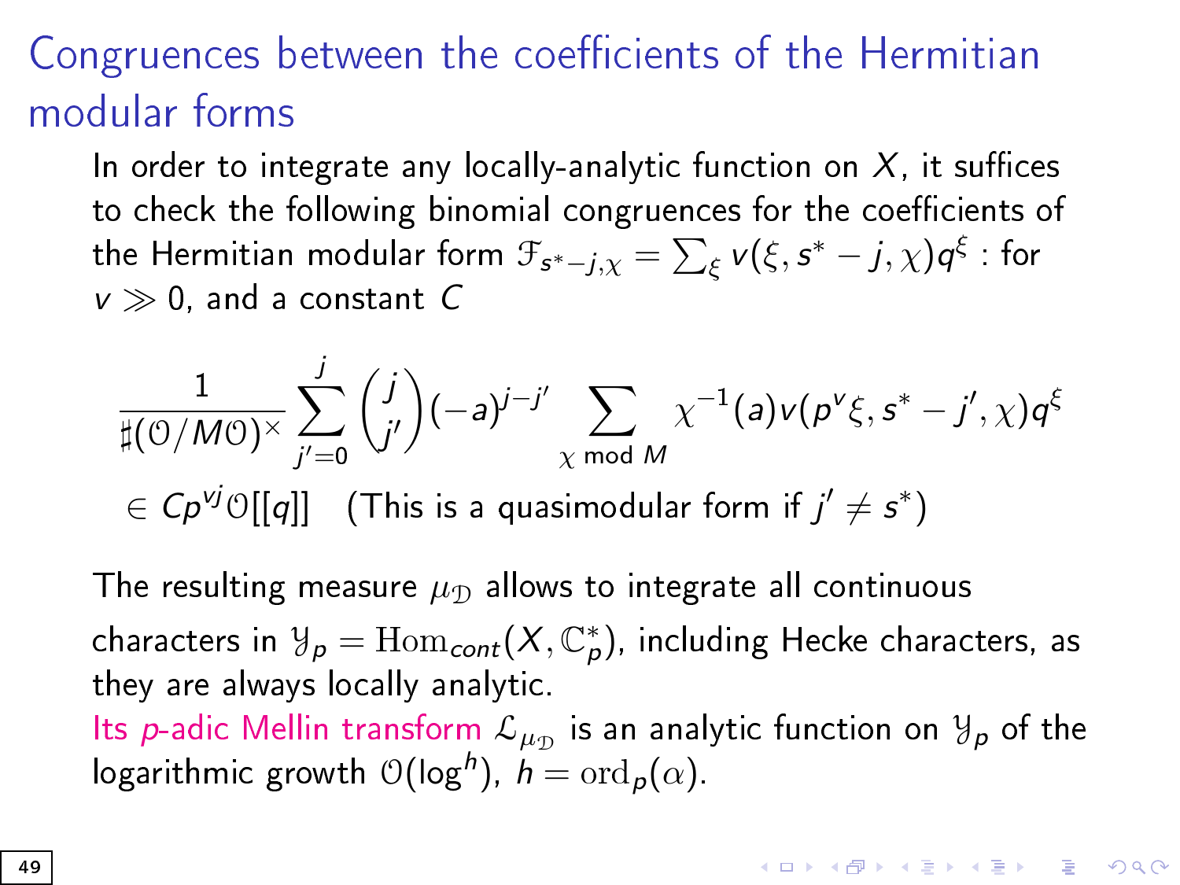# Congruences between the coefficients of the Hermitian modular forms

In order to integrate any locally-analytic function on $X$, it suffices to check the following binomial congruences for the coefficients of the Hermitian modular form $\mathcal{F}_{s^*-j,\chi} = \sum_\xi v(\xi, s^* - j, \chi) q^\xi$ : for $v \gg 0$, and a constant $C$

$$\frac{1}{\sharp(\mathcal{O}/M\mathcal{O})^\times} \sum_{j'=0}^{j} \binom{j}{j'} (-a)^{j-j'} \sum_{\chi \bmod M} \chi^{-1}(a) v(p^v \xi, s^* - j', \chi) q^\xi$$

$$\in Cp^{vj}\mathcal{O}[[q]] \quad \text{(This is a quasimodular form if } j' \neq s^*\text{)}$$

The resulting measure $\mu_{\mathcal{D}}$ allows to integrate all continuous characters in $\mathcal{Y}_p = \mathrm{Hom}_{cont}(X, \mathbb{C}_p^*)$, including Hecke characters, as they are always locally analytic.

Its $p$-adic Mellin transform $\mathcal{L}_{\mu_{\mathcal{D}}}$ is an analytic function on $\mathcal{Y}_p$ of the logarithmic growth $\mathcal{O}(\log^h)$, $h = \mathrm{ord}_p(\alpha)$.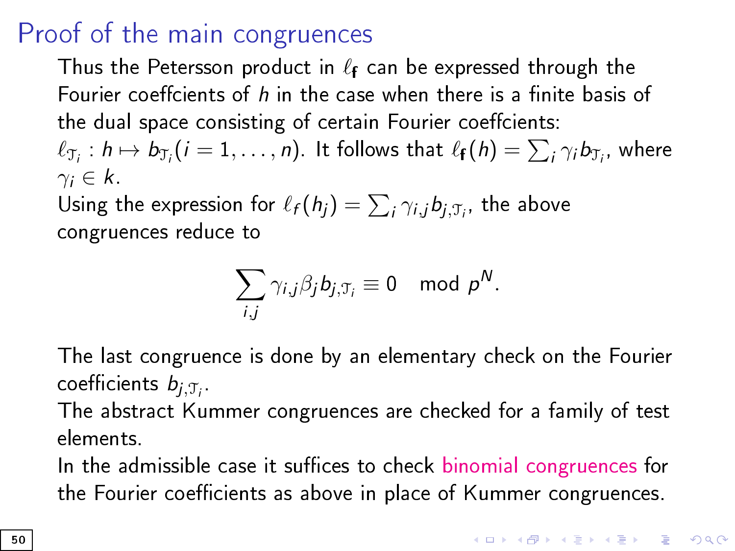# Proof of the main congruences

Thus the Petersson product in $\ell_{\mathbf{f}}$ can be expressed through the Fourier coeffcients of $h$ in the case when there is a finite basis of the dual space consisting of certain Fourier coeffcients: $\ell_{\mathfrak{T}_i} : h \mapsto b_{\mathfrak{T}_i} (i = 1, \ldots, n)$. It follows that $\ell_{\mathbf{f}}(h) = \sum_i \gamma_i b_{\mathfrak{T}_i}$, where $\gamma_i \in k$.

Using the expression for $\ell_f(h_j) = \sum_i \gamma_{i,j} b_{j,\mathfrak{T}_i}$, the above congruences reduce to

$$\sum_{i,j} \gamma_{i,j} \beta_j b_{j,\mathfrak{T}_i} \equiv 0 \mod p^N.$$

The last congruence is done by an elementary check on the Fourier coefficients $b_{j,\mathfrak{T}_i}$.

The abstract Kummer congruences are checked for a family of test elements.

In the admissible case it suffices to check binomial congruences for the Fourier coefficients as above in place of Kummer congruences.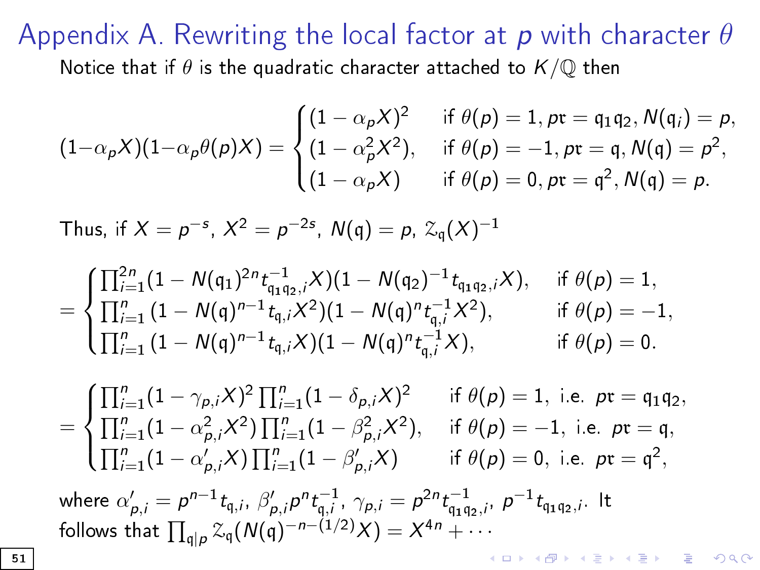# Appendix A. Rewriting the local factor at $p$ with character $\theta$

Notice that if $\theta$ is the quadratic character attached to $K/\mathbb{Q}$ then

$$(1-\alpha_p X)(1-\alpha_p\theta(p)X) = \begin{cases} (1-\alpha_p X)^2 & \text{if } \theta(p)=1, p\mathfrak{r}=\mathfrak{q}_1\mathfrak{q}_2, N(\mathfrak{q}_i)=p, \\ (1-\alpha_p^2X^2), & \text{if } \theta(p)=-1, p\mathfrak{r}=\mathfrak{q}, N(\mathfrak{q})=p^2, \\ (1-\alpha_p X) & \text{if } \theta(p)=0, p\mathfrak{r}=\mathfrak{q}^2, N(\mathfrak{q})=p. \end{cases}$$

Thus, if $X=p^{-s}$, $X^2=p^{-2s}$, $N(\mathfrak{q})=p$, $\mathcal{Z}_{\mathfrak{q}}(X)^{-1}$

$$= \begin{cases} \prod_{i=1}^{2n}(1-N(\mathfrak{q}_1)^{2n}t_{\mathfrak{q}_1\mathfrak{q}_2,i}^{-1}X)(1-N(\mathfrak{q}_2)^{-1}t_{\mathfrak{q}_1\mathfrak{q}_2,i}X), & \text{if } \theta(p)=1, \\ \prod_{i=1}^{n}(1-N(\mathfrak{q})^{n-1}t_{\mathfrak{q},i}X^2)(1-N(\mathfrak{q})^{n}t_{\mathfrak{q},i}^{-1}X^2), & \text{if } \theta(p)=-1, \\ \prod_{i=1}^{n}(1-N(\mathfrak{q})^{n-1}t_{\mathfrak{q},i}X)(1-N(\mathfrak{q})^{n}t_{\mathfrak{q},i}^{-1}X), & \text{if } \theta(p)=0. \end{cases}$$

$$= \begin{cases} \prod_{i=1}^{n}(1-\gamma_{p,i}X)^2\prod_{i=1}^{n}(1-\delta_{p,i}X)^2 & \text{if } \theta(p)=1, \text{ i.e. } p\mathfrak{r}=\mathfrak{q}_1\mathfrak{q}_2, \\ \prod_{i=1}^{n}(1-\alpha_{p,i}^2X^2)\prod_{i=1}^{n}(1-\beta_{p,i}^2X^2), & \text{if } \theta(p)=-1, \text{ i.e. } p\mathfrak{r}=\mathfrak{q}, \\ \prod_{i=1}^{n}(1-\alpha'_{p,i}X)\prod_{i=1}^{n}(1-\beta'_{p,i}X) & \text{if } \theta(p)=0, \text{ i.e. } p\mathfrak{r}=\mathfrak{q}^2, \end{cases}$$

where $\alpha'_{p,i}=p^{n-1}t_{\mathfrak{q},i}$, $\beta'_{p,i}p^nt_{\mathfrak{q},i}^{-1}$, $\gamma_{p,i}=p^{2n}t_{\mathfrak{q}_1\mathfrak{q}_2,i}^{-1}$, $p^{-1}t_{\mathfrak{q}_1\mathfrak{q}_2,i}$. It follows that $\prod_{\mathfrak{q}|p}\mathcal{Z}_{\mathfrak{q}}(N(\mathfrak{q})^{-n-(1/2)}X)=X^{4n}+\cdots$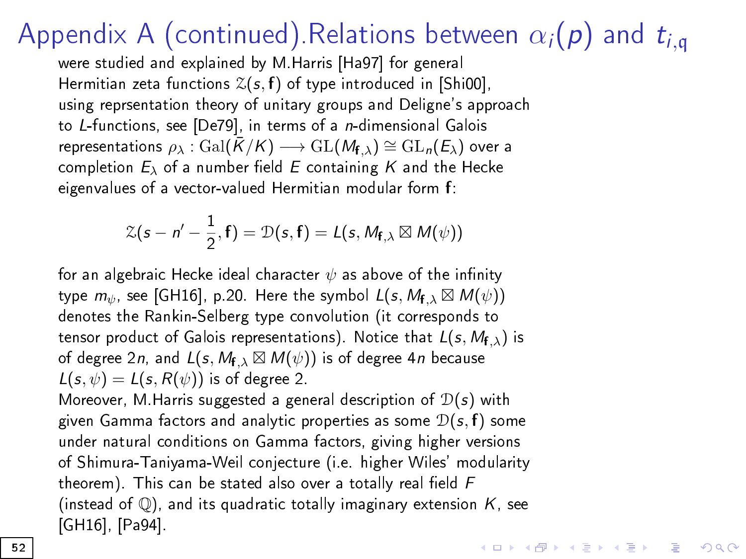# Appendix A (continued). Relations between $\alpha_i(p)$ and $t_{i,\mathfrak{q}}$

were studied and explained by M.Harris [Ha97] for general Hermitian zeta functions $\mathcal{Z}(s, \mathbf{f})$ of type introduced in [Shi00], using reprsentation theory of unitary groups and Deligne's approach to $L$-functions, see [De79], in terms of a $n$-dimensional Galois representations $\rho_\lambda : \mathrm{Gal}(\bar{K}/K) \longrightarrow \mathrm{GL}(M_{\mathbf{f},\lambda}) \cong \mathrm{GL}_n(E_\lambda)$ over a completion $E_\lambda$ of a number field $E$ containing $K$ and the Hecke eigenvalues of a vector-valued Hermitian modular form $\mathbf{f}$:

$$\mathcal{Z}(s - n' - \frac{1}{2}, \mathbf{f}) = \mathcal{D}(s, \mathbf{f}) = L(s, M_{\mathbf{f},\lambda} \boxtimes M(\psi))$$

for an algebraic Hecke ideal character $\psi$ as above of the infinity type $m_\psi$, see [GH16], p.20. Here the symbol $L(s, M_{\mathbf{f},\lambda} \boxtimes M(\psi))$ denotes the Rankin-Selberg type convolution (it corresponds to tensor product of Galois representations). Notice that $L(s, M_{\mathbf{f},\lambda})$ is of degree $2n$, and $L(s, M_{\mathbf{f},\lambda} \boxtimes M(\psi))$ is of degree $4n$ because $L(s, \psi) = L(s, R(\psi))$ is of degree 2.

Moreover, M.Harris suggested a general description of $\mathcal{D}(s)$ with given Gamma factors and analytic properties as some $\mathcal{D}(s, \mathbf{f})$ some under natural conditions on Gamma factors, giving higher versions of Shimura-Taniyama-Weil conjecture (i.e. higher Wiles' modularity theorem). This can be stated also over a totally real field $F$ (instead of $\mathbb{Q}$), and its quadratic totally imaginary extension $K$, see [GH16], [Pa94].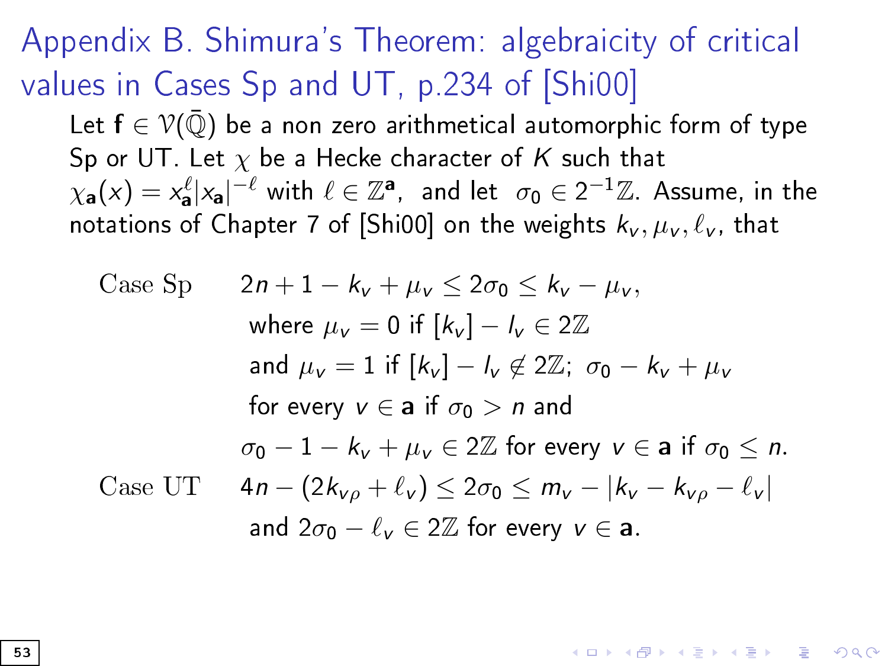# Appendix B. Shimura's Theorem: algebraicity of critical values in Cases Sp and UT, p.234 of [Shi00]

Let $\mathbf{f} \in \mathcal{V}(\bar{\mathbb{Q}})$ be a non zero arithmetical automorphic form of type Sp or UT. Let $\chi$ be a Hecke character of $K$ such that $\chi_{\mathbf{a}}(x) = x_{\mathbf{a}}^{\ell}|x_{\mathbf{a}}|^{-\ell}$ with $\ell \in \mathbb{Z}^{\mathbf{a}}$, and let $\sigma_0 \in 2^{-1}\mathbb{Z}$. Assume, in the notations of Chapter 7 of [Shi00] on the weights $k_v, \mu_v, \ell_v$, that

Case Sp $\quad 2n + 1 - k_v + \mu_v \leq 2\sigma_0 \leq k_v - \mu_v$,

where $\mu_v = 0$ if $[k_v] - l_v \in 2\mathbb{Z}$

and $\mu_v = 1$ if $[k_v] - l_v \notin 2\mathbb{Z}$; $\sigma_0 - k_v + \mu_v$

for every $v \in \mathbf{a}$ if $\sigma_0 > n$ and

$\sigma_0 - 1 - k_v + \mu_v \in 2\mathbb{Z}$ for every $v \in \mathbf{a}$ if $\sigma_0 \leq n$.

Case UT $\quad 4n - (2k_{v\rho} + \ell_v) \leq 2\sigma_0 \leq m_v - |k_v - k_{v\rho} - \ell_v|$

and $2\sigma_0 - \ell_v \in 2\mathbb{Z}$ for every $v \in \mathbf{a}$.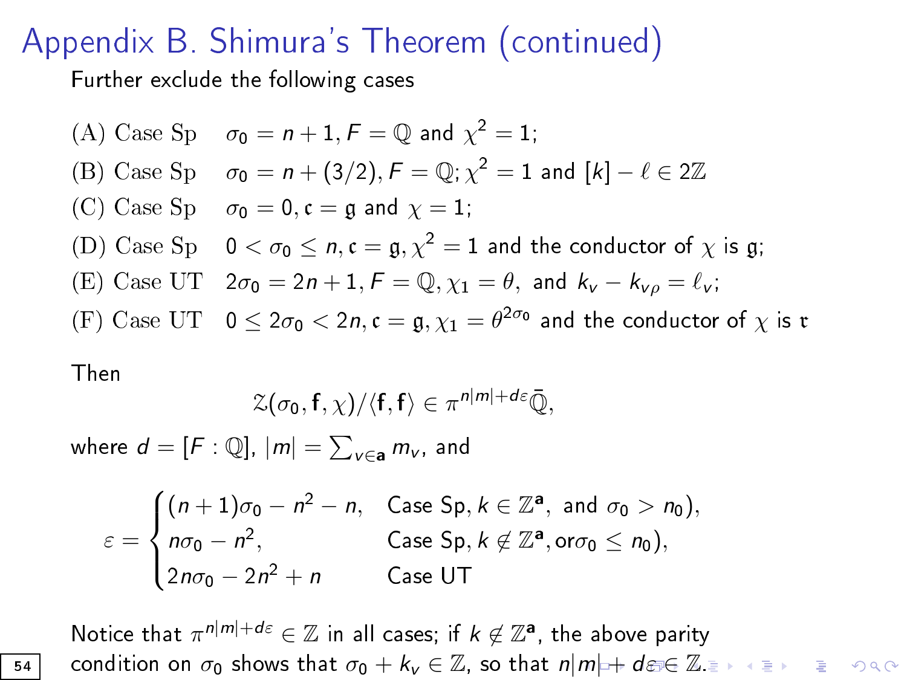# Appendix B. Shimura's Theorem (continued)

Further exclude the following cases

(A) Case Sp $\sigma_0 = n+1, F = \mathbb{Q}$ and $\chi^2 = 1$;

(B) Case Sp $\sigma_0 = n + (3/2), F = \mathbb{Q}; \chi^2 = 1$ and $[k] - \ell \in 2\mathbb{Z}$

(C) Case Sp $\sigma_0 = 0, \mathfrak{c} = \mathfrak{g}$ and $\chi = 1$;

(D) Case Sp $0 < \sigma_0 \leq n, \mathfrak{c} = \mathfrak{g}, \chi^2 = 1$ and the conductor of $\chi$ is $\mathfrak{g}$;

(E) Case UT $2\sigma_0 = 2n+1, F = \mathbb{Q}, \chi_1 = \theta,$ and $k_v - k_{v\rho} = \ell_v$;

(F) Case UT $0 \leq 2\sigma_0 < 2n, \mathfrak{c} = \mathfrak{g}, \chi_1 = \theta^{2\sigma_0}$ and the conductor of $\chi$ is $\mathfrak{r}$

Then

$$\mathcal{Z}(\sigma_0, \mathbf{f}, \chi)/\langle \mathbf{f}, \mathbf{f} \rangle \in \pi^{n|m|+d\varepsilon}\bar{\mathbb{Q}},$$

where $d = [F : \mathbb{Q}]$, $|m| = \sum_{v \in \mathbf{a}} m_v$, and

$$\varepsilon = \begin{cases} (n+1)\sigma_0 - n^2 - n, & \text{Case Sp}, k \in \mathbb{Z}^{\mathbf{a}}, \text{ and } \sigma_0 > n_0), \\ n\sigma_0 - n^2, & \text{Case Sp}, k \notin \mathbb{Z}^{\mathbf{a}}, \text{or} \sigma_0 \leq n_0), \\ 2n\sigma_0 - 2n^2 + n & \text{Case UT} \end{cases}$$

Notice that $\pi^{n|m|+d\varepsilon} \in \mathbb{Z}$ in all cases; if $k \notin \mathbb{Z}^{\mathbf{a}}$, the above parity condition on $\sigma_0$ shows that $\sigma_0 + k_v \in \mathbb{Z}$, so that $n|m| + d\varepsilon \in \mathbb{Z}$.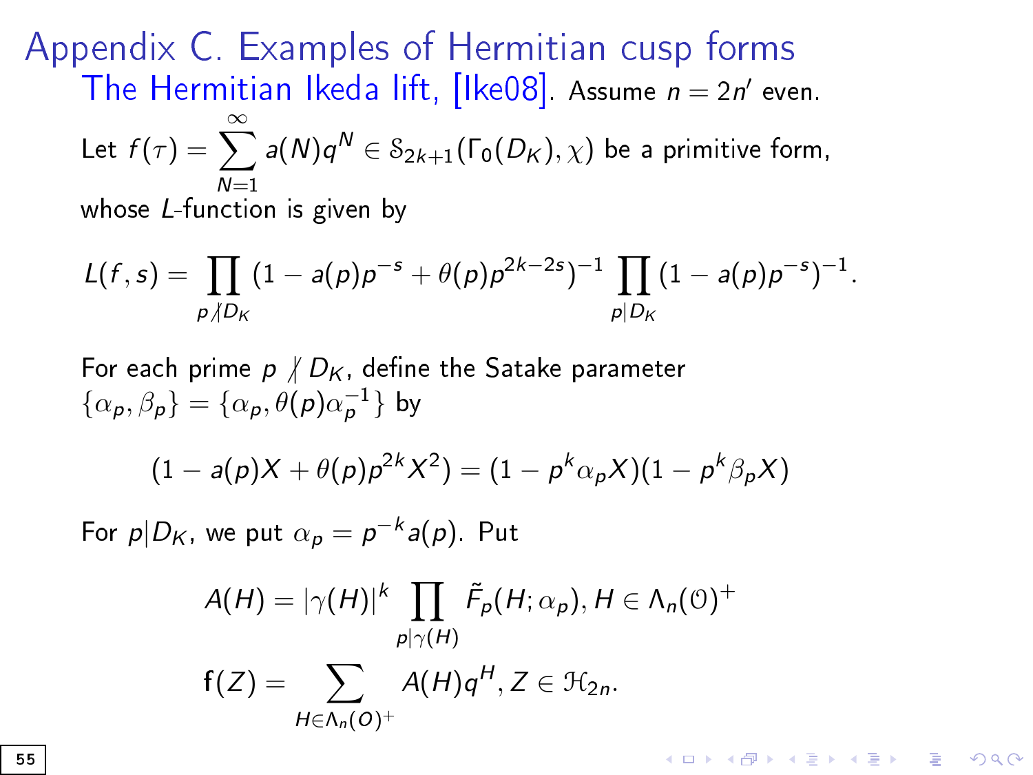# Appendix C. Examples of Hermitian cusp forms

## The Hermitian Ikeda lift, [Ike08]. Assume $n = 2n'$ even.

Let $f(\tau) = \sum_{N=1}^{\infty} a(N)q^N \in \mathcal{S}_{2k+1}(\Gamma_0(D_K), \chi)$ be a primitive form, whose $L$-function is given by

$$L(f,s) = \prod_{p \nmid D_K} (1 - a(p)p^{-s} + \theta(p)p^{2k-2s})^{-1} \prod_{p | D_K} (1 - a(p)p^{-s})^{-1}.$$

For each prime $p \nmid D_K$, define the Satake parameter $\{\alpha_p, \beta_p\} = \{\alpha_p, \theta(p)\alpha_p^{-1}\}$ by

$$(1 - a(p)X + \theta(p)p^{2k}X^2) = (1 - p^k \alpha_p X)(1 - p^k \beta_p X)$$

For $p | D_K$, we put $\alpha_p = p^{-k}a(p)$. Put

$$A(H) = |\gamma(H)|^k \prod_{p | \gamma(H)} \tilde{F}_p(H; \alpha_p), H \in \Lambda_n(\mathcal{O})^+$$

$$\mathrm{f}(Z) = \sum_{H \in \Lambda_n(\mathcal{O})^+} A(H)q^H, Z \in \mathcal{H}_{2n}.$$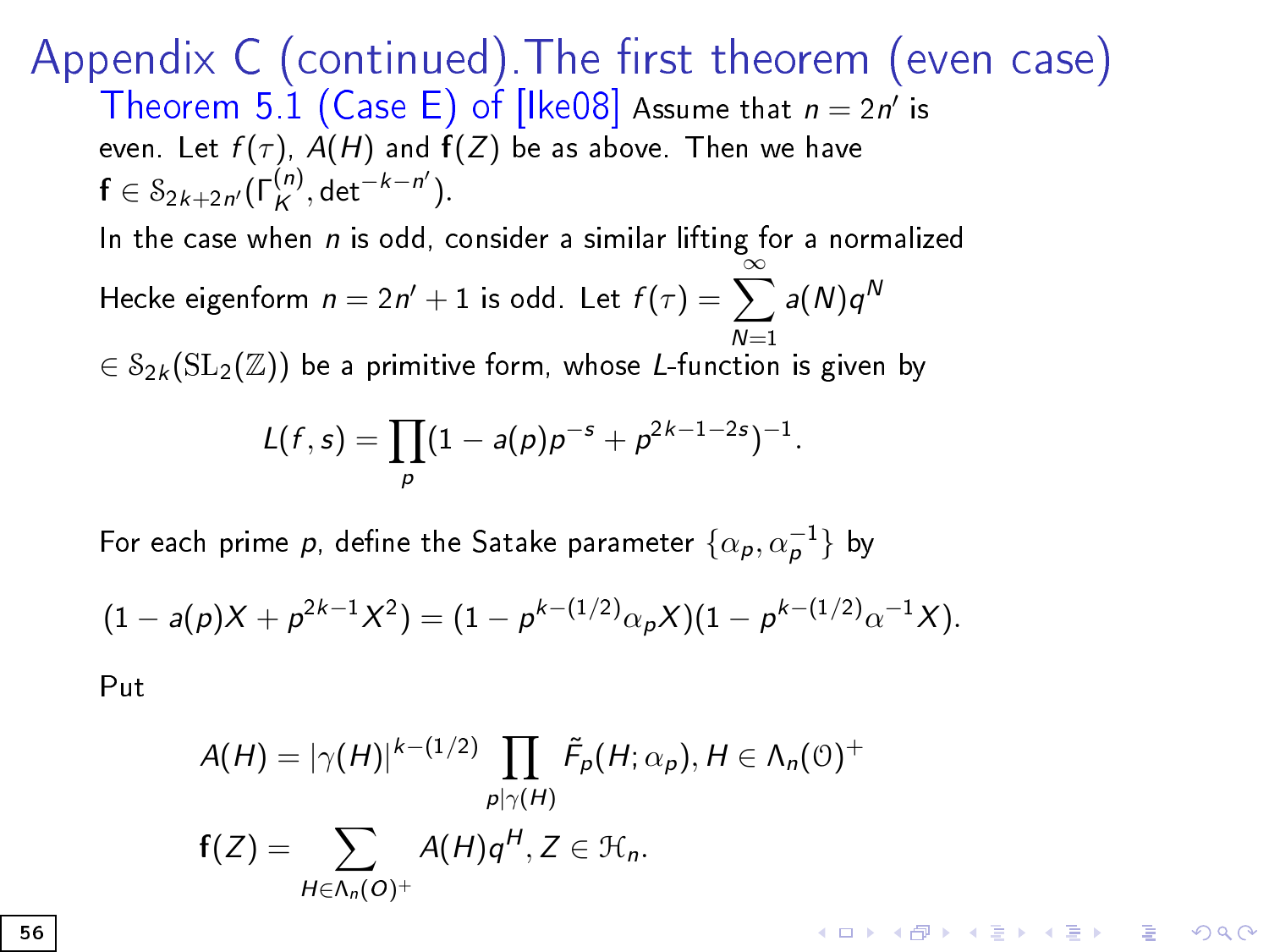# Appendix C (continued).The first theorem (even case)

**Theorem 5.1 (Case E) of [Ike08]** Assume that $n = 2n'$ is even. Let $f(\tau)$, $A(H)$ and $\mathbf{f}(Z)$ be as above. Then we have $\mathbf{f} \in \mathcal{S}_{2k+2n'}(\Gamma_K^{(n)}, \det^{-k-n'})$.

In the case when $n$ is odd, consider a similar lifting for a normalized Hecke eigenform $n = 2n' + 1$ is odd. Let $f(\tau) = \sum_{N=1}^{\infty} a(N)q^N$ $\in \mathcal{S}_{2k}(\mathrm{SL}_2(\mathbb{Z}))$ be a primitive form, whose $L$-function is given by

$$L(f, s) = \prod_p (1 - a(p)p^{-s} + p^{2k-1-2s})^{-1}.$$

For each prime $p$, define the Satake parameter $\{\alpha_p, \alpha_p^{-1}\}$ by

$$(1 - a(p)X + p^{2k-1}X^2) = (1 - p^{k-(1/2)}\alpha_p X)(1 - p^{k-(1/2)}\alpha^{-1} X).$$

Put

$$A(H) = |\gamma(H)|^{k-(1/2)} \prod_{p|\gamma(H)} \tilde{F}_p(H; \alpha_p), H \in \Lambda_n(\mathcal{O})^+$$

$$\mathbf{f}(Z) = \sum_{H \in \Lambda_n(O)^+} A(H)q^H, Z \in \mathcal{H}_n.$$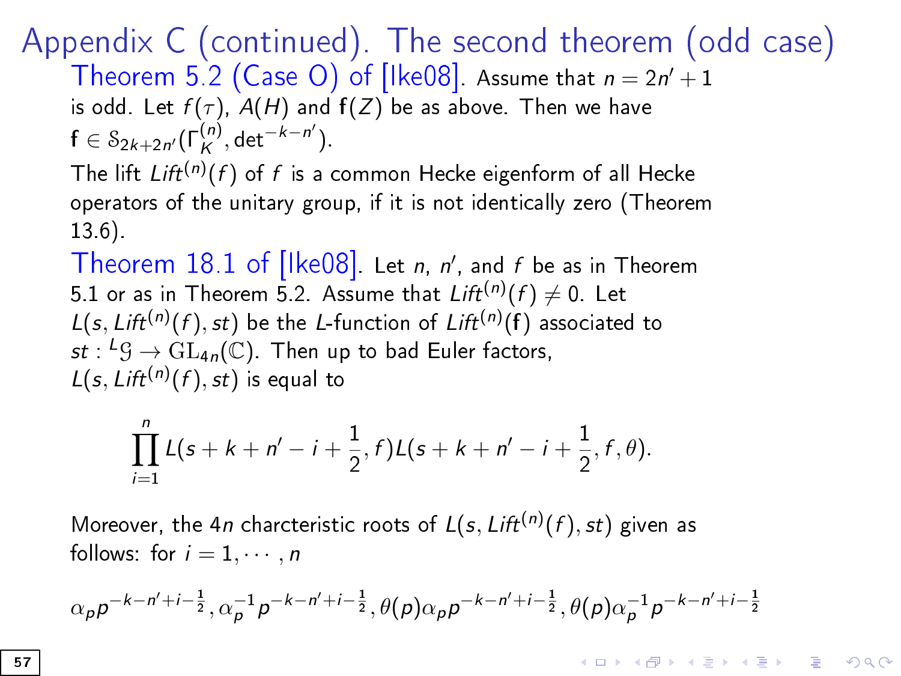# Appendix C (continued). The second theorem (odd case)

**Theorem 5.2 (Case O) of [Ike08].** Assume that $n = 2n' + 1$ is odd. Let $f(\tau)$, $A(H)$ and $\mathbf{f}(Z)$ be as above. Then we have $\mathbf{f} \in \mathcal{S}_{2k+2n'}(\Gamma_K^{(n)}, \det^{-k-n'})$.

The lift $Lift^{(n)}(f)$ of $f$ is a common Hecke eigenform of all Hecke operators of the unitary group, if it is not identically zero (Theorem 13.6).

**Theorem 18.1 of [Ike08].** Let $n$, $n'$, and $f$ be as in Theorem 5.1 or as in Theorem 5.2. Assume that $Lift^{(n)}(f) \neq 0$. Let $L(s, Lift^{(n)}(f), st)$ be the $L$-function of $Lift^{(n)}(\mathbf{f})$ associated to $st : {}^L\mathcal{G} \to \mathrm{GL}_{4n}(\mathbb{C})$. Then up to bad Euler factors, $L(s, Lift^{(n)}(f), st)$ is equal to

$$\prod_{i=1}^{n} L(s + k + n' - i + \frac{1}{2}, f) L(s + k + n' - i + \frac{1}{2}, f, \theta).$$

Moreover, the $4n$ charcteristic roots of $L(s, Lift^{(n)}(f), st)$ given as follows: for $i = 1, \cdots, n$

$$\alpha_p p^{-k-n'+i-\frac{1}{2}}, \alpha_p^{-1} p^{-k-n'+i-\frac{1}{2}}, \theta(p)\alpha_p p^{-k-n'+i-\frac{1}{2}}, \theta(p)\alpha_p^{-1} p^{-k-n'+i-\frac{1}{2}}$$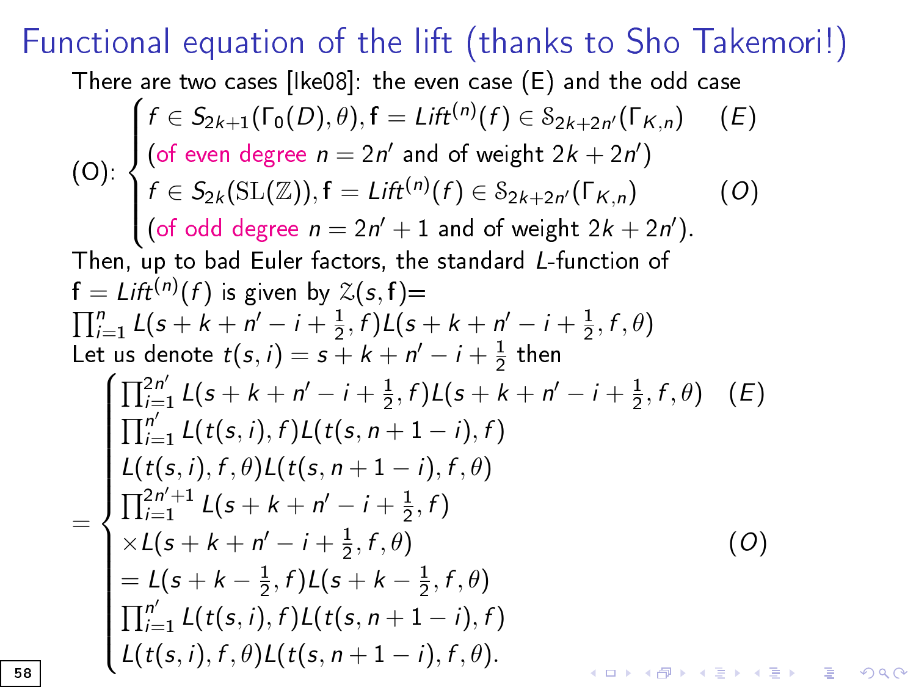# Functional equation of the lift (thanks to Sho Takemori!)

There are two cases [Ike08]: the even case (E) and the odd case

$$
\text{(O): }
\begin{cases}
f \in S_{2k+1}(\Gamma_0(D), \theta), \mathbf{f} = Lift^{(n)}(f) \in \mathcal{S}_{2k+2n'}(\Gamma_{K,n}) & (E) \\
(\text{of even degree } n = 2n' \text{ and of weight } 2k + 2n') \\
f \in S_{2k}(\mathrm{SL}(\mathbb{Z})), \mathbf{f} = Lift^{(n)}(f) \in \mathcal{S}_{2k+2n'}(\Gamma_{K,n}) & (O) \\
(\text{of odd degree } n = 2n' + 1 \text{ and of weight } 2k + 2n').
\end{cases}
$$

Then, up to bad Euler factors, the standard $L$-function of $\mathbf{f} = Lift^{(n)}(f)$ is given by $\mathcal{Z}(s, \mathbf{f})=$
$\prod_{i=1}^{n} L(s + k + n' - i + \frac{1}{2}, f) L(s + k + n' - i + \frac{1}{2}, f, \theta)$
Let us denote $t(s,i) = s + k + n' - i + \frac{1}{2}$ then

$$
=
\begin{cases}
\prod_{i=1}^{2n'} L(s + k + n' - i + \frac{1}{2}, f) L(s + k + n' - i + \frac{1}{2}, f, \theta) & (E) \\
\prod_{i=1}^{n'} L(t(s,i), f) L(t(s, n+1-i), f) \\
L(t(s,i), f, \theta) L(t(s, n+1-i), f, \theta) \\
\prod_{i=1}^{2n'+1} L(s + k + n' - i + \frac{1}{2}, f) \\
\times L(s + k + n' - i + \frac{1}{2}, f, \theta) & (O) \\
= L(s + k - \frac{1}{2}, f) L(s + k - \frac{1}{2}, f, \theta) \\
\prod_{i=1}^{n'} L(t(s,i), f) L(t(s, n+1-i), f) \\
L(t(s,i), f, \theta) L(t(s, n+1-i), f, \theta).
\end{cases}
$$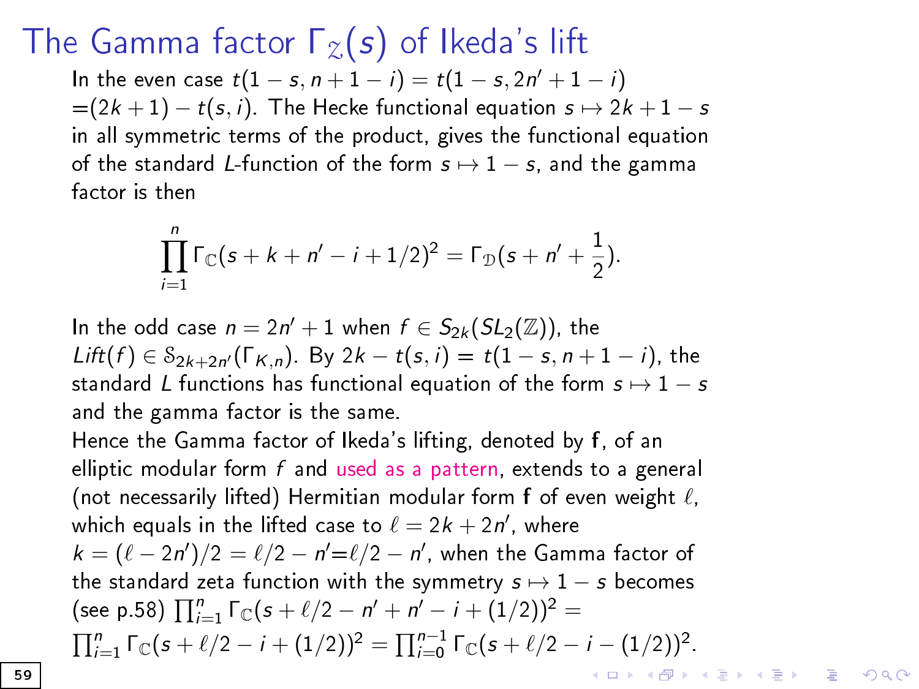# The Gamma factor $\Gamma_{\mathcal{Z}}(s)$ of Ikeda's lift

In the even case $t(1-s, n+1-i) = t(1-s, 2n'+1-i)$ $=(2k+1) - t(s,i)$. The Hecke functional equation $s \mapsto 2k+1-s$ in all symmetric terms of the product, gives the functional equation of the standard $L$-function of the form $s \mapsto 1-s$, and the gamma factor is then

$$\prod_{i=1}^{n} \Gamma_{\mathbb{C}}(s+k+n'-i+1/2)^2 = \Gamma_{\mathfrak{D}}(s+n'+\frac{1}{2}).$$

In the odd case $n = 2n'+1$ when $f \in S_{2k}(SL_2(\mathbb{Z}))$, the $Lift(f) \in \mathcal{S}_{2k+2n'}(\Gamma_{K,n})$. By $2k - t(s,i) = t(1-s, n+1-i)$, the standard $L$ functions has functional equation of the form $s \mapsto 1-s$ and the gamma factor is the same.

Hence the Gamma factor of Ikeda's lifting, denoted by $\mathbf{f}$, of an elliptic modular form $f$ and used as a pattern, extends to a general (not necessarily lifted) Hermitian modular form $\mathbf{f}$ of even weight $\ell$, which equals in the lifted case to $\ell = 2k+2n'$, where $k = (\ell - 2n')/2 = \ell/2 - n'$$=\ell/2 - n'$, when the Gamma factor of the standard zeta function with the symmetry $s \mapsto 1-s$ becomes (see p.58) $\prod_{i=1}^{n} \Gamma_{\mathbb{C}}(s+\ell/2-n'+n'-i+(1/2))^2 =$ $\prod_{i=1}^{n} \Gamma_{\mathbb{C}}(s+\ell/2-i+(1/2))^2 = \prod_{i=0}^{n-1} \Gamma_{\mathbb{C}}(s+\ell/2-i-(1/2))^2$.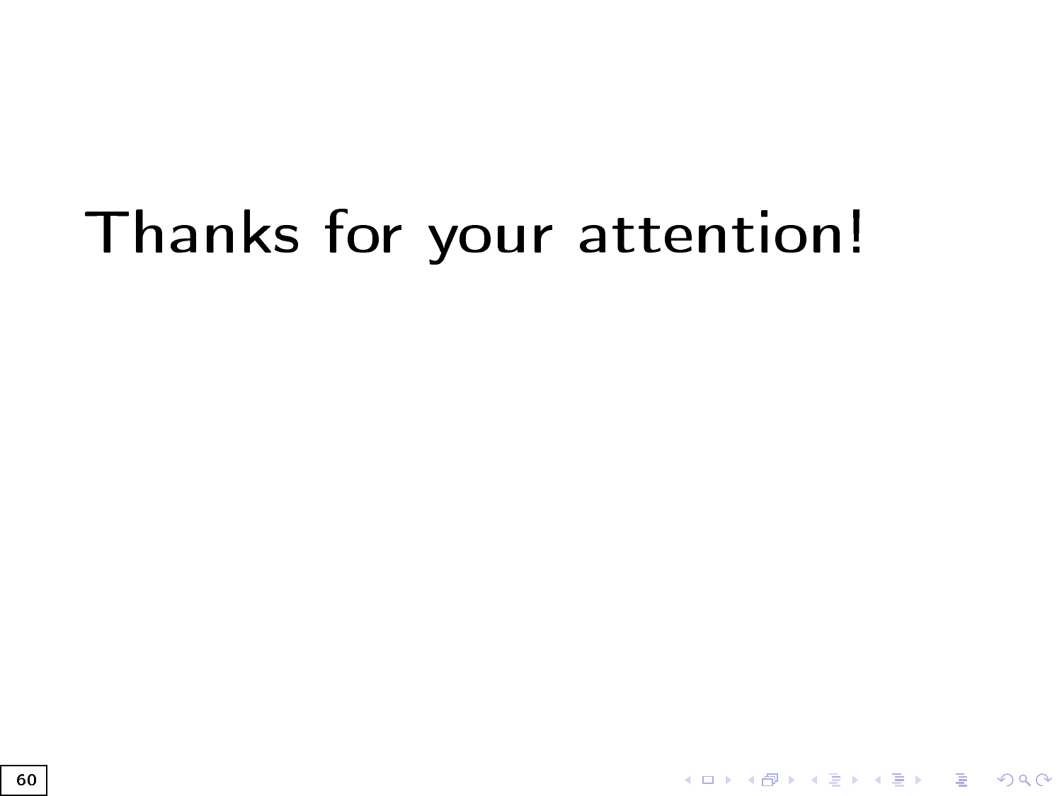Thanks for your attention!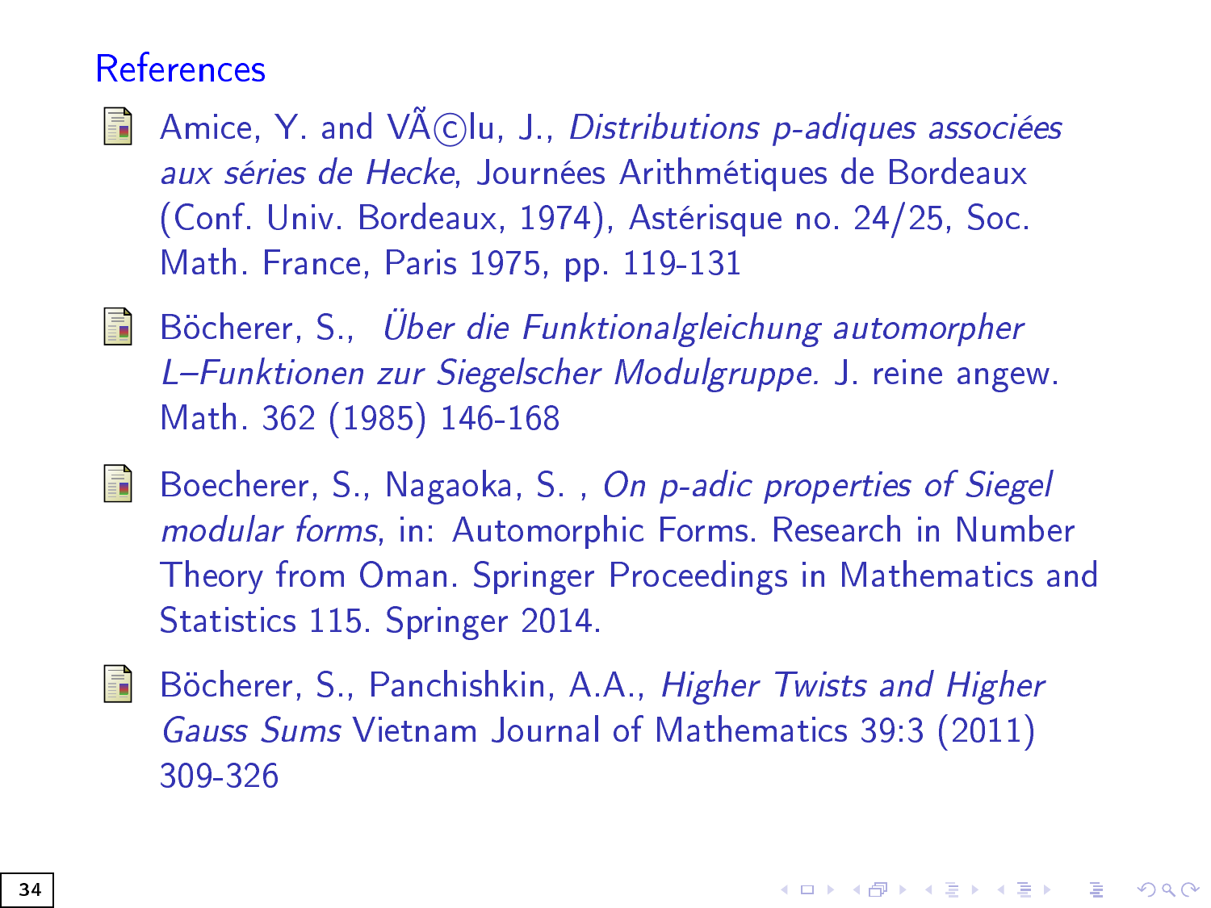## References

- Amice, Y. and VÃ©lu, J., *Distributions p-adiques associées aux séries de Hecke*, Journées Arithmétiques de Bordeaux (Conf. Univ. Bordeaux, 1974), Astérisque no. 24/25, Soc. Math. France, Paris 1975, pp. 119-131

- Böcherer, S., *Über die Funktionalgleichung automorpher L–Funktionen zur Siegelscher Modulgruppe.* J. reine angew. Math. 362 (1985) 146-168

- Boecherer, S., Nagaoka, S. , *On p-adic properties of Siegel modular forms*, in: Automorphic Forms. Research in Number Theory from Oman. Springer Proceedings in Mathematics and Statistics 115. Springer 2014.

- Böcherer, S., Panchishkin, A.A., *Higher Twists and Higher Gauss Sums* Vietnam Journal of Mathematics 39:3 (2011) 309-326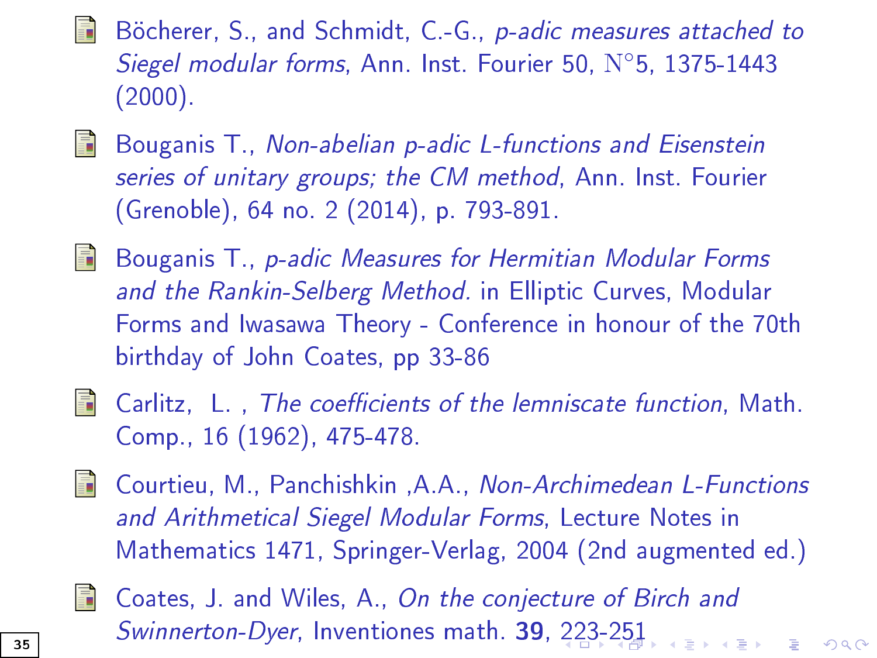- Böcherer, S., and Schmidt, C.-G., *p-adic measures attached to Siegel modular forms*, Ann. Inst. Fourier 50, N°5, 1375-1443 (2000).

- Bouganis T., *Non-abelian p-adic L-functions and Eisenstein series of unitary groups; the CM method*, Ann. Inst. Fourier (Grenoble), 64 no. 2 (2014), p. 793-891.

- Bouganis T., *p-adic Measures for Hermitian Modular Forms and the Rankin-Selberg Method.* in Elliptic Curves, Modular Forms and Iwasawa Theory - Conference in honour of the 70th birthday of John Coates, pp 33-86

- Carlitz, L. , *The coefficients of the lemniscate function*, Math. Comp., 16 (1962), 475-478.

- Courtieu, M., Panchishkin ,A.A., *Non-Archimedean L-Functions and Arithmetical Siegel Modular Forms*, Lecture Notes in Mathematics 1471, Springer-Verlag, 2004 (2nd augmented ed.)

- Coates, J. and Wiles, A., *On the conjecture of Birch and Swinnerton-Dyer*, Inventiones math. **39**, 223-251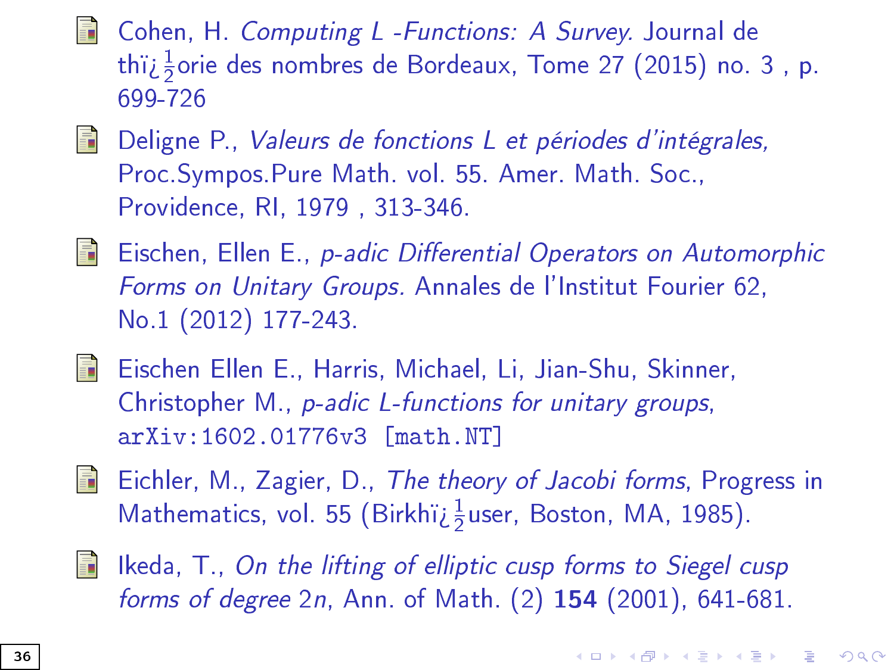- Cohen, H. *Computing L -Functions: A Survey.* Journal de thï¿$\frac{1}{2}$orie des nombres de Bordeaux, Tome 27 (2015) no. 3 , p. 699-726

- Deligne P., *Valeurs de fonctions L et périodes d'intégrales,* Proc.Sympos.Pure Math. vol. 55. Amer. Math. Soc., Providence, RI, 1979 , 313-346.

- Eischen, Ellen E., *p-adic Differential Operators on Automorphic Forms on Unitary Groups.* Annales de l'Institut Fourier 62, No.1 (2012) 177-243.

- Eischen Ellen E., Harris, Michael, Li, Jian-Shu, Skinner, Christopher M., *p-adic L-functions for unitary groups,* `arXiv:1602.01776v3 [math.NT]`

- Eichler, M., Zagier, D., *The theory of Jacobi forms*, Progress in Mathematics, vol. 55 (Birkhï¿$\frac{1}{2}$user, Boston, MA, 1985).

- Ikeda, T., *On the lifting of elliptic cusp forms to Siegel cusp forms of degree* $2n$, Ann. of Math. (2) **154** (2001), 641-681.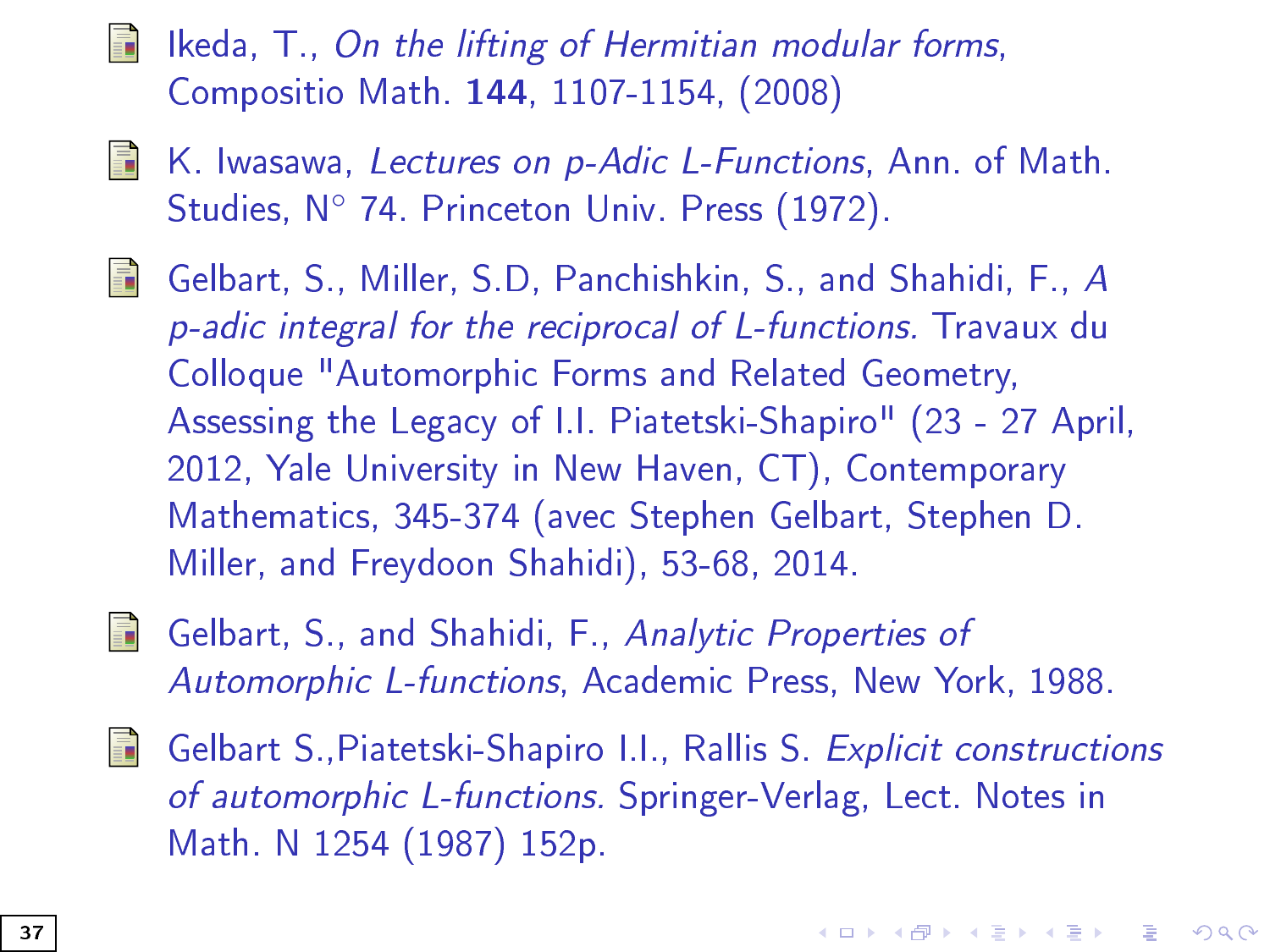- Ikeda, T., *On the lifting of Hermitian modular forms*, Compositio Math. **144**, 1107-1154, (2008)

- K. Iwasawa, *Lectures on p-Adic L-Functions*, Ann. of Math. Studies, N° 74. Princeton Univ. Press (1972).

- Gelbart, S., Miller, S.D, Panchishkin, S., and Shahidi, F., *A p-adic integral for the reciprocal of L-functions.* Travaux du Colloque "Automorphic Forms and Related Geometry, Assessing the Legacy of I.I. Piatetski-Shapiro" (23 - 27 April, 2012, Yale University in New Haven, CT), Contemporary Mathematics, 345-374 (avec Stephen Gelbart, Stephen D. Miller, and Freydoon Shahidi), 53-68, 2014.

- Gelbart, S., and Shahidi, F., *Analytic Properties of Automorphic L-functions*, Academic Press, New York, 1988.

- Gelbart S.,Piatetski-Shapiro I.I., Rallis S. *Explicit constructions of automorphic L-functions.* Springer-Verlag, Lect. Notes in Math. N 1254 (1987) 152p.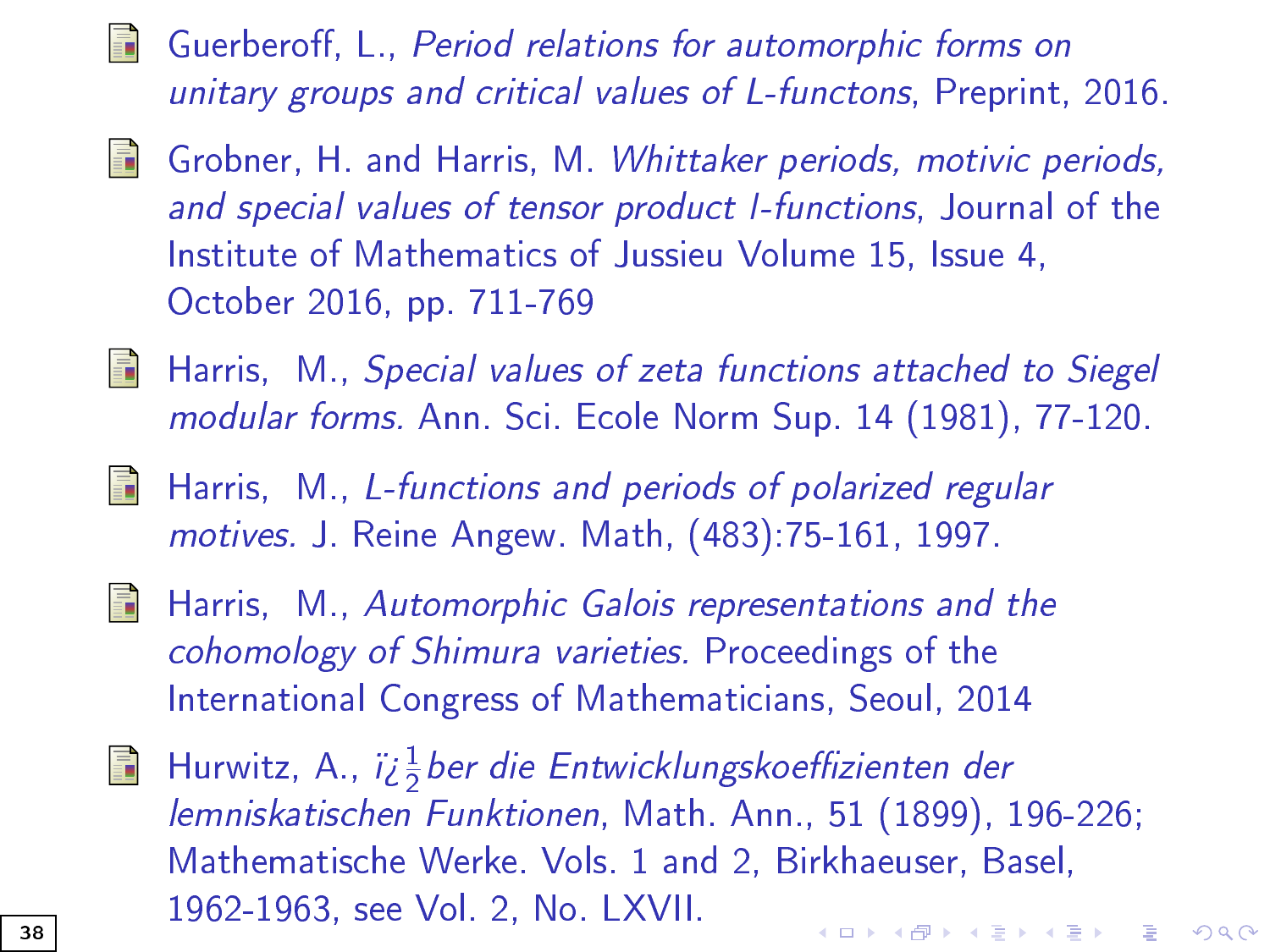- Guerberoff, L., *Period relations for automorphic forms on unitary groups and critical values of L-functons*, Preprint, 2016.
- Grobner, H. and Harris, M. *Whittaker periods, motivic periods, and special values of tensor product l-functions*, Journal of the Institute of Mathematics of Jussieu Volume 15, Issue 4, October 2016, pp. 711-769
- Harris, M., *Special values of zeta functions attached to Siegel modular forms.* Ann. Sci. Ecole Norm Sup. 14 (1981), 77-120.
- Harris, M., *L-functions and periods of polarized regular motives.* J. Reine Angew. Math, (483):75-161, 1997.
- Harris, M., *Automorphic Galois representations and the cohomology of Shimura varieties.* Proceedings of the International Congress of Mathematicians, Seoul, 2014
- Hurwitz, A., *ï¿½ber die Entwicklungskoeffizienten der lemniskatischen Funktionen*, Math. Ann., 51 (1899), 196-226; Mathematische Werke. Vols. 1 and 2, Birkhaeuser, Basel, 1962-1963, see Vol. 2, No. LXVII.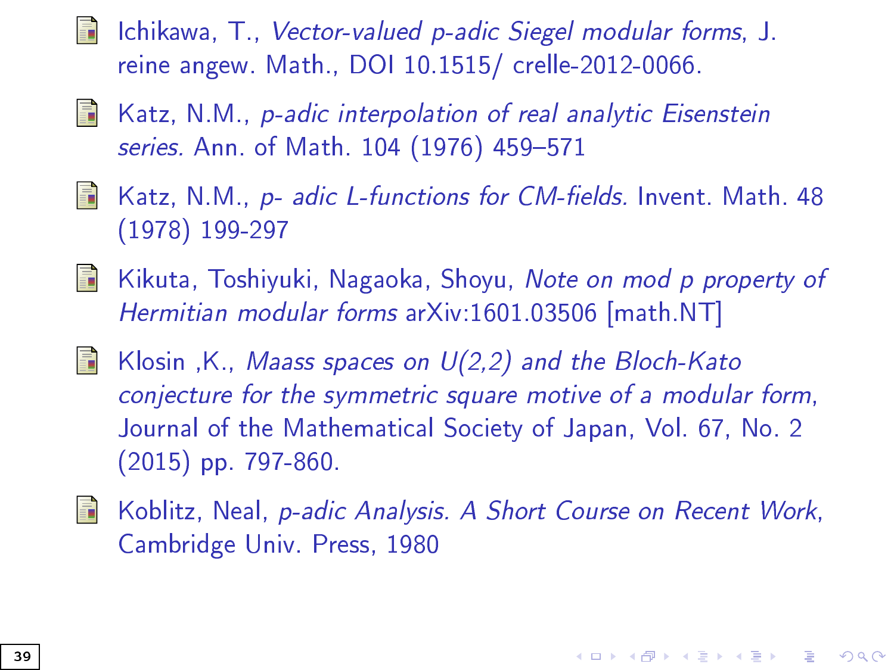- Ichikawa, T., *Vector-valued p-adic Siegel modular forms*, J. reine angew. Math., DOI 10.1515/ crelle-2012-0066.

- Katz, N.M., *p-adic interpolation of real analytic Eisenstein series.* Ann. of Math. 104 (1976) 459–571

- Katz, N.M., *p- adic L-functions for CM-fields.* Invent. Math. 48 (1978) 199-297

- Kikuta, Toshiyuki, Nagaoka, Shoyu, *Note on mod p property of Hermitian modular forms* arXiv:1601.03506 [math.NT]

- Klosin ,K., *Maass spaces on U(2,2) and the Bloch-Kato conjecture for the symmetric square motive of a modular form*, Journal of the Mathematical Society of Japan, Vol. 67, No. 2 (2015) pp. 797-860.

- Koblitz, Neal, *p-adic Analysis. A Short Course on Recent Work*, Cambridge Univ. Press, 1980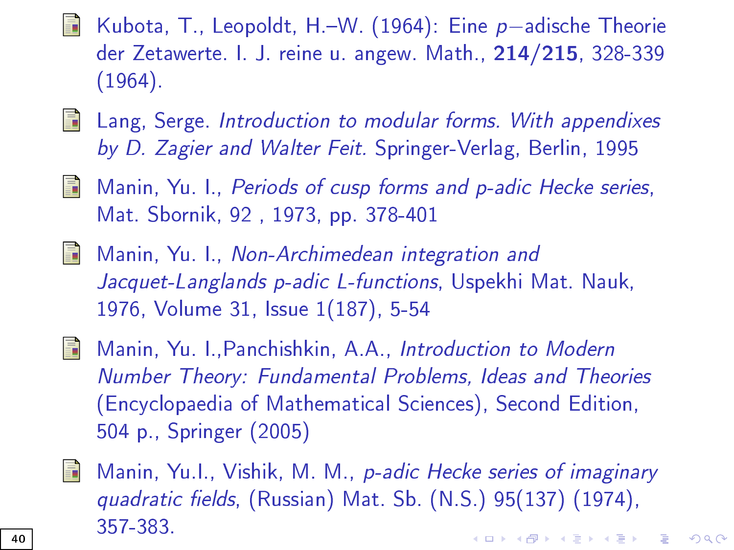- Kubota, T., Leopoldt, H.–W. (1964): Eine $p$–adische Theorie der Zetawerte. I. J. reine u. angew. Math., **214/215**, 328-339 (1964).

- Lang, Serge. *Introduction to modular forms. With appendixes by D. Zagier and Walter Feit.* Springer-Verlag, Berlin, 1995

- Manin, Yu. I., *Periods of cusp forms and p-adic Hecke series*, Mat. Sbornik, 92 , 1973, pp. 378-401

- Manin, Yu. I., *Non-Archimedean integration and Jacquet-Langlands p-adic L-functions*, Uspekhi Mat. Nauk, 1976, Volume 31, Issue 1(187), 5-54

- Manin, Yu. I.,Panchishkin, A.A., *Introduction to Modern Number Theory: Fundamental Problems, Ideas and Theories* (Encyclopaedia of Mathematical Sciences), Second Edition, 504 p., Springer (2005)

- Manin, Yu.I., Vishik, M. M., *p-adic Hecke series of imaginary quadratic fields*, (Russian) Mat. Sb. (N.S.) 95(137) (1974), 357-383.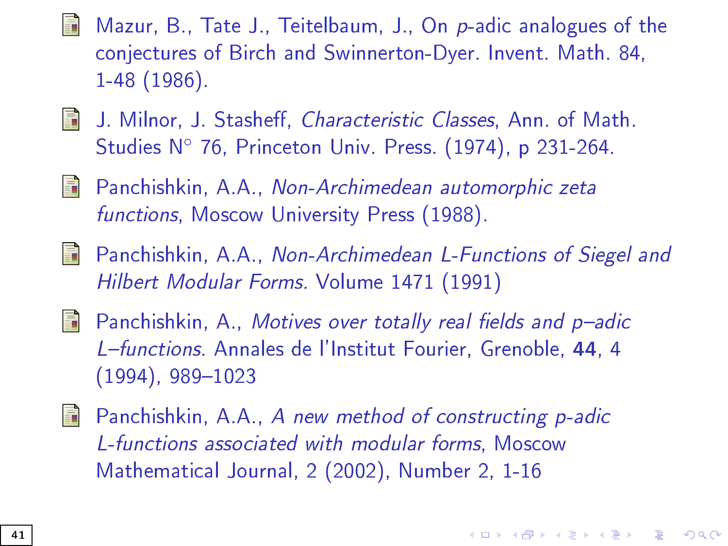- Mazur, B., Tate J., Teitelbaum, J., On $p$-adic analogues of the conjectures of Birch and Swinnerton-Dyer. Invent. Math. 84, 1-48 (1986).

- J. Milnor, J. Stasheff, *Characteristic Classes*, Ann. of Math. Studies N° 76, Princeton Univ. Press. (1974), p 231-264.

- Panchishkin, A.A., *Non-Archimedean automorphic zeta functions*, Moscow University Press (1988).

- Panchishkin, A.A., *Non-Archimedean L-Functions of Siegel and Hilbert Modular Forms.* Volume 1471 (1991)

- Panchishkin, A., *Motives over totally real fields and p–adic L–functions*. Annales de l'Institut Fourier, Grenoble, **44**, 4 (1994), 989–1023

- Panchishkin, A.A., *A new method of constructing p-adic L-functions associated with modular forms*, Moscow Mathematical Journal, 2 (2002), Number 2, 1-16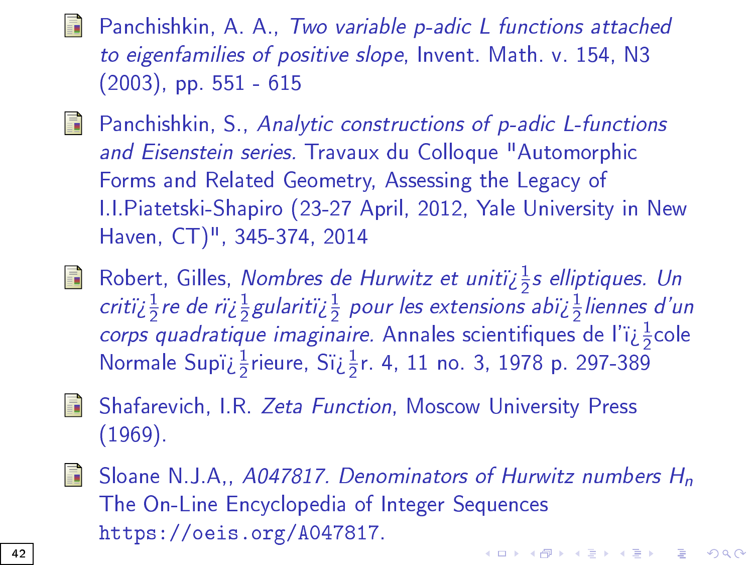- Panchishkin, A. A., *Two variable p-adic L functions attached to eigenfamilies of positive slope*, Invent. Math. v. 154, N3 (2003), pp. 551 - 615

- Panchishkin, S., *Analytic constructions of p-adic L-functions and Eisenstein series.* Travaux du Colloque "Automorphic Forms and Related Geometry, Assessing the Legacy of I.I.Piatetski-Shapiro (23-27 April, 2012, Yale University in New Haven, CT)", 345-374, 2014

- Robert, Gilles, *Nombres de Hurwitz et unitï¿½s elliptiques. Un critï¿½re de rï¿½gularitï¿½ pour les extensions abï¿½liennes d'un corps quadratique imaginaire.* Annales scientifiques de l'ï¿½cole Normale Supï¿½rieure, Sï¿½r. 4, 11 no. 3, 1978 p. 297-389

- Shafarevich, I.R. *Zeta Function*, Moscow University Press (1969).

- Sloane N.J.A,, *A047817. Denominators of Hurwitz numbers $H_n$* The On-Line Encyclopedia of Integer Sequences `https://oeis.org/A047817`.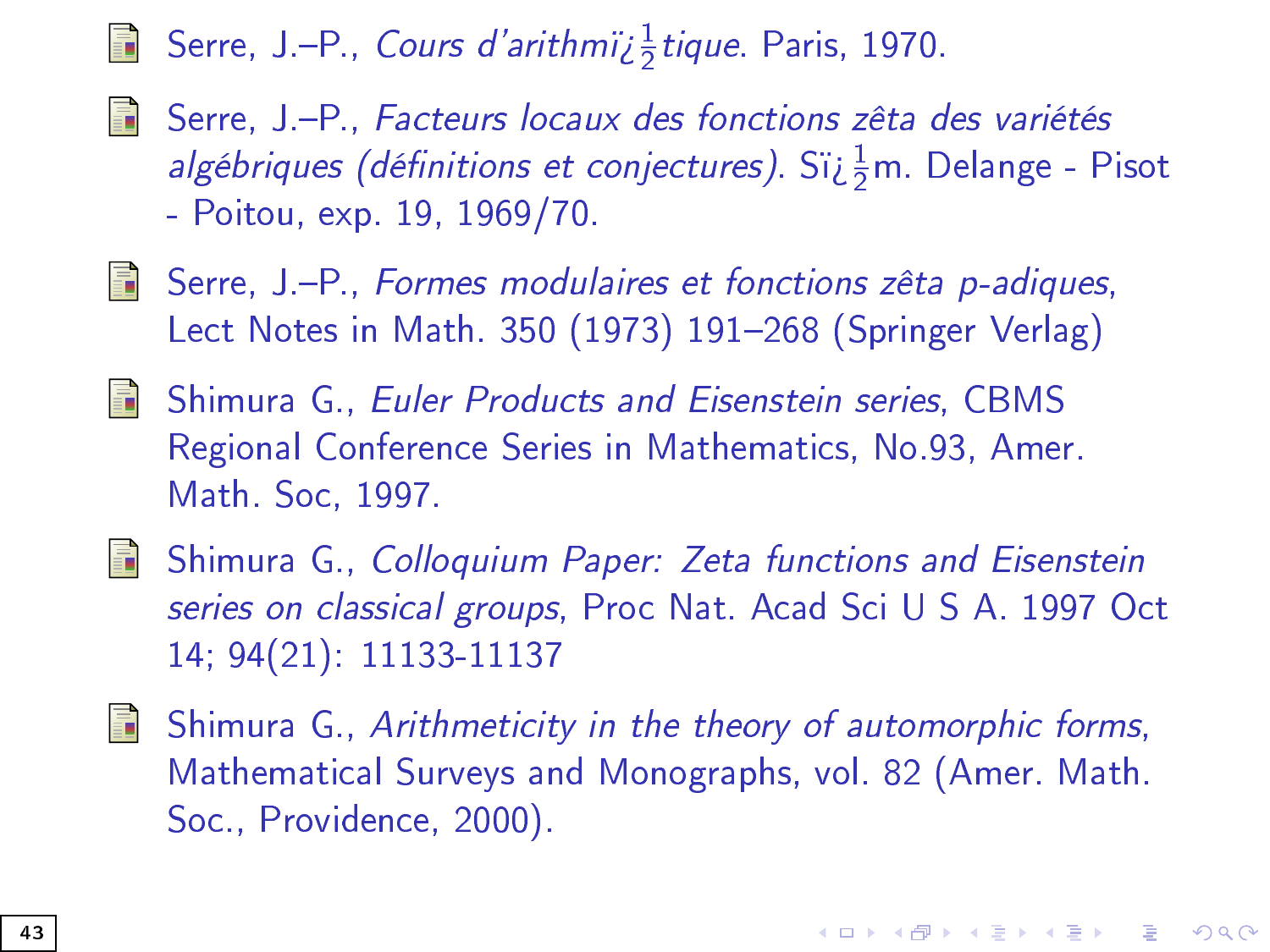- Serre, J.–P., *Cours d'arithmï¿½tique*. Paris, 1970.

- Serre, J.–P., *Facteurs locaux des fonctions zêta des variétés algébriques (définitions et conjectures)*. Sïï¿½m. Delange - Pisot - Poitou, exp. 19, 1969/70.

- Serre, J.–P., *Formes modulaires et fonctions zêta p-adiques*, Lect Notes in Math. 350 (1973) 191–268 (Springer Verlag)

- Shimura G., *Euler Products and Eisenstein series*, CBMS Regional Conference Series in Mathematics, No.93, Amer. Math. Soc, 1997.

- Shimura G., *Colloquium Paper: Zeta functions and Eisenstein series on classical groups*, Proc Nat. Acad Sci U S A. 1997 Oct 14; 94(21): 11133-11137

- Shimura G., *Arithmeticity in the theory of automorphic forms*, Mathematical Surveys and Monographs, vol. 82 (Amer. Math. Soc., Providence, 2000).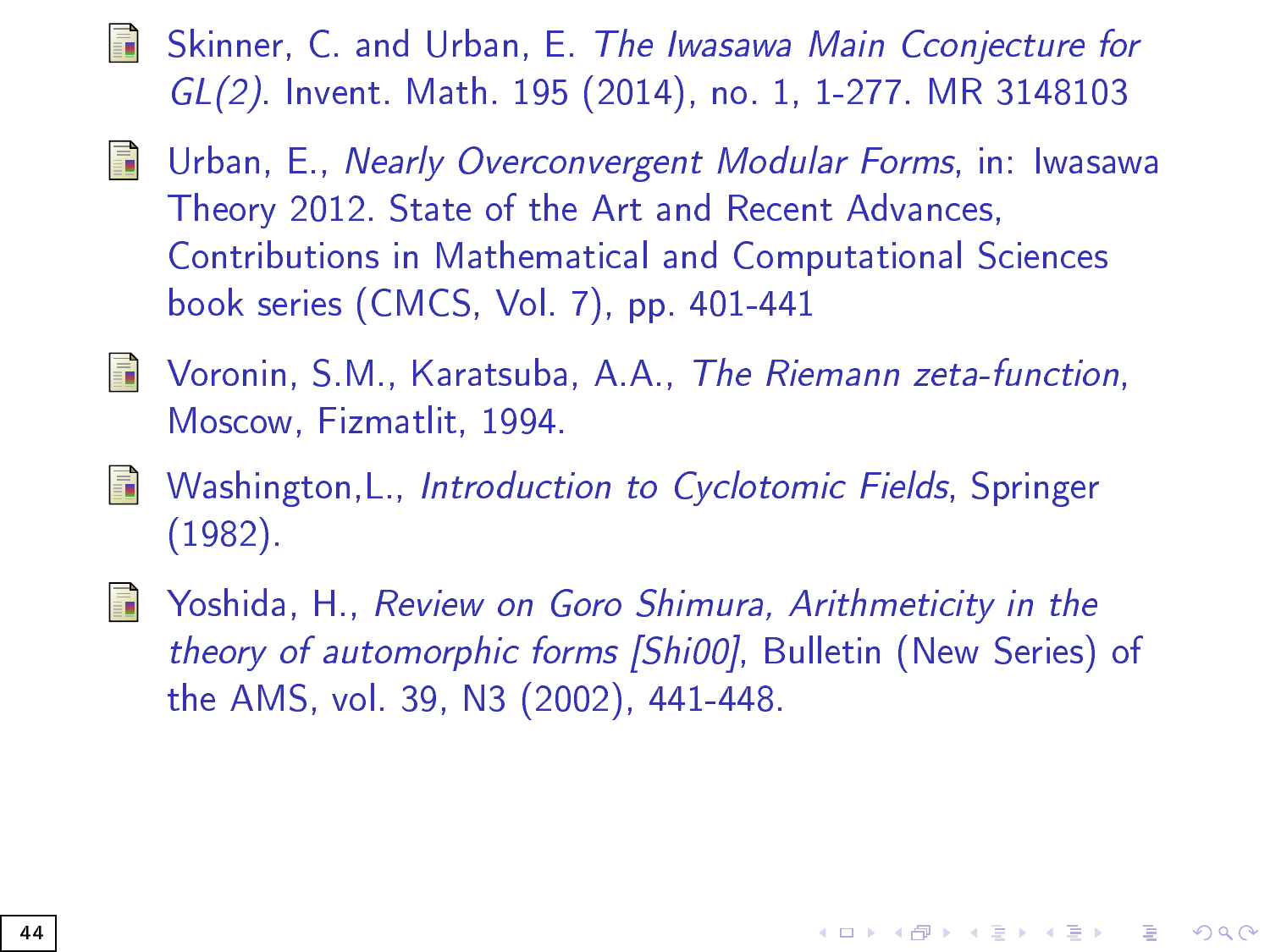- Skinner, C. and Urban, E. *The Iwasawa Main Cconjecture for GL(2)*. Invent. Math. 195 (2014), no. 1, 1-277. MR 3148103

- Urban, E., *Nearly Overconvergent Modular Forms*, in: Iwasawa Theory 2012. State of the Art and Recent Advances, Contributions in Mathematical and Computational Sciences book series (CMCS, Vol. 7), pp. 401-441

- Voronin, S.M., Karatsuba, A.A., *The Riemann zeta-function*, Moscow, Fizmatlit, 1994.

- Washington,L., *Introduction to Cyclotomic Fields*, Springer (1982).

- Yoshida, H., *Review on Goro Shimura, Arithmeticity in the theory of automorphic forms [Shi00]*, Bulletin (New Series) of the AMS, vol. 39, N3 (2002), 441-448.